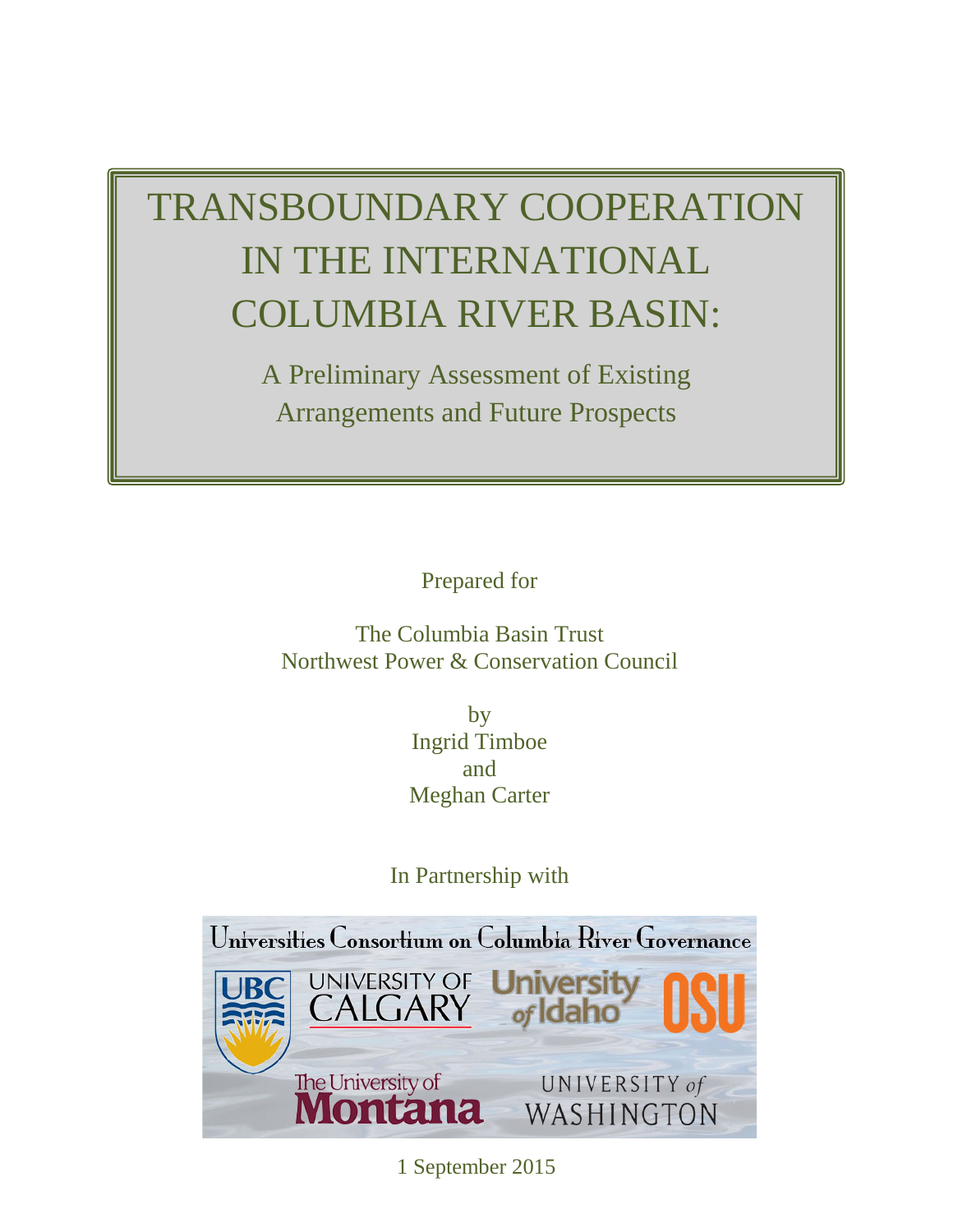# TRANSBOUNDARY COOPERATION IN THE INTERNATIONAL COLUMBIA RIVER BASIN:

## A Preliminary Assessment of Existing Arrangements and Future Prospects

Prepared for

The Columbia Basin Trust
Northwest Power & Conservation Council

by
Ingrid Timboe
and
Meghan Carter

In Partnership with

Universities Consortium on Columbia River Governance

UBC | University of Calgary | University of Idaho | OSU | The University of Montana | University of Washington

1 September 2015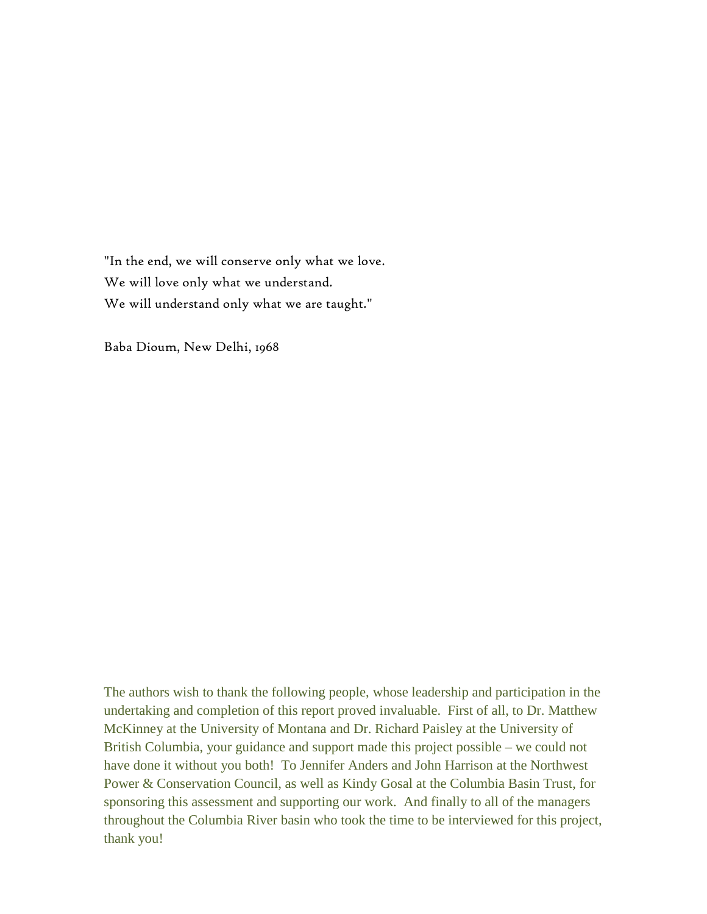"In the end, we will conserve only what we love.
We will love only what we understand.
We will understand only what we are taught."

Baba Dioum, New Delhi, 1968

The authors wish to thank the following people, whose leadership and participation in the undertaking and completion of this report proved invaluable. First of all, to Dr. Matthew McKinney at the University of Montana and Dr. Richard Paisley at the University of British Columbia, your guidance and support made this project possible – we could not have done it without you both! To Jennifer Anders and John Harrison at the Northwest Power & Conservation Council, as well as Kindy Gosal at the Columbia Basin Trust, for sponsoring this assessment and supporting our work. And finally to all of the managers throughout the Columbia River basin who took the time to be interviewed for this project, thank you!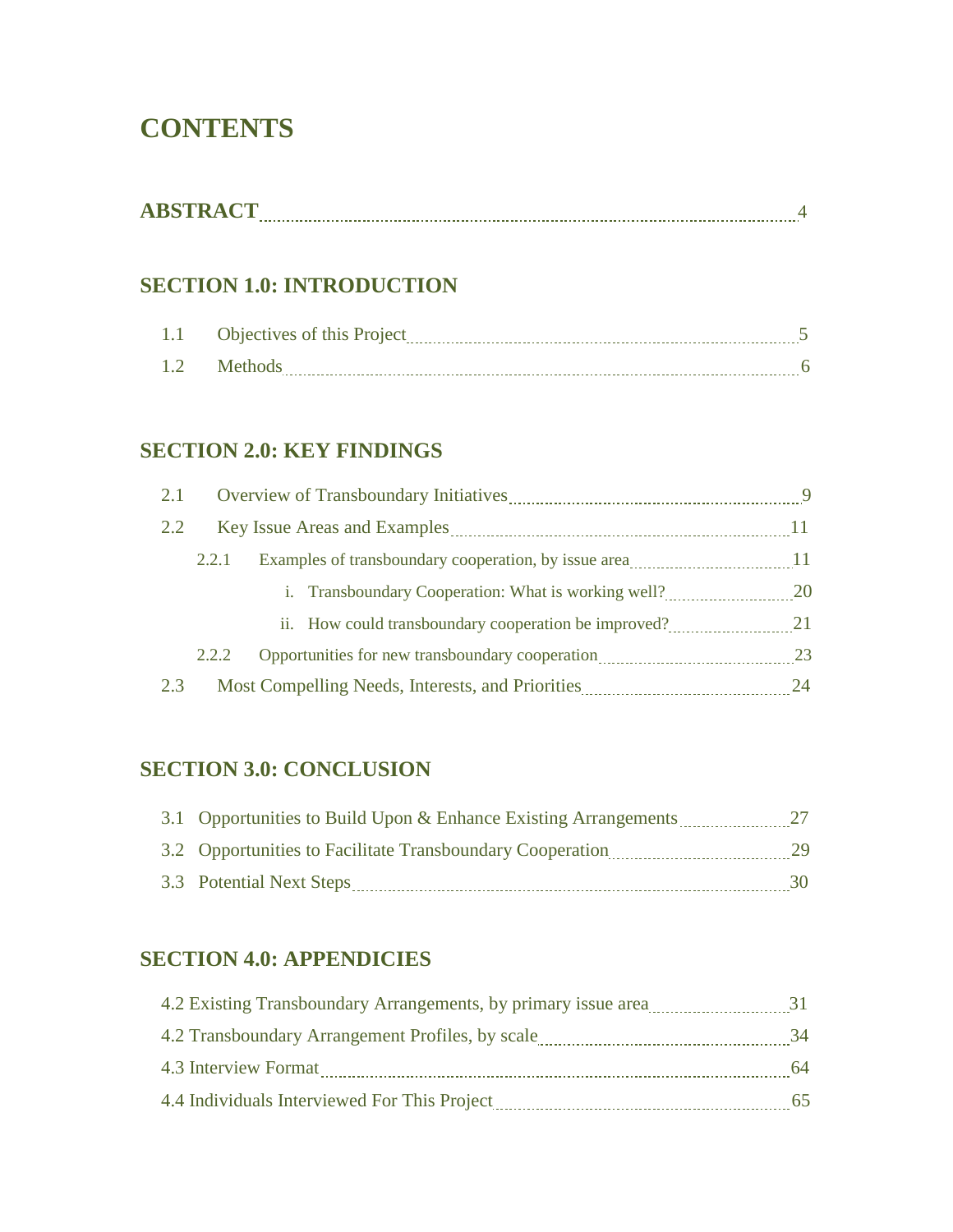# CONTENTS

**ABSTRACT** ........................................................ 4

## SECTION 1.0: INTRODUCTION

- 1.1 Objectives of this Project ........................................................ 5
- 1.2 Methods ........................................................ 6

## SECTION 2.0: KEY FINDINGS

- 2.1 Overview of Transboundary Initiatives ........................................................ 9
- 2.2 Key Issue Areas and Examples ........................................................ 11
  - 2.2.1 Examples of transboundary cooperation, by issue area ........................................................ 11
    - i. Transboundary Cooperation: What is working well? ........................................................ 20
    - ii. How could transboundary cooperation be improved? ........................................................ 21
  - 2.2.2 Opportunities for new transboundary cooperation ........................................................ 23
- 2.3 Most Compelling Needs, Interests, and Priorities ........................................................ 24

## SECTION 3.0: CONCLUSION

- 3.1 Opportunities to Build Upon & Enhance Existing Arrangements ........................................................ 27
- 3.2 Opportunities to Facilitate Transboundary Cooperation ........................................................ 29
- 3.3 Potential Next Steps ........................................................ 30

## SECTION 4.0: APPENDICIES

- 4.2 Existing Transboundary Arrangements, by primary issue area ........................................................ 31
- 4.2 Transboundary Arrangement Profiles, by scale ........................................................ 34
- 4.3 Interview Format ........................................................ 64
- 4.4 Individuals Interviewed For This Project ........................................................ 65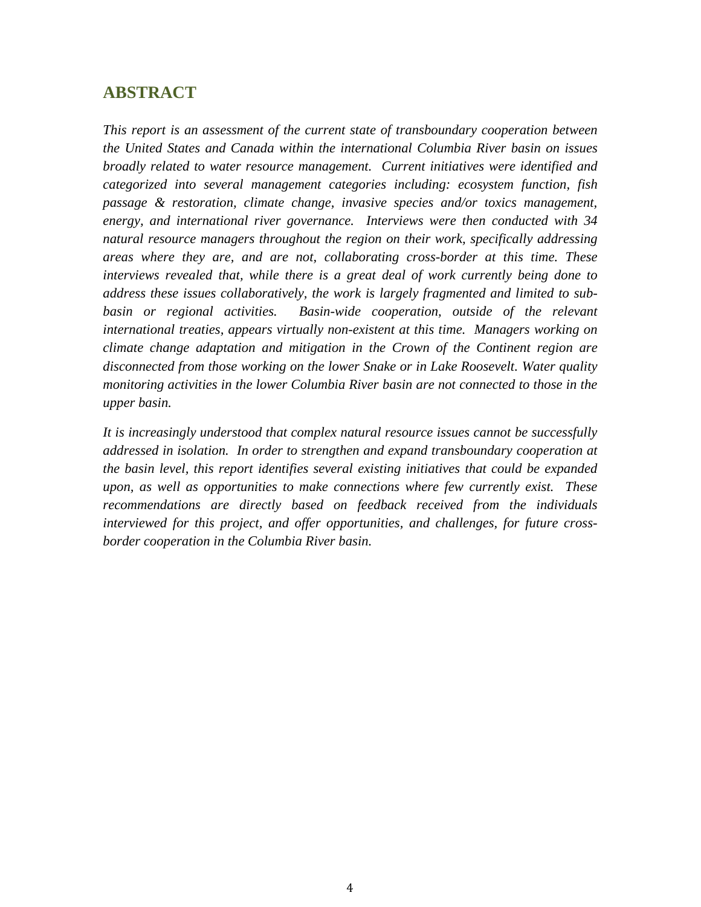## ABSTRACT

*This report is an assessment of the current state of transboundary cooperation between the United States and Canada within the international Columbia River basin on issues broadly related to water resource management. Current initiatives were identified and categorized into several management categories including: ecosystem function, fish passage & restoration, climate change, invasive species and/or toxics management, energy, and international river governance. Interviews were then conducted with 34 natural resource managers throughout the region on their work, specifically addressing areas where they are, and are not, collaborating cross-border at this time. These interviews revealed that, while there is a great deal of work currently being done to address these issues collaboratively, the work is largely fragmented and limited to sub-basin or regional activities. Basin-wide cooperation, outside of the relevant international treaties, appears virtually non-existent at this time. Managers working on climate change adaptation and mitigation in the Crown of the Continent region are disconnected from those working on the lower Snake or in Lake Roosevelt. Water quality monitoring activities in the lower Columbia River basin are not connected to those in the upper basin.*

*It is increasingly understood that complex natural resource issues cannot be successfully addressed in isolation. In order to strengthen and expand transboundary cooperation at the basin level, this report identifies several existing initiatives that could be expanded upon, as well as opportunities to make connections where few currently exist. These recommendations are directly based on feedback received from the individuals interviewed for this project, and offer opportunities, and challenges, for future cross-border cooperation in the Columbia River basin.*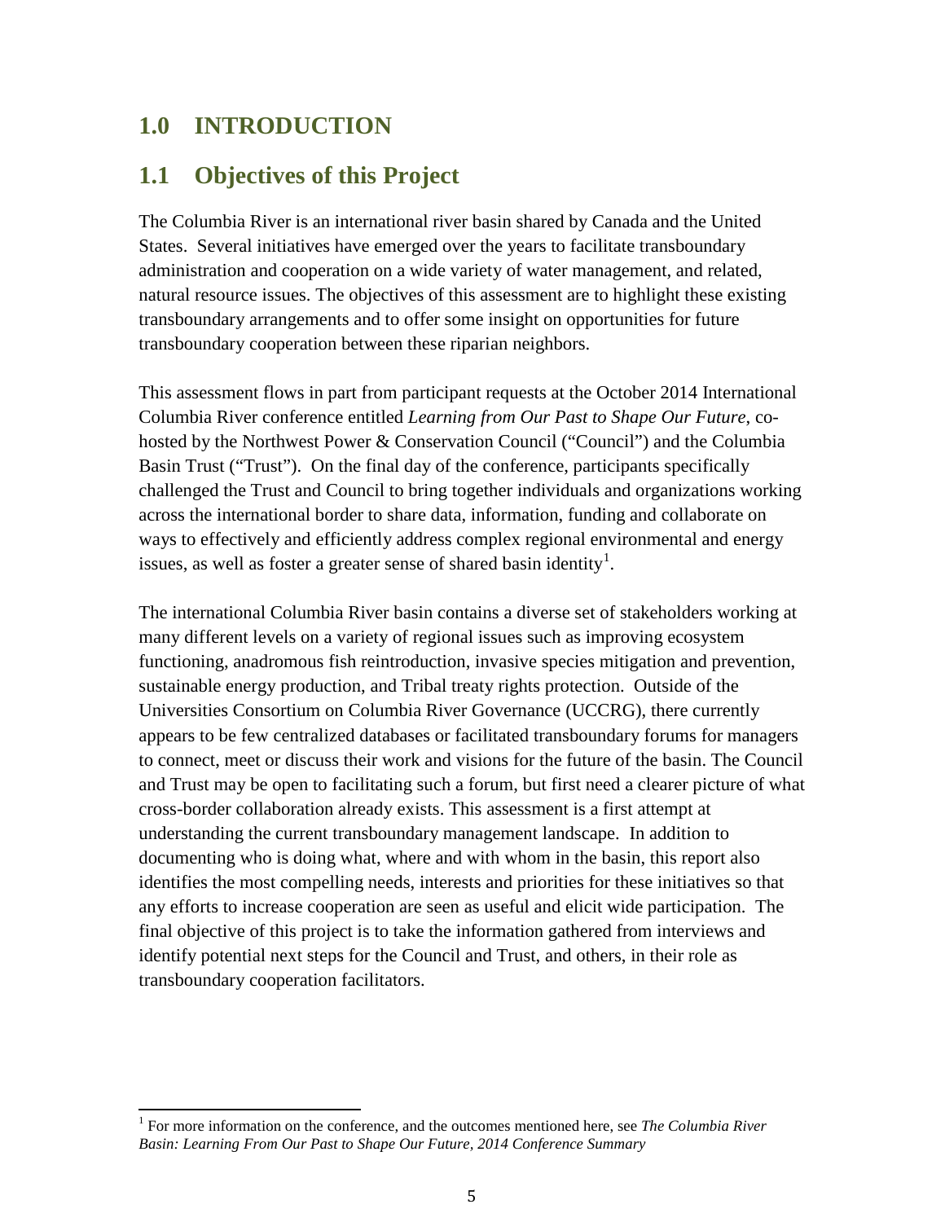# 1.0 INTRODUCTION

## 1.1 Objectives of this Project

The Columbia River is an international river basin shared by Canada and the United States. Several initiatives have emerged over the years to facilitate transboundary administration and cooperation on a wide variety of water management, and related, natural resource issues. The objectives of this assessment are to highlight these existing transboundary arrangements and to offer some insight on opportunities for future transboundary cooperation between these riparian neighbors.

This assessment flows in part from participant requests at the October 2014 International Columbia River conference entitled *Learning from Our Past to Shape Our Future*, co-hosted by the Northwest Power & Conservation Council ("Council") and the Columbia Basin Trust ("Trust"). On the final day of the conference, participants specifically challenged the Trust and Council to bring together individuals and organizations working across the international border to share data, information, funding and collaborate on ways to effectively and efficiently address complex regional environmental and energy issues, as well as foster a greater sense of shared basin identity[1].

The international Columbia River basin contains a diverse set of stakeholders working at many different levels on a variety of regional issues such as improving ecosystem functioning, anadromous fish reintroduction, invasive species mitigation and prevention, sustainable energy production, and Tribal treaty rights protection. Outside of the Universities Consortium on Columbia River Governance (UCCRG), there currently appears to be few centralized databases or facilitated transboundary forums for managers to connect, meet or discuss their work and visions for the future of the basin. The Council and Trust may be open to facilitating such a forum, but first need a clearer picture of what cross-border collaboration already exists. This assessment is a first attempt at understanding the current transboundary management landscape. In addition to documenting who is doing what, where and with whom in the basin, this report also identifies the most compelling needs, interests and priorities for these initiatives so that any efforts to increase cooperation are seen as useful and elicit wide participation. The final objective of this project is to take the information gathered from interviews and identify potential next steps for the Council and Trust, and others, in their role as transboundary cooperation facilitators.

[1] For more information on the conference, and the outcomes mentioned here, see *The Columbia River Basin: Learning From Our Past to Shape Our Future, 2014 Conference Summary*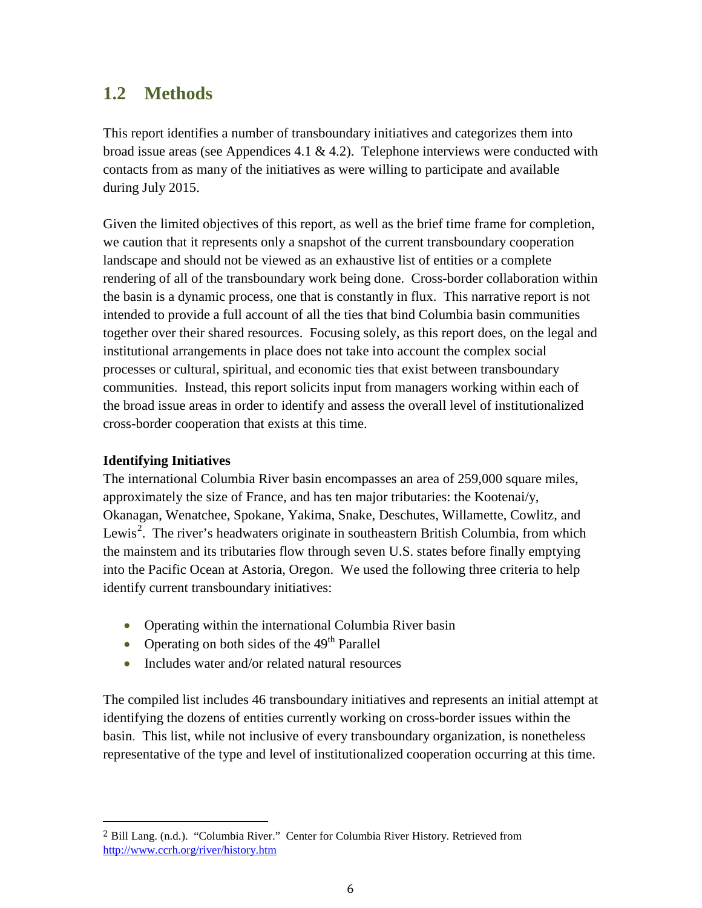## 1.2 Methods

This report identifies a number of transboundary initiatives and categorizes them into broad issue areas (see Appendices 4.1 & 4.2). Telephone interviews were conducted with contacts from as many of the initiatives as were willing to participate and available during July 2015.

Given the limited objectives of this report, as well as the brief time frame for completion, we caution that it represents only a snapshot of the current transboundary cooperation landscape and should not be viewed as an exhaustive list of entities or a complete rendering of all of the transboundary work being done. Cross-border collaboration within the basin is a dynamic process, one that is constantly in flux. This narrative report is not intended to provide a full account of all the ties that bind Columbia basin communities together over their shared resources. Focusing solely, as this report does, on the legal and institutional arrangements in place does not take into account the complex social processes or cultural, spiritual, and economic ties that exist between transboundary communities. Instead, this report solicits input from managers working within each of the broad issue areas in order to identify and assess the overall level of institutionalized cross-border cooperation that exists at this time.

**Identifying Initiatives**

The international Columbia River basin encompasses an area of 259,000 square miles, approximately the size of France, and has ten major tributaries: the Kootenai/y, Okanagan, Wenatchee, Spokane, Yakima, Snake, Deschutes, Willamette, Cowlitz, and Lewis[2]. The river's headwaters originate in southeastern British Columbia, from which the mainstem and its tributaries flow through seven U.S. states before finally emptying into the Pacific Ocean at Astoria, Oregon. We used the following three criteria to help identify current transboundary initiatives:

- Operating within the international Columbia River basin
- Operating on both sides of the 49th Parallel
- Includes water and/or related natural resources

The compiled list includes 46 transboundary initiatives and represents an initial attempt at identifying the dozens of entities currently working on cross-border issues within the basin. This list, while not inclusive of every transboundary organization, is nonetheless representative of the type and level of institutionalized cooperation occurring at this time.

---

[2] Bill Lang. (n.d.). "Columbia River." Center for Columbia River History. Retrieved from http://www.ccrh.org/river/history.htm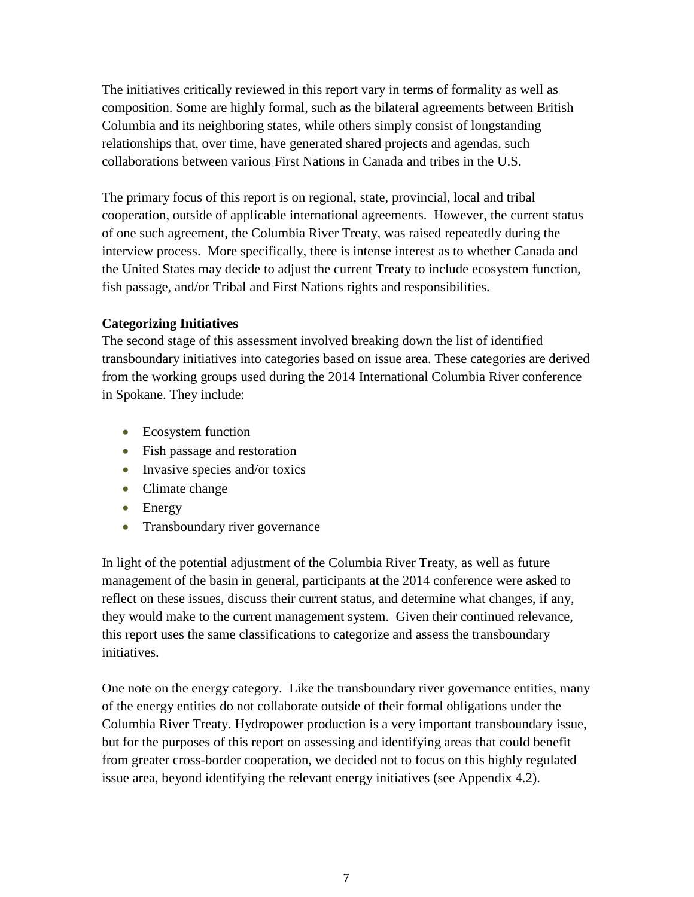The initiatives critically reviewed in this report vary in terms of formality as well as composition. Some are highly formal, such as the bilateral agreements between British Columbia and its neighboring states, while others simply consist of longstanding relationships that, over time, have generated shared projects and agendas, such collaborations between various First Nations in Canada and tribes in the U.S.

The primary focus of this report is on regional, state, provincial, local and tribal cooperation, outside of applicable international agreements. However, the current status of one such agreement, the Columbia River Treaty, was raised repeatedly during the interview process. More specifically, there is intense interest as to whether Canada and the United States may decide to adjust the current Treaty to include ecosystem function, fish passage, and/or Tribal and First Nations rights and responsibilities.

**Categorizing Initiatives**

The second stage of this assessment involved breaking down the list of identified transboundary initiatives into categories based on issue area. These categories are derived from the working groups used during the 2014 International Columbia River conference in Spokane. They include:

- Ecosystem function
- Fish passage and restoration
- Invasive species and/or toxics
- Climate change
- Energy
- Transboundary river governance

In light of the potential adjustment of the Columbia River Treaty, as well as future management of the basin in general, participants at the 2014 conference were asked to reflect on these issues, discuss their current status, and determine what changes, if any, they would make to the current management system. Given their continued relevance, this report uses the same classifications to categorize and assess the transboundary initiatives.

One note on the energy category. Like the transboundary river governance entities, many of the energy entities do not collaborate outside of their formal obligations under the Columbia River Treaty. Hydropower production is a very important transboundary issue, but for the purposes of this report on assessing and identifying areas that could benefit from greater cross-border cooperation, we decided not to focus on this highly regulated issue area, beyond identifying the relevant energy initiatives (see Appendix 4.2).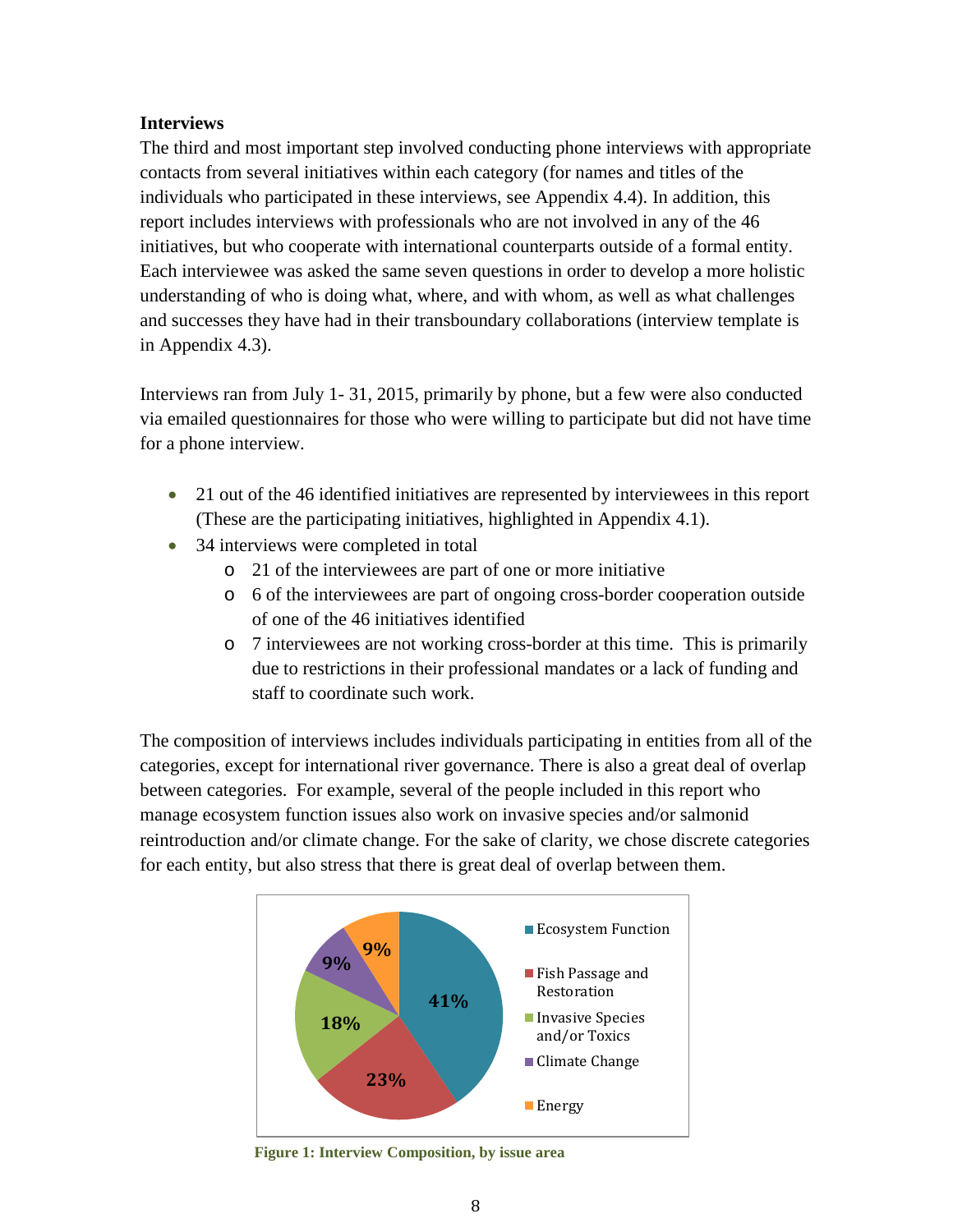**Interviews**

The third and most important step involved conducting phone interviews with appropriate contacts from several initiatives within each category (for names and titles of the individuals who participated in these interviews, see Appendix 4.4). In addition, this report includes interviews with professionals who are not involved in any of the 46 initiatives, but who cooperate with international counterparts outside of a formal entity. Each interviewee was asked the same seven questions in order to develop a more holistic understanding of who is doing what, where, and with whom, as well as what challenges and successes they have had in their transboundary collaborations (interview template is in Appendix 4.3).

Interviews ran from July 1- 31, 2015, primarily by phone, but a few were also conducted via emailed questionnaires for those who were willing to participate but did not have time for a phone interview.

- 21 out of the 46 identified initiatives are represented by interviewees in this report (These are the participating initiatives, highlighted in Appendix 4.1).
- 34 interviews were completed in total
  - 21 of the interviewees are part of one or more initiative
  - 6 of the interviewees are part of ongoing cross-border cooperation outside of one of the 46 initiatives identified
  - 7 interviewees are not working cross-border at this time. This is primarily due to restrictions in their professional mandates or a lack of funding and staff to coordinate such work.

The composition of interviews includes individuals participating in entities from all of the categories, except for international river governance. There is also a great deal of overlap between categories. For example, several of the people included in this report who manage ecosystem function issues also work on invasive species and/or salmonid reintroduction and/or climate change. For the sake of clarity, we chose discrete categories for each entity, but also stress that there is great deal of overlap between them.

| Issue area | Share |
|---|---|
| Ecosystem Function | 41% |
| Fish Passage and Restoration | 23% |
| Invasive Species and/or Toxics | 18% |
| Climate Change | 9% |
| Energy | 9% |

**Figure 1: Interview Composition, by issue area**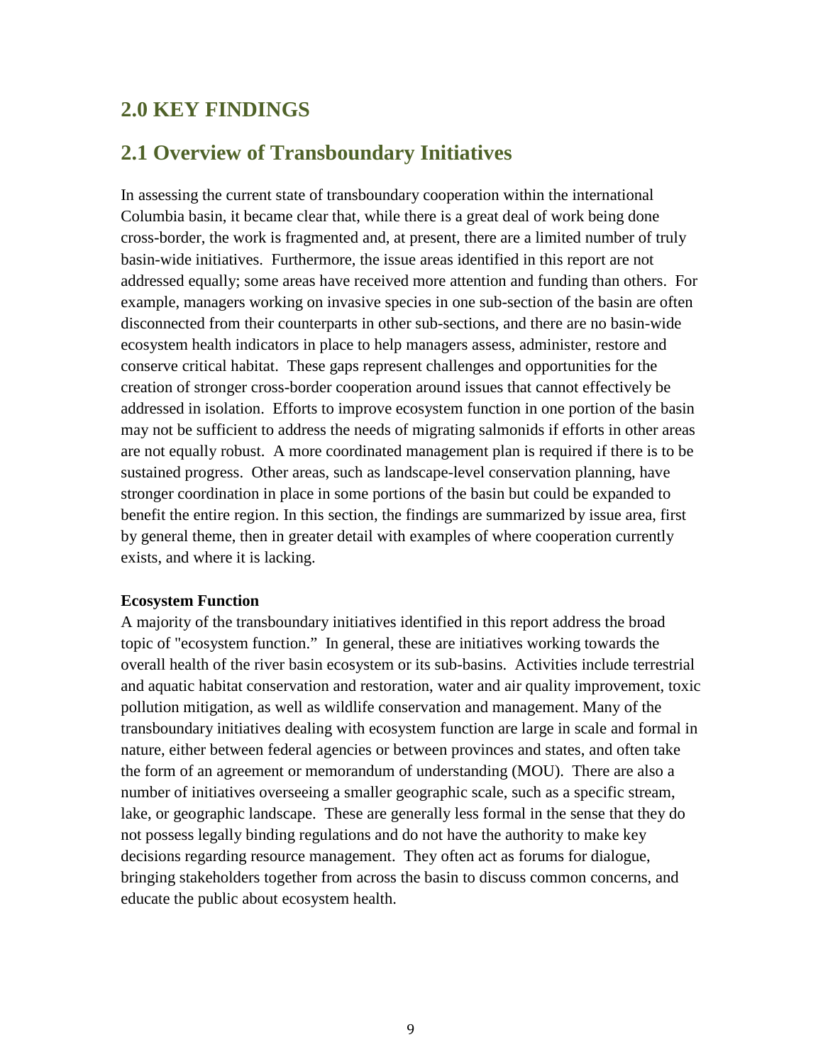## 2.0 KEY FINDINGS

## 2.1 Overview of Transboundary Initiatives

In assessing the current state of transboundary cooperation within the international Columbia basin, it became clear that, while there is a great deal of work being done cross-border, the work is fragmented and, at present, there are a limited number of truly basin-wide initiatives. Furthermore, the issue areas identified in this report are not addressed equally; some areas have received more attention and funding than others. For example, managers working on invasive species in one sub-section of the basin are often disconnected from their counterparts in other sub-sections, and there are no basin-wide ecosystem health indicators in place to help managers assess, administer, restore and conserve critical habitat. These gaps represent challenges and opportunities for the creation of stronger cross-border cooperation around issues that cannot effectively be addressed in isolation. Efforts to improve ecosystem function in one portion of the basin may not be sufficient to address the needs of migrating salmonids if efforts in other areas are not equally robust. A more coordinated management plan is required if there is to be sustained progress. Other areas, such as landscape-level conservation planning, have stronger coordination in place in some portions of the basin but could be expanded to benefit the entire region. In this section, the findings are summarized by issue area, first by general theme, then in greater detail with examples of where cooperation currently exists, and where it is lacking.

**Ecosystem Function**

A majority of the transboundary initiatives identified in this report address the broad topic of "ecosystem function." In general, these are initiatives working towards the overall health of the river basin ecosystem or its sub-basins. Activities include terrestrial and aquatic habitat conservation and restoration, water and air quality improvement, toxic pollution mitigation, as well as wildlife conservation and management. Many of the transboundary initiatives dealing with ecosystem function are large in scale and formal in nature, either between federal agencies or between provinces and states, and often take the form of an agreement or memorandum of understanding (MOU). There are also a number of initiatives overseeing a smaller geographic scale, such as a specific stream, lake, or geographic landscape. These are generally less formal in the sense that they do not possess legally binding regulations and do not have the authority to make key decisions regarding resource management. They often act as forums for dialogue, bringing stakeholders together from across the basin to discuss common concerns, and educate the public about ecosystem health.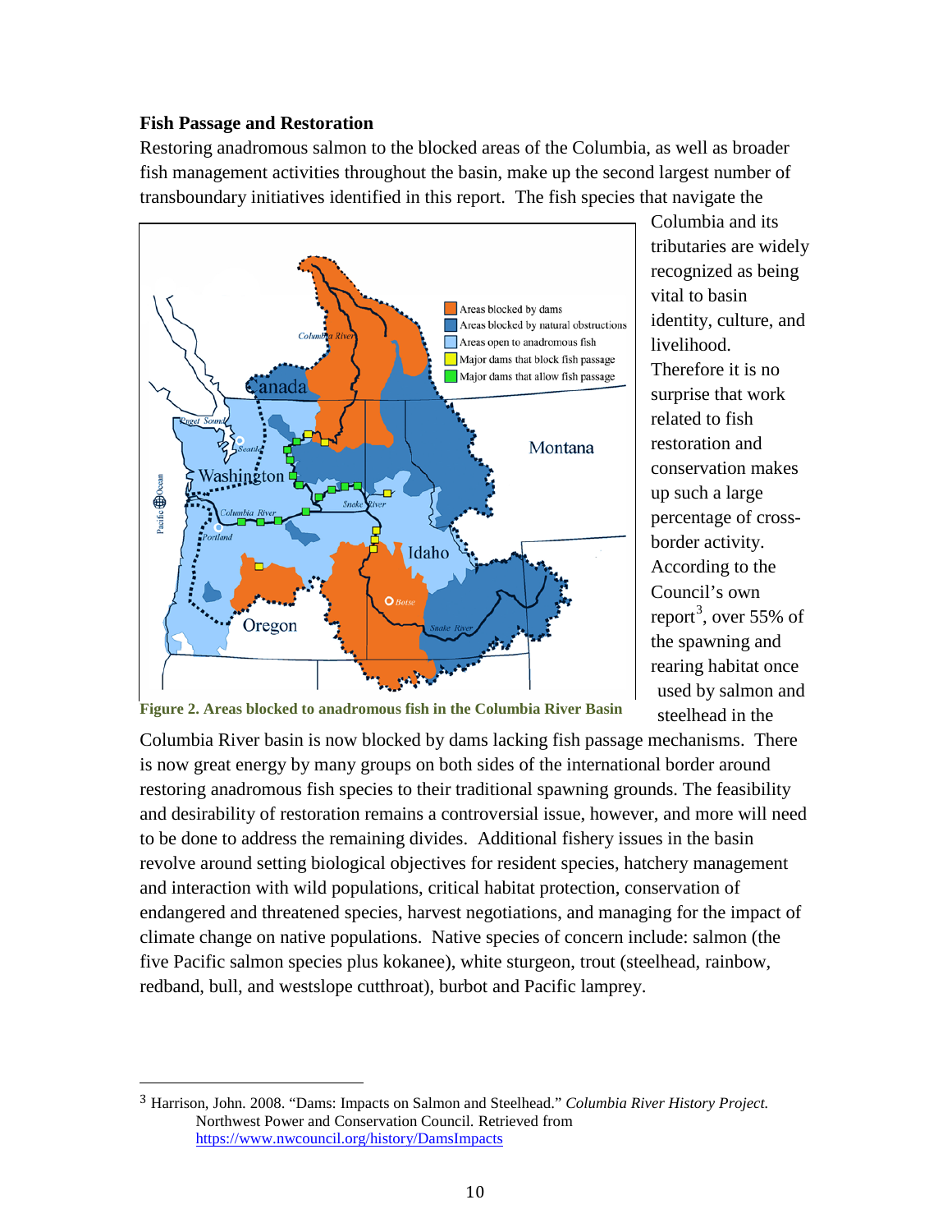**Fish Passage and Restoration**

Restoring anadromous salmon to the blocked areas of the Columbia, as well as broader fish management activities throughout the basin, make up the second largest number of transboundary initiatives identified in this report. The fish species that navigate the Columbia and its tributaries are widely recognized as being vital to basin identity, culture, and livelihood. Therefore it is no surprise that work related to fish restoration and conservation makes up such a large percentage of cross-border activity. According to the Council's own report[3], over 55% of the spawning and rearing habitat once used by salmon and steelhead in the Columbia River basin is now blocked by dams lacking fish passage mechanisms. There is now great energy by many groups on both sides of the international border around restoring anadromous fish species to their traditional spawning grounds. The feasibility and desirability of restoration remains a controversial issue, however, and more will need to be done to address the remaining divides. Additional fishery issues in the basin revolve around setting biological objectives for resident species, hatchery management and interaction with wild populations, critical habitat protection, conservation of endangered and threatened species, harvest negotiations, and managing for the impact of climate change on native populations. Native species of concern include: salmon (the five Pacific salmon species plus kokanee), white sturgeon, trout (steelhead, rainbow, redband, bull, and westslope cutthroat), burbot and Pacific lamprey.

**Figure 2. Areas blocked to anadromous fish in the Columbia River Basin**

---

[3] Harrison, John. 2008. "Dams: Impacts on Salmon and Steelhead." *Columbia River History Project.* Northwest Power and Conservation Council. Retrieved from https://www.nwcouncil.org/history/DamsImpacts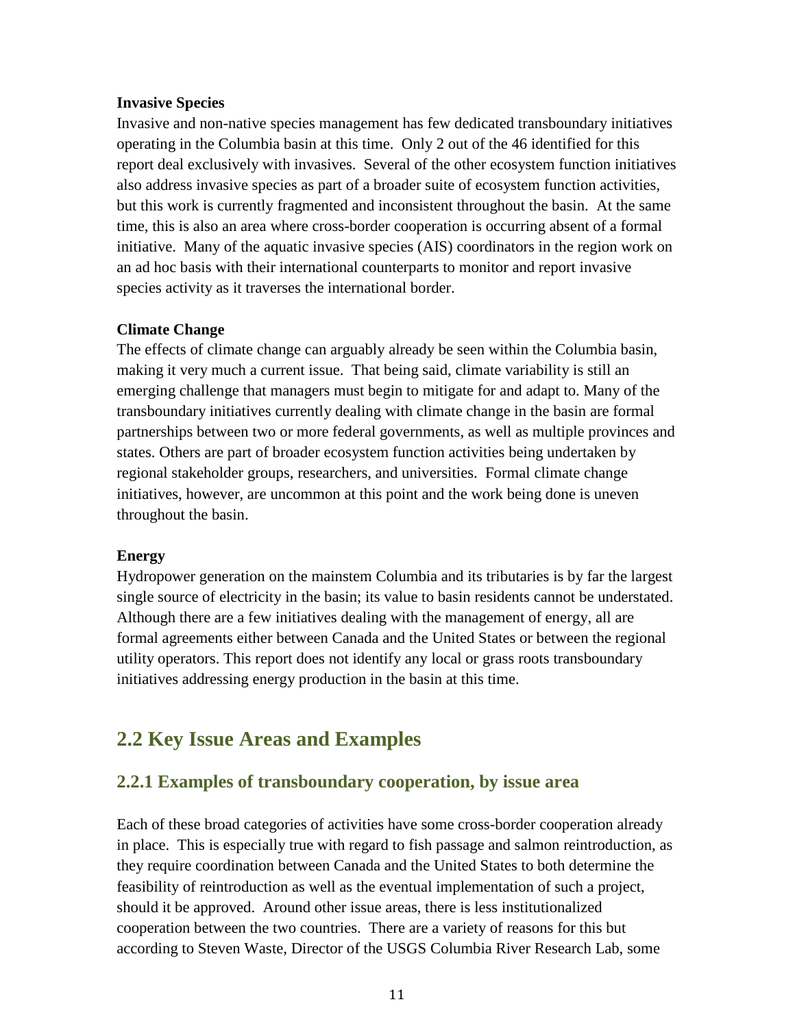**Invasive Species**

Invasive and non-native species management has few dedicated transboundary initiatives operating in the Columbia basin at this time. Only 2 out of the 46 identified for this report deal exclusively with invasives. Several of the other ecosystem function initiatives also address invasive species as part of a broader suite of ecosystem function activities, but this work is currently fragmented and inconsistent throughout the basin. At the same time, this is also an area where cross-border cooperation is occurring absent of a formal initiative. Many of the aquatic invasive species (AIS) coordinators in the region work on an ad hoc basis with their international counterparts to monitor and report invasive species activity as it traverses the international border.

**Climate Change**

The effects of climate change can arguably already be seen within the Columbia basin, making it very much a current issue. That being said, climate variability is still an emerging challenge that managers must begin to mitigate for and adapt to. Many of the transboundary initiatives currently dealing with climate change in the basin are formal partnerships between two or more federal governments, as well as multiple provinces and states. Others are part of broader ecosystem function activities being undertaken by regional stakeholder groups, researchers, and universities. Formal climate change initiatives, however, are uncommon at this point and the work being done is uneven throughout the basin.

**Energy**

Hydropower generation on the mainstem Columbia and its tributaries is by far the largest single source of electricity in the basin; its value to basin residents cannot be understated. Although there are a few initiatives dealing with the management of energy, all are formal agreements either between Canada and the United States or between the regional utility operators. This report does not identify any local or grass roots transboundary initiatives addressing energy production in the basin at this time.

## 2.2 Key Issue Areas and Examples

### 2.2.1 Examples of transboundary cooperation, by issue area

Each of these broad categories of activities have some cross-border cooperation already in place. This is especially true with regard to fish passage and salmon reintroduction, as they require coordination between Canada and the United States to both determine the feasibility of reintroduction as well as the eventual implementation of such a project, should it be approved. Around other issue areas, there is less institutionalized cooperation between the two countries. There are a variety of reasons for this but according to Steven Waste, Director of the USGS Columbia River Research Lab, some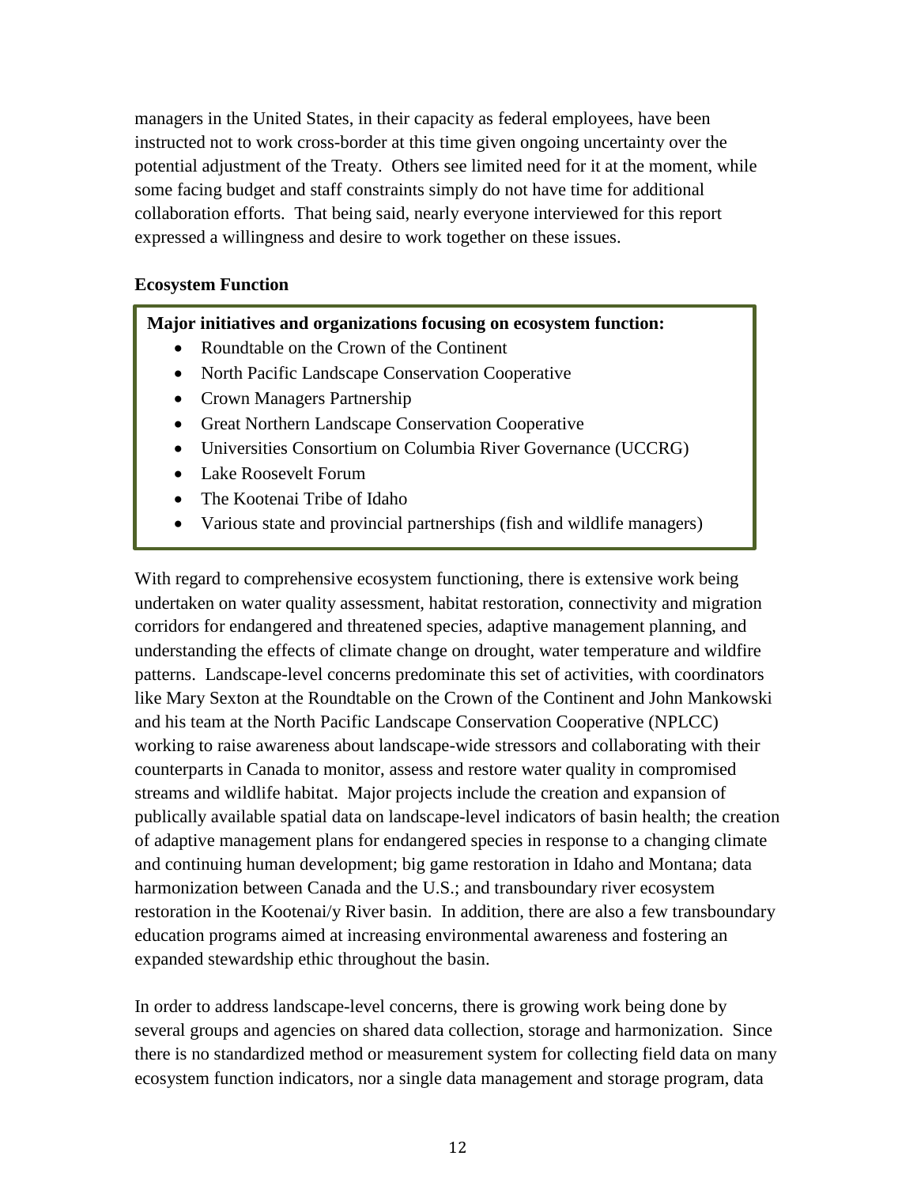managers in the United States, in their capacity as federal employees, have been instructed not to work cross-border at this time given ongoing uncertainty over the potential adjustment of the Treaty. Others see limited need for it at the moment, while some facing budget and staff constraints simply do not have time for additional collaboration efforts. That being said, nearly everyone interviewed for this report expressed a willingness and desire to work together on these issues.

### Ecosystem Function

**Major initiatives and organizations focusing on ecosystem function:**

- Roundtable on the Crown of the Continent
- North Pacific Landscape Conservation Cooperative
- Crown Managers Partnership
- Great Northern Landscape Conservation Cooperative
- Universities Consortium on Columbia River Governance (UCCRG)
- Lake Roosevelt Forum
- The Kootenai Tribe of Idaho
- Various state and provincial partnerships (fish and wildlife managers)

With regard to comprehensive ecosystem functioning, there is extensive work being undertaken on water quality assessment, habitat restoration, connectivity and migration corridors for endangered and threatened species, adaptive management planning, and understanding the effects of climate change on drought, water temperature and wildfire patterns. Landscape-level concerns predominate this set of activities, with coordinators like Mary Sexton at the Roundtable on the Crown of the Continent and John Mankowski and his team at the North Pacific Landscape Conservation Cooperative (NPLCC) working to raise awareness about landscape-wide stressors and collaborating with their counterparts in Canada to monitor, assess and restore water quality in compromised streams and wildlife habitat. Major projects include the creation and expansion of publically available spatial data on landscape-level indicators of basin health; the creation of adaptive management plans for endangered species in response to a changing climate and continuing human development; big game restoration in Idaho and Montana; data harmonization between Canada and the U.S.; and transboundary river ecosystem restoration in the Kootenai/y River basin. In addition, there are also a few transboundary education programs aimed at increasing environmental awareness and fostering an expanded stewardship ethic throughout the basin.

In order to address landscape-level concerns, there is growing work being done by several groups and agencies on shared data collection, storage and harmonization. Since there is no standardized method or measurement system for collecting field data on many ecosystem function indicators, nor a single data management and storage program, data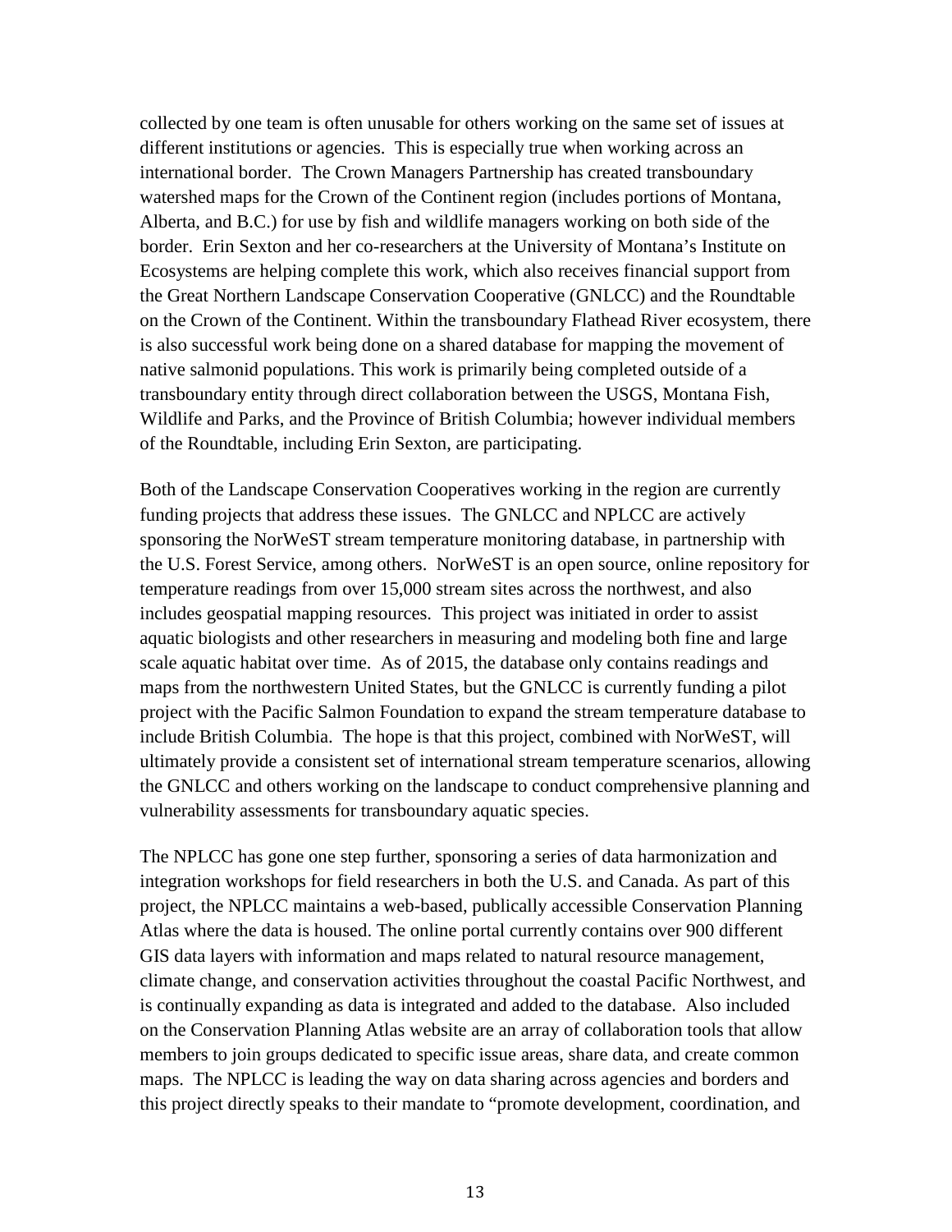collected by one team is often unusable for others working on the same set of issues at different institutions or agencies. This is especially true when working across an international border. The Crown Managers Partnership has created transboundary watershed maps for the Crown of the Continent region (includes portions of Montana, Alberta, and B.C.) for use by fish and wildlife managers working on both side of the border. Erin Sexton and her co-researchers at the University of Montana's Institute on Ecosystems are helping complete this work, which also receives financial support from the Great Northern Landscape Conservation Cooperative (GNLCC) and the Roundtable on the Crown of the Continent. Within the transboundary Flathead River ecosystem, there is also successful work being done on a shared database for mapping the movement of native salmonid populations. This work is primarily being completed outside of a transboundary entity through direct collaboration between the USGS, Montana Fish, Wildlife and Parks, and the Province of British Columbia; however individual members of the Roundtable, including Erin Sexton, are participating.

Both of the Landscape Conservation Cooperatives working in the region are currently funding projects that address these issues. The GNLCC and NPLCC are actively sponsoring the NorWeST stream temperature monitoring database, in partnership with the U.S. Forest Service, among others. NorWeST is an open source, online repository for temperature readings from over 15,000 stream sites across the northwest, and also includes geospatial mapping resources. This project was initiated in order to assist aquatic biologists and other researchers in measuring and modeling both fine and large scale aquatic habitat over time. As of 2015, the database only contains readings and maps from the northwestern United States, but the GNLCC is currently funding a pilot project with the Pacific Salmon Foundation to expand the stream temperature database to include British Columbia. The hope is that this project, combined with NorWeST, will ultimately provide a consistent set of international stream temperature scenarios, allowing the GNLCC and others working on the landscape to conduct comprehensive planning and vulnerability assessments for transboundary aquatic species.

The NPLCC has gone one step further, sponsoring a series of data harmonization and integration workshops for field researchers in both the U.S. and Canada. As part of this project, the NPLCC maintains a web-based, publically accessible Conservation Planning Atlas where the data is housed. The online portal currently contains over 900 different GIS data layers with information and maps related to natural resource management, climate change, and conservation activities throughout the coastal Pacific Northwest, and is continually expanding as data is integrated and added to the database. Also included on the Conservation Planning Atlas website are an array of collaboration tools that allow members to join groups dedicated to specific issue areas, share data, and create common maps. The NPLCC is leading the way on data sharing across agencies and borders and this project directly speaks to their mandate to "promote development, coordination, and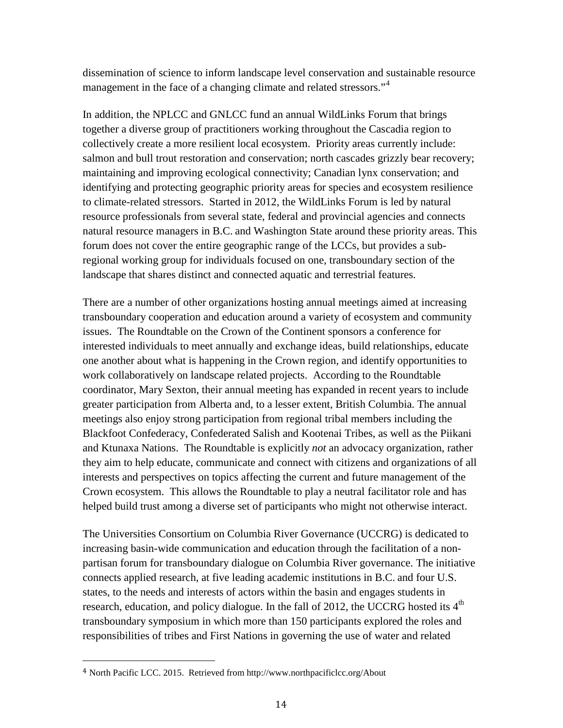dissemination of science to inform landscape level conservation and sustainable resource management in the face of a changing climate and related stressors."[4]

In addition, the NPLCC and GNLCC fund an annual WildLinks Forum that brings together a diverse group of practitioners working throughout the Cascadia region to collectively create a more resilient local ecosystem. Priority areas currently include: salmon and bull trout restoration and conservation; north cascades grizzly bear recovery; maintaining and improving ecological connectivity; Canadian lynx conservation; and identifying and protecting geographic priority areas for species and ecosystem resilience to climate-related stressors. Started in 2012, the WildLinks Forum is led by natural resource professionals from several state, federal and provincial agencies and connects natural resource managers in B.C. and Washington State around these priority areas. This forum does not cover the entire geographic range of the LCCs, but provides a sub-regional working group for individuals focused on one, transboundary section of the landscape that shares distinct and connected aquatic and terrestrial features.

There are a number of other organizations hosting annual meetings aimed at increasing transboundary cooperation and education around a variety of ecosystem and community issues. The Roundtable on the Crown of the Continent sponsors a conference for interested individuals to meet annually and exchange ideas, build relationships, educate one another about what is happening in the Crown region, and identify opportunities to work collaboratively on landscape related projects. According to the Roundtable coordinator, Mary Sexton, their annual meeting has expanded in recent years to include greater participation from Alberta and, to a lesser extent, British Columbia. The annual meetings also enjoy strong participation from regional tribal members including the Blackfoot Confederacy, Confederated Salish and Kootenai Tribes, as well as the Piikani and Ktunaxa Nations. The Roundtable is explicitly *not* an advocacy organization, rather they aim to help educate, communicate and connect with citizens and organizations of all interests and perspectives on topics affecting the current and future management of the Crown ecosystem. This allows the Roundtable to play a neutral facilitator role and has helped build trust among a diverse set of participants who might not otherwise interact.

The Universities Consortium on Columbia River Governance (UCCRG) is dedicated to increasing basin-wide communication and education through the facilitation of a non-partisan forum for transboundary dialogue on Columbia River governance. The initiative connects applied research, at five leading academic institutions in B.C. and four U.S. states, to the needs and interests of actors within the basin and engages students in research, education, and policy dialogue. In the fall of 2012, the UCCRG hosted its 4th transboundary symposium in which more than 150 participants explored the roles and responsibilities of tribes and First Nations in governing the use of water and related

---

[4] North Pacific LCC. 2015. Retrieved from http://www.northpacificlcc.org/About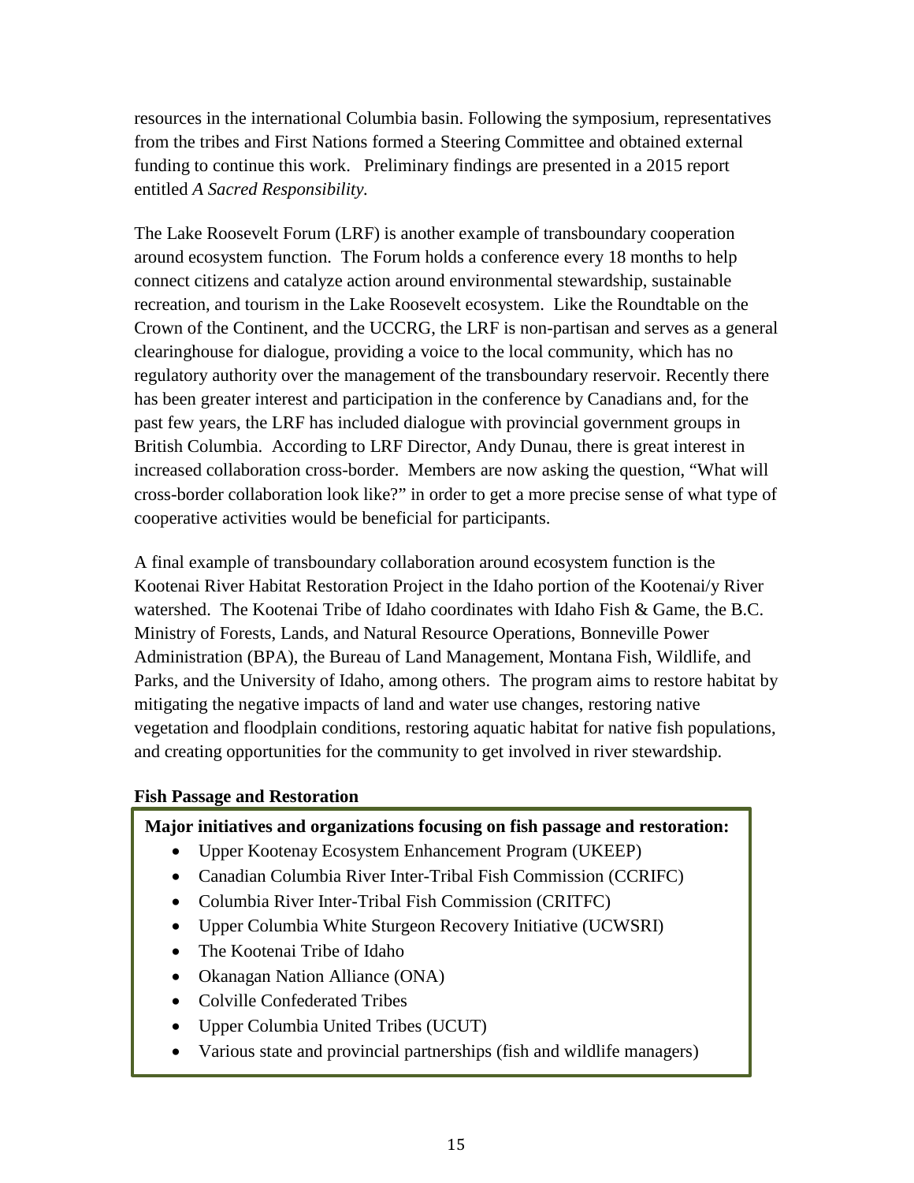resources in the international Columbia basin. Following the symposium, representatives from the tribes and First Nations formed a Steering Committee and obtained external funding to continue this work. Preliminary findings are presented in a 2015 report entitled *A Sacred Responsibility.*

The Lake Roosevelt Forum (LRF) is another example of transboundary cooperation around ecosystem function. The Forum holds a conference every 18 months to help connect citizens and catalyze action around environmental stewardship, sustainable recreation, and tourism in the Lake Roosevelt ecosystem. Like the Roundtable on the Crown of the Continent, and the UCCRG, the LRF is non-partisan and serves as a general clearinghouse for dialogue, providing a voice to the local community, which has no regulatory authority over the management of the transboundary reservoir. Recently there has been greater interest and participation in the conference by Canadians and, for the past few years, the LRF has included dialogue with provincial government groups in British Columbia. According to LRF Director, Andy Dunau, there is great interest in increased collaboration cross-border. Members are now asking the question, "What will cross-border collaboration look like?" in order to get a more precise sense of what type of cooperative activities would be beneficial for participants.

A final example of transboundary collaboration around ecosystem function is the Kootenai River Habitat Restoration Project in the Idaho portion of the Kootenai/y River watershed. The Kootenai Tribe of Idaho coordinates with Idaho Fish & Game, the B.C. Ministry of Forests, Lands, and Natural Resource Operations, Bonneville Power Administration (BPA), the Bureau of Land Management, Montana Fish, Wildlife, and Parks, and the University of Idaho, among others. The program aims to restore habitat by mitigating the negative impacts of land and water use changes, restoring native vegetation and floodplain conditions, restoring aquatic habitat for native fish populations, and creating opportunities for the community to get involved in river stewardship.

**Fish Passage and Restoration**

**Major initiatives and organizations focusing on fish passage and restoration:**

- Upper Kootenay Ecosystem Enhancement Program (UKEEP)
- Canadian Columbia River Inter-Tribal Fish Commission (CCRIFC)
- Columbia River Inter-Tribal Fish Commission (CRITFC)
- Upper Columbia White Sturgeon Recovery Initiative (UCWSRI)
- The Kootenai Tribe of Idaho
- Okanagan Nation Alliance (ONA)
- Colville Confederated Tribes
- Upper Columbia United Tribes (UCUT)
- Various state and provincial partnerships (fish and wildlife managers)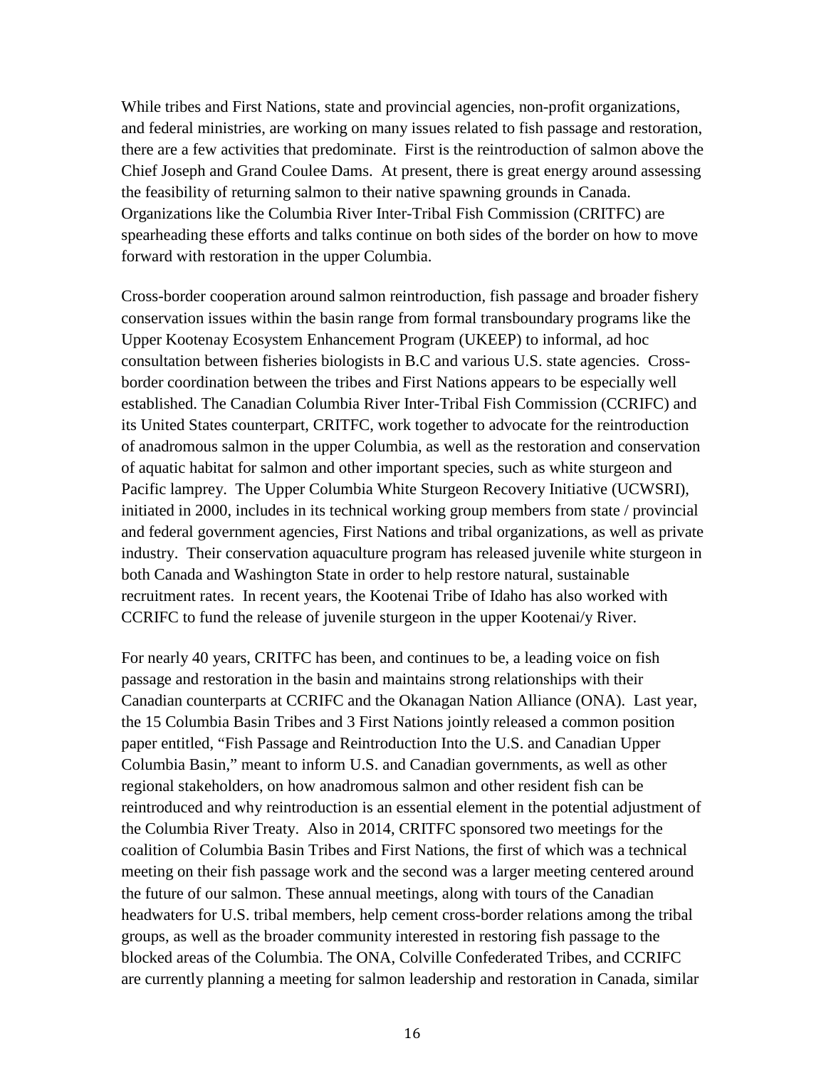While tribes and First Nations, state and provincial agencies, non-profit organizations, and federal ministries, are working on many issues related to fish passage and restoration, there are a few activities that predominate. First is the reintroduction of salmon above the Chief Joseph and Grand Coulee Dams. At present, there is great energy around assessing the feasibility of returning salmon to their native spawning grounds in Canada. Organizations like the Columbia River Inter-Tribal Fish Commission (CRITFC) are spearheading these efforts and talks continue on both sides of the border on how to move forward with restoration in the upper Columbia.

Cross-border cooperation around salmon reintroduction, fish passage and broader fishery conservation issues within the basin range from formal transboundary programs like the Upper Kootenay Ecosystem Enhancement Program (UKEEP) to informal, ad hoc consultation between fisheries biologists in B.C and various U.S. state agencies. Cross-border coordination between the tribes and First Nations appears to be especially well established. The Canadian Columbia River Inter-Tribal Fish Commission (CCRIFC) and its United States counterpart, CRITFC, work together to advocate for the reintroduction of anadromous salmon in the upper Columbia, as well as the restoration and conservation of aquatic habitat for salmon and other important species, such as white sturgeon and Pacific lamprey. The Upper Columbia White Sturgeon Recovery Initiative (UCWSRI), initiated in 2000, includes in its technical working group members from state / provincial and federal government agencies, First Nations and tribal organizations, as well as private industry. Their conservation aquaculture program has released juvenile white sturgeon in both Canada and Washington State in order to help restore natural, sustainable recruitment rates. In recent years, the Kootenai Tribe of Idaho has also worked with CCRIFC to fund the release of juvenile sturgeon in the upper Kootenai/y River.

For nearly 40 years, CRITFC has been, and continues to be, a leading voice on fish passage and restoration in the basin and maintains strong relationships with their Canadian counterparts at CCRIFC and the Okanagan Nation Alliance (ONA). Last year, the 15 Columbia Basin Tribes and 3 First Nations jointly released a common position paper entitled, "Fish Passage and Reintroduction Into the U.S. and Canadian Upper Columbia Basin," meant to inform U.S. and Canadian governments, as well as other regional stakeholders, on how anadromous salmon and other resident fish can be reintroduced and why reintroduction is an essential element in the potential adjustment of the Columbia River Treaty. Also in 2014, CRITFC sponsored two meetings for the coalition of Columbia Basin Tribes and First Nations, the first of which was a technical meeting on their fish passage work and the second was a larger meeting centered around the future of our salmon. These annual meetings, along with tours of the Canadian headwaters for U.S. tribal members, help cement cross-border relations among the tribal groups, as well as the broader community interested in restoring fish passage to the blocked areas of the Columbia. The ONA, Colville Confederated Tribes, and CCRIFC are currently planning a meeting for salmon leadership and restoration in Canada, similar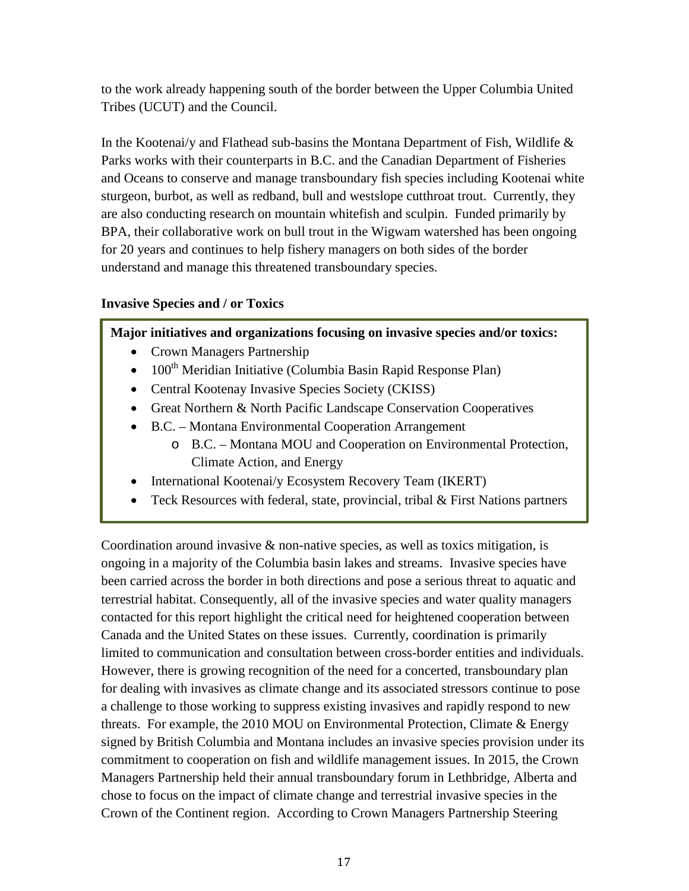to the work already happening south of the border between the Upper Columbia United Tribes (UCUT) and the Council.

In the Kootenai/y and Flathead sub-basins the Montana Department of Fish, Wildlife & Parks works with their counterparts in B.C. and the Canadian Department of Fisheries and Oceans to conserve and manage transboundary fish species including Kootenai white sturgeon, burbot, as well as redband, bull and westslope cutthroat trout. Currently, they are also conducting research on mountain whitefish and sculpin. Funded primarily by BPA, their collaborative work on bull trout in the Wigwam watershed has been ongoing for 20 years and continues to help fishery managers on both sides of the border understand and manage this threatened transboundary species.

### Invasive Species and / or Toxics

**Major initiatives and organizations focusing on invasive species and/or toxics:**

- Crown Managers Partnership
- 100th Meridian Initiative (Columbia Basin Rapid Response Plan)
- Central Kootenay Invasive Species Society (CKISS)
- Great Northern & North Pacific Landscape Conservation Cooperatives
- B.C. – Montana Environmental Cooperation Arrangement
  - B.C. – Montana MOU and Cooperation on Environmental Protection, Climate Action, and Energy
- International Kootenai/y Ecosystem Recovery Team (IKERT)
- Teck Resources with federal, state, provincial, tribal & First Nations partners

Coordination around invasive & non-native species, as well as toxics mitigation, is ongoing in a majority of the Columbia basin lakes and streams. Invasive species have been carried across the border in both directions and pose a serious threat to aquatic and terrestrial habitat. Consequently, all of the invasive species and water quality managers contacted for this report highlight the critical need for heightened cooperation between Canada and the United States on these issues. Currently, coordination is primarily limited to communication and consultation between cross-border entities and individuals. However, there is growing recognition of the need for a concerted, transboundary plan for dealing with invasives as climate change and its associated stressors continue to pose a challenge to those working to suppress existing invasives and rapidly respond to new threats. For example, the 2010 MOU on Environmental Protection, Climate & Energy signed by British Columbia and Montana includes an invasive species provision under its commitment to cooperation on fish and wildlife management issues. In 2015, the Crown Managers Partnership held their annual transboundary forum in Lethbridge, Alberta and chose to focus on the impact of climate change and terrestrial invasive species in the Crown of the Continent region. According to Crown Managers Partnership Steering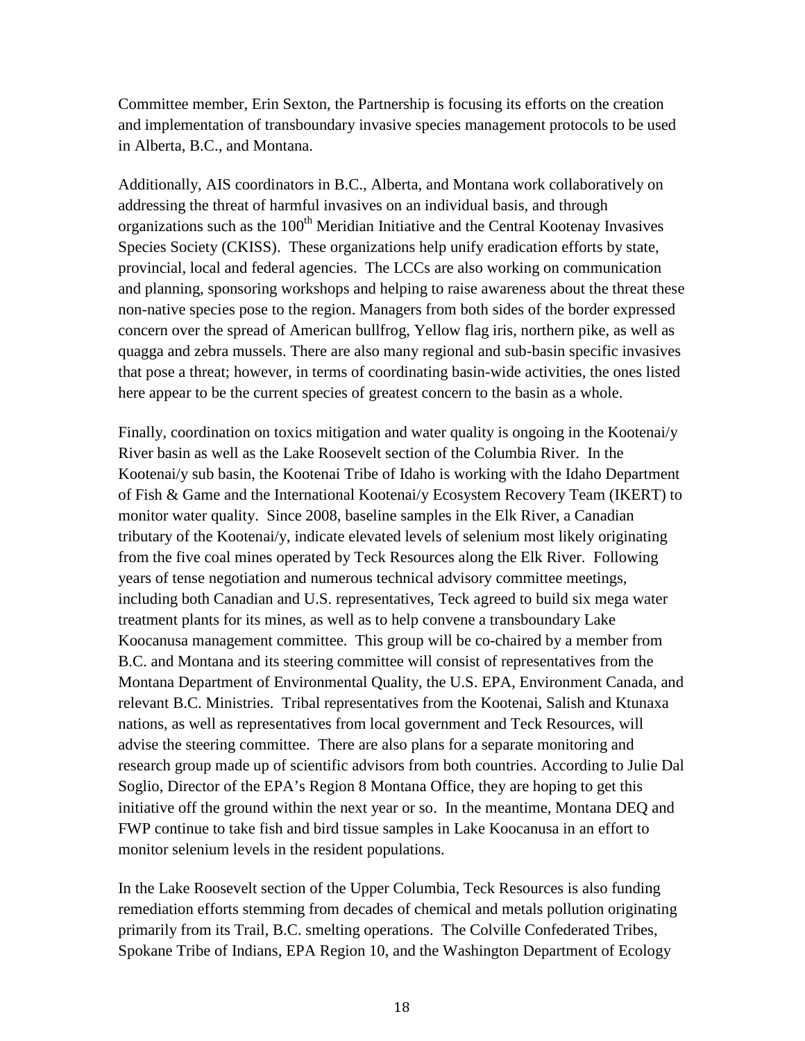Committee member, Erin Sexton, the Partnership is focusing its efforts on the creation and implementation of transboundary invasive species management protocols to be used in Alberta, B.C., and Montana.

Additionally, AIS coordinators in B.C., Alberta, and Montana work collaboratively on addressing the threat of harmful invasives on an individual basis, and through organizations such as the 100th Meridian Initiative and the Central Kootenay Invasives Species Society (CKISS). These organizations help unify eradication efforts by state, provincial, local and federal agencies. The LCCs are also working on communication and planning, sponsoring workshops and helping to raise awareness about the threat these non-native species pose to the region. Managers from both sides of the border expressed concern over the spread of American bullfrog, Yellow flag iris, northern pike, as well as quagga and zebra mussels. There are also many regional and sub-basin specific invasives that pose a threat; however, in terms of coordinating basin-wide activities, the ones listed here appear to be the current species of greatest concern to the basin as a whole.

Finally, coordination on toxics mitigation and water quality is ongoing in the Kootenai/y River basin as well as the Lake Roosevelt section of the Columbia River. In the Kootenai/y sub basin, the Kootenai Tribe of Idaho is working with the Idaho Department of Fish & Game and the International Kootenai/y Ecosystem Recovery Team (IKERT) to monitor water quality. Since 2008, baseline samples in the Elk River, a Canadian tributary of the Kootenai/y, indicate elevated levels of selenium most likely originating from the five coal mines operated by Teck Resources along the Elk River. Following years of tense negotiation and numerous technical advisory committee meetings, including both Canadian and U.S. representatives, Teck agreed to build six mega water treatment plants for its mines, as well as to help convene a transboundary Lake Koocanusa management committee. This group will be co-chaired by a member from B.C. and Montana and its steering committee will consist of representatives from the Montana Department of Environmental Quality, the U.S. EPA, Environment Canada, and relevant B.C. Ministries. Tribal representatives from the Kootenai, Salish and Ktunaxa nations, as well as representatives from local government and Teck Resources, will advise the steering committee. There are also plans for a separate monitoring and research group made up of scientific advisors from both countries. According to Julie Dal Soglio, Director of the EPA's Region 8 Montana Office, they are hoping to get this initiative off the ground within the next year or so. In the meantime, Montana DEQ and FWP continue to take fish and bird tissue samples in Lake Koocanusa in an effort to monitor selenium levels in the resident populations.

In the Lake Roosevelt section of the Upper Columbia, Teck Resources is also funding remediation efforts stemming from decades of chemical and metals pollution originating primarily from its Trail, B.C. smelting operations. The Colville Confederated Tribes, Spokane Tribe of Indians, EPA Region 10, and the Washington Department of Ecology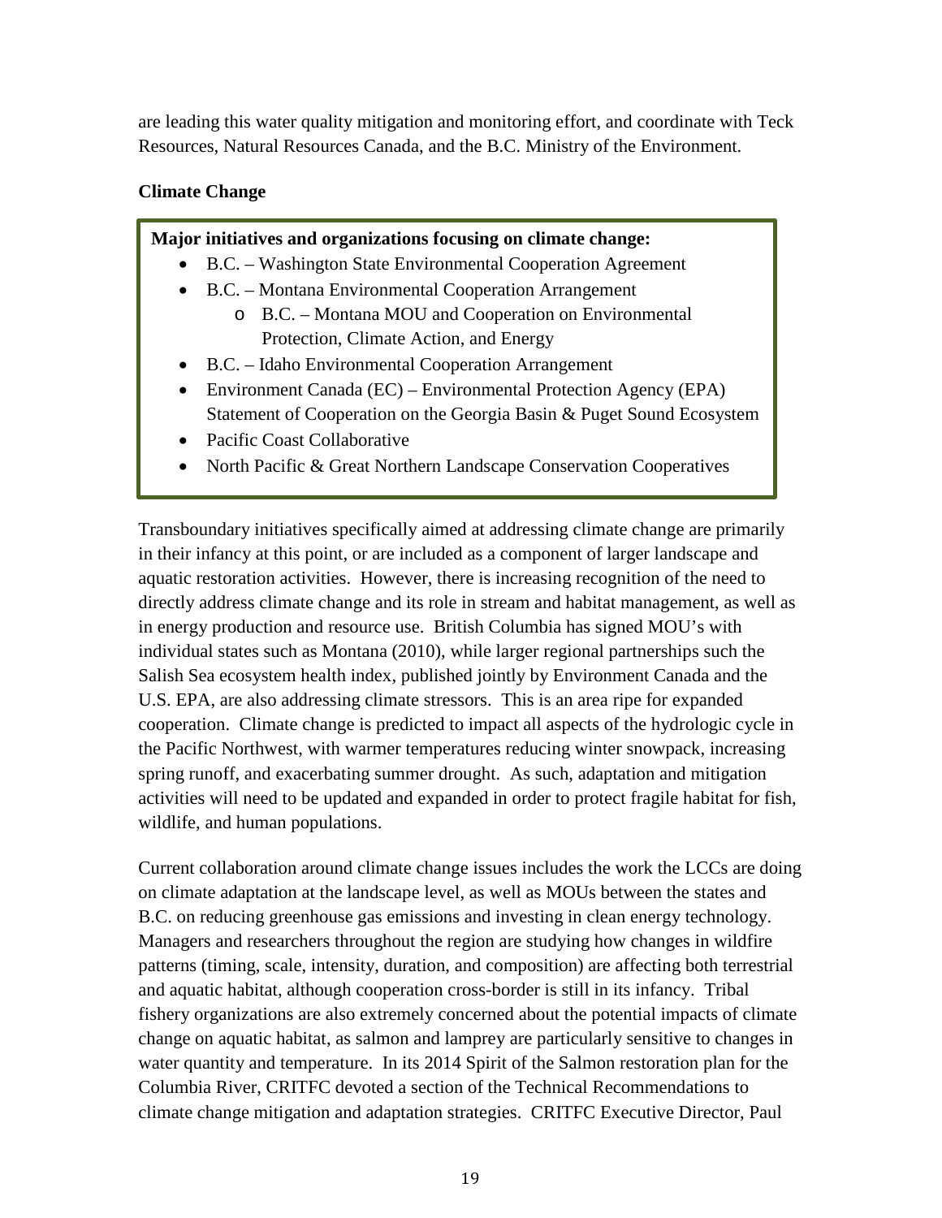are leading this water quality mitigation and monitoring effort, and coordinate with Teck Resources, Natural Resources Canada, and the B.C. Ministry of the Environment.

**Climate Change**

**Major initiatives and organizations focusing on climate change:**

- B.C. – Washington State Environmental Cooperation Agreement
- B.C. – Montana Environmental Cooperation Arrangement
  - B.C. – Montana MOU and Cooperation on Environmental Protection, Climate Action, and Energy
- B.C. – Idaho Environmental Cooperation Arrangement
- Environment Canada (EC) – Environmental Protection Agency (EPA) Statement of Cooperation on the Georgia Basin & Puget Sound Ecosystem
- Pacific Coast Collaborative
- North Pacific & Great Northern Landscape Conservation Cooperatives

Transboundary initiatives specifically aimed at addressing climate change are primarily in their infancy at this point, or are included as a component of larger landscape and aquatic restoration activities. However, there is increasing recognition of the need to directly address climate change and its role in stream and habitat management, as well as in energy production and resource use. British Columbia has signed MOU's with individual states such as Montana (2010), while larger regional partnerships such the Salish Sea ecosystem health index, published jointly by Environment Canada and the U.S. EPA, are also addressing climate stressors. This is an area ripe for expanded cooperation. Climate change is predicted to impact all aspects of the hydrologic cycle in the Pacific Northwest, with warmer temperatures reducing winter snowpack, increasing spring runoff, and exacerbating summer drought. As such, adaptation and mitigation activities will need to be updated and expanded in order to protect fragile habitat for fish, wildlife, and human populations.

Current collaboration around climate change issues includes the work the LCCs are doing on climate adaptation at the landscape level, as well as MOUs between the states and B.C. on reducing greenhouse gas emissions and investing in clean energy technology. Managers and researchers throughout the region are studying how changes in wildfire patterns (timing, scale, intensity, duration, and composition) are affecting both terrestrial and aquatic habitat, although cooperation cross-border is still in its infancy. Tribal fishery organizations are also extremely concerned about the potential impacts of climate change on aquatic habitat, as salmon and lamprey are particularly sensitive to changes in water quantity and temperature. In its 2014 Spirit of the Salmon restoration plan for the Columbia River, CRITFC devoted a section of the Technical Recommendations to climate change mitigation and adaptation strategies. CRITFC Executive Director, Paul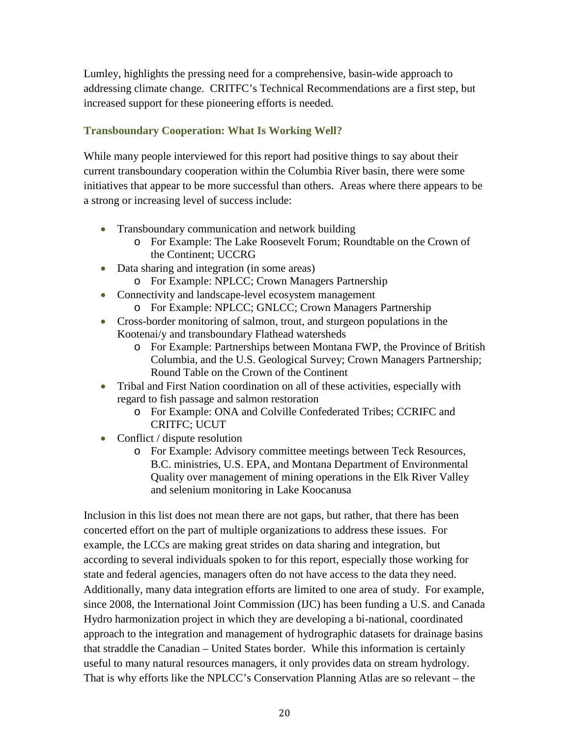Lumley, highlights the pressing need for a comprehensive, basin-wide approach to addressing climate change. CRITFC's Technical Recommendations are a first step, but increased support for these pioneering efforts is needed.

### Transboundary Cooperation: What Is Working Well?

While many people interviewed for this report had positive things to say about their current transboundary cooperation within the Columbia River basin, there were some initiatives that appear to be more successful than others. Areas where there appears to be a strong or increasing level of success include:

- Transboundary communication and network building
    - For Example: The Lake Roosevelt Forum; Roundtable on the Crown of the Continent; UCCRG
- Data sharing and integration (in some areas)
    - For Example: NPLCC; Crown Managers Partnership
- Connectivity and landscape-level ecosystem management
    - For Example: NPLCC; GNLCC; Crown Managers Partnership
- Cross-border monitoring of salmon, trout, and sturgeon populations in the Kootenai/y and transboundary Flathead watersheds
    - For Example: Partnerships between Montana FWP, the Province of British Columbia, and the U.S. Geological Survey; Crown Managers Partnership; Round Table on the Crown of the Continent
- Tribal and First Nation coordination on all of these activities, especially with regard to fish passage and salmon restoration
    - For Example: ONA and Colville Confederated Tribes; CCRIFC and CRITFC; UCUT
- Conflict / dispute resolution
    - For Example: Advisory committee meetings between Teck Resources, B.C. ministries, U.S. EPA, and Montana Department of Environmental Quality over management of mining operations in the Elk River Valley and selenium monitoring in Lake Koocanusa

Inclusion in this list does not mean there are not gaps, but rather, that there has been concerted effort on the part of multiple organizations to address these issues. For example, the LCCs are making great strides on data sharing and integration, but according to several individuals spoken to for this report, especially those working for state and federal agencies, managers often do not have access to the data they need. Additionally, many data integration efforts are limited to one area of study. For example, since 2008, the International Joint Commission (IJC) has been funding a U.S. and Canada Hydro harmonization project in which they are developing a bi-national, coordinated approach to the integration and management of hydrographic datasets for drainage basins that straddle the Canadian – United States border. While this information is certainly useful to many natural resources managers, it only provides data on stream hydrology. That is why efforts like the NPLCC's Conservation Planning Atlas are so relevant – the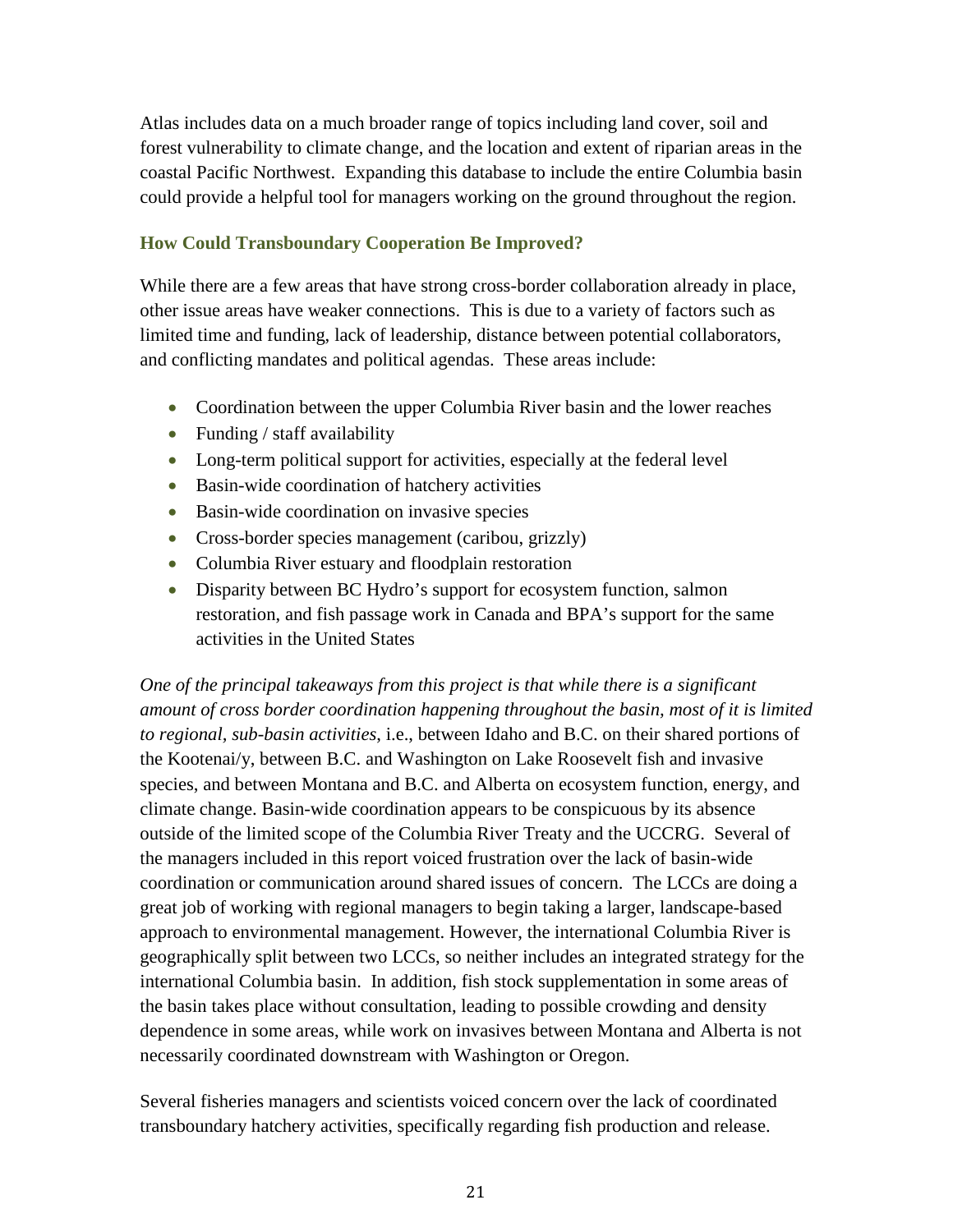Atlas includes data on a much broader range of topics including land cover, soil and forest vulnerability to climate change, and the location and extent of riparian areas in the coastal Pacific Northwest. Expanding this database to include the entire Columbia basin could provide a helpful tool for managers working on the ground throughout the region.

### How Could Transboundary Cooperation Be Improved?

While there are a few areas that have strong cross-border collaboration already in place, other issue areas have weaker connections. This is due to a variety of factors such as limited time and funding, lack of leadership, distance between potential collaborators, and conflicting mandates and political agendas. These areas include:

- Coordination between the upper Columbia River basin and the lower reaches
- Funding / staff availability
- Long-term political support for activities, especially at the federal level
- Basin-wide coordination of hatchery activities
- Basin-wide coordination on invasive species
- Cross-border species management (caribou, grizzly)
- Columbia River estuary and floodplain restoration
- Disparity between BC Hydro's support for ecosystem function, salmon restoration, and fish passage work in Canada and BPA's support for the same activities in the United States

*One of the principal takeaways from this project is that while there is a significant amount of cross border coordination happening throughout the basin, most of it is limited to regional, sub-basin activities*, i.e., between Idaho and B.C. on their shared portions of the Kootenai/y, between B.C. and Washington on Lake Roosevelt fish and invasive species, and between Montana and B.C. and Alberta on ecosystem function, energy, and climate change. Basin-wide coordination appears to be conspicuous by its absence outside of the limited scope of the Columbia River Treaty and the UCCRG. Several of the managers included in this report voiced frustration over the lack of basin-wide coordination or communication around shared issues of concern. The LCCs are doing a great job of working with regional managers to begin taking a larger, landscape-based approach to environmental management. However, the international Columbia River is geographically split between two LCCs, so neither includes an integrated strategy for the international Columbia basin. In addition, fish stock supplementation in some areas of the basin takes place without consultation, leading to possible crowding and density dependence in some areas, while work on invasives between Montana and Alberta is not necessarily coordinated downstream with Washington or Oregon.

Several fisheries managers and scientists voiced concern over the lack of coordinated transboundary hatchery activities, specifically regarding fish production and release.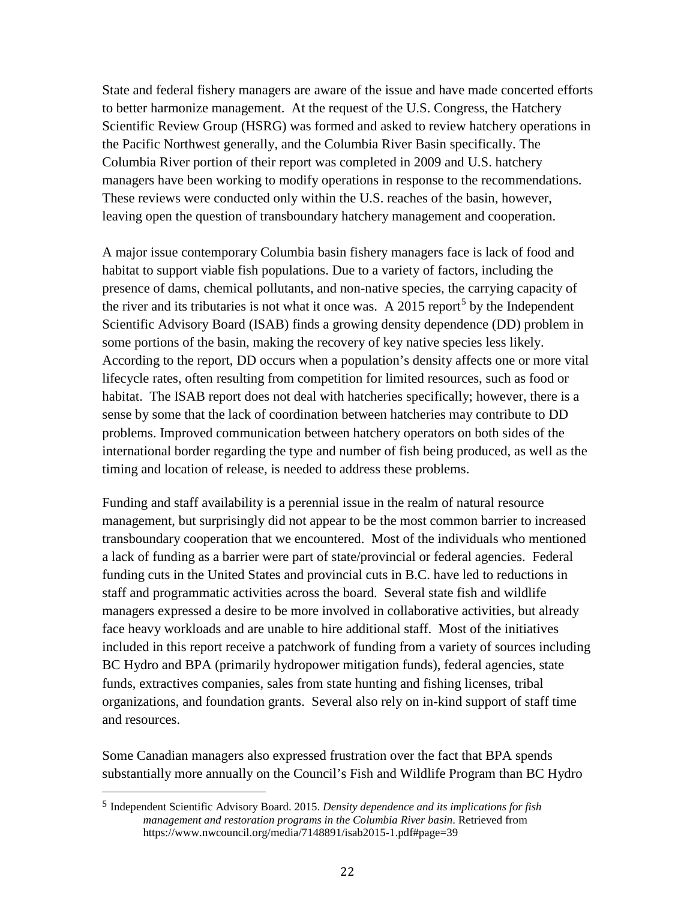State and federal fishery managers are aware of the issue and have made concerted efforts to better harmonize management. At the request of the U.S. Congress, the Hatchery Scientific Review Group (HSRG) was formed and asked to review hatchery operations in the Pacific Northwest generally, and the Columbia River Basin specifically. The Columbia River portion of their report was completed in 2009 and U.S. hatchery managers have been working to modify operations in response to the recommendations. These reviews were conducted only within the U.S. reaches of the basin, however, leaving open the question of transboundary hatchery management and cooperation.

A major issue contemporary Columbia basin fishery managers face is lack of food and habitat to support viable fish populations. Due to a variety of factors, including the presence of dams, chemical pollutants, and non-native species, the carrying capacity of the river and its tributaries is not what it once was. A 2015 report[5] by the Independent Scientific Advisory Board (ISAB) finds a growing density dependence (DD) problem in some portions of the basin, making the recovery of key native species less likely. According to the report, DD occurs when a population's density affects one or more vital lifecycle rates, often resulting from competition for limited resources, such as food or habitat. The ISAB report does not deal with hatcheries specifically; however, there is a sense by some that the lack of coordination between hatcheries may contribute to DD problems. Improved communication between hatchery operators on both sides of the international border regarding the type and number of fish being produced, as well as the timing and location of release, is needed to address these problems.

Funding and staff availability is a perennial issue in the realm of natural resource management, but surprisingly did not appear to be the most common barrier to increased transboundary cooperation that we encountered. Most of the individuals who mentioned a lack of funding as a barrier were part of state/provincial or federal agencies. Federal funding cuts in the United States and provincial cuts in B.C. have led to reductions in staff and programmatic activities across the board. Several state fish and wildlife managers expressed a desire to be more involved in collaborative activities, but already face heavy workloads and are unable to hire additional staff. Most of the initiatives included in this report receive a patchwork of funding from a variety of sources including BC Hydro and BPA (primarily hydropower mitigation funds), federal agencies, state funds, extractives companies, sales from state hunting and fishing licenses, tribal organizations, and foundation grants. Several also rely on in-kind support of staff time and resources.

Some Canadian managers also expressed frustration over the fact that BPA spends substantially more annually on the Council's Fish and Wildlife Program than BC Hydro

---

[5] Independent Scientific Advisory Board. 2015. *Density dependence and its implications for fish management and restoration programs in the Columbia River basin*. Retrieved from https://www.nwcouncil.org/media/7148891/isab2015-1.pdf#page=39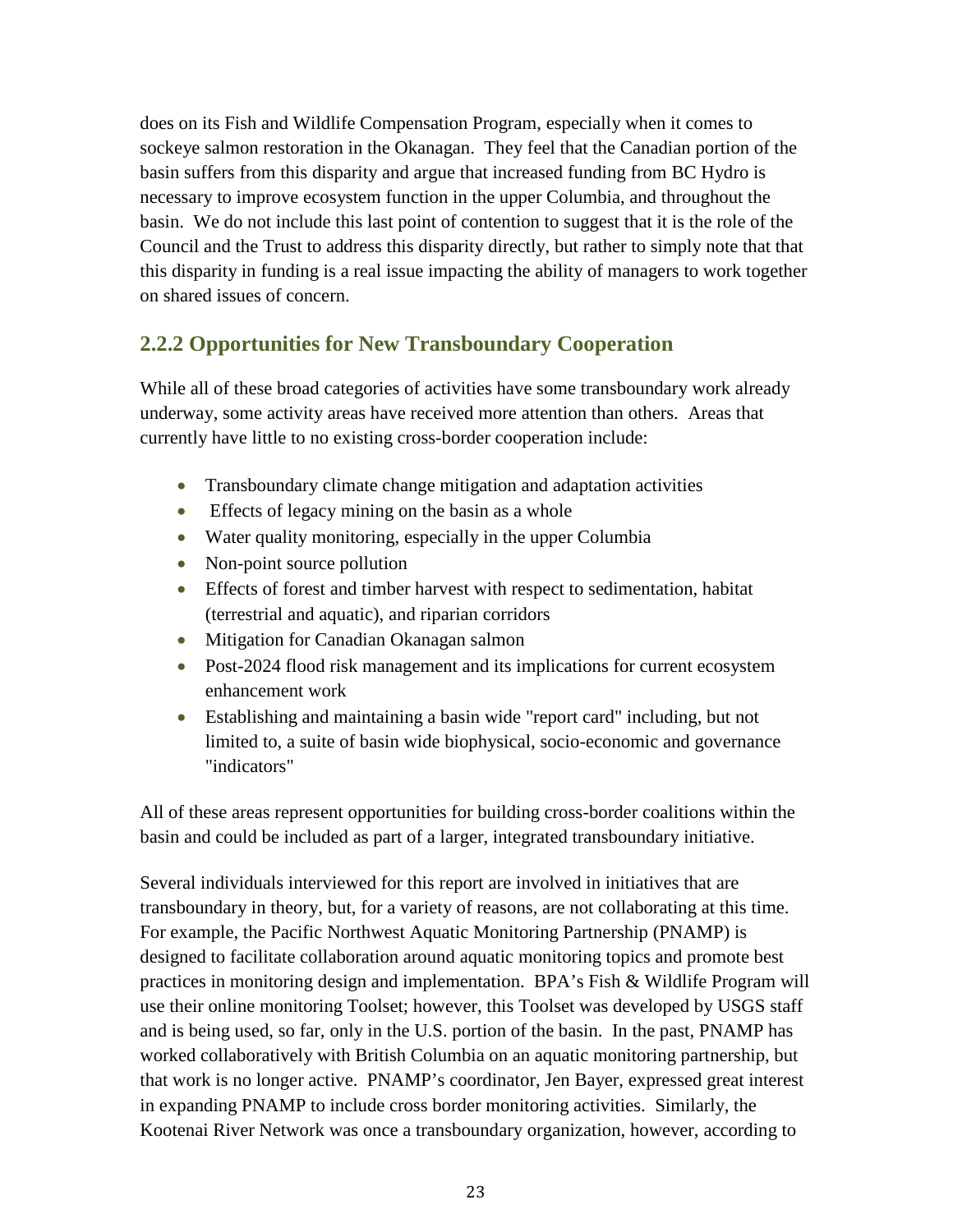does on its Fish and Wildlife Compensation Program, especially when it comes to sockeye salmon restoration in the Okanagan. They feel that the Canadian portion of the basin suffers from this disparity and argue that increased funding from BC Hydro is necessary to improve ecosystem function in the upper Columbia, and throughout the basin. We do not include this last point of contention to suggest that it is the role of the Council and the Trust to address this disparity directly, but rather to simply note that that this disparity in funding is a real issue impacting the ability of managers to work together on shared issues of concern.

### 2.2.2 Opportunities for New Transboundary Cooperation

While all of these broad categories of activities have some transboundary work already underway, some activity areas have received more attention than others. Areas that currently have little to no existing cross-border cooperation include:

- Transboundary climate change mitigation and adaptation activities
- Effects of legacy mining on the basin as a whole
- Water quality monitoring, especially in the upper Columbia
- Non-point source pollution
- Effects of forest and timber harvest with respect to sedimentation, habitat (terrestrial and aquatic), and riparian corridors
- Mitigation for Canadian Okanagan salmon
- Post-2024 flood risk management and its implications for current ecosystem enhancement work
- Establishing and maintaining a basin wide "report card" including, but not limited to, a suite of basin wide biophysical, socio-economic and governance "indicators"

All of these areas represent opportunities for building cross-border coalitions within the basin and could be included as part of a larger, integrated transboundary initiative.

Several individuals interviewed for this report are involved in initiatives that are transboundary in theory, but, for a variety of reasons, are not collaborating at this time. For example, the Pacific Northwest Aquatic Monitoring Partnership (PNAMP) is designed to facilitate collaboration around aquatic monitoring topics and promote best practices in monitoring design and implementation. BPA's Fish & Wildlife Program will use their online monitoring Toolset; however, this Toolset was developed by USGS staff and is being used, so far, only in the U.S. portion of the basin. In the past, PNAMP has worked collaboratively with British Columbia on an aquatic monitoring partnership, but that work is no longer active. PNAMP's coordinator, Jen Bayer, expressed great interest in expanding PNAMP to include cross border monitoring activities. Similarly, the Kootenai River Network was once a transboundary organization, however, according to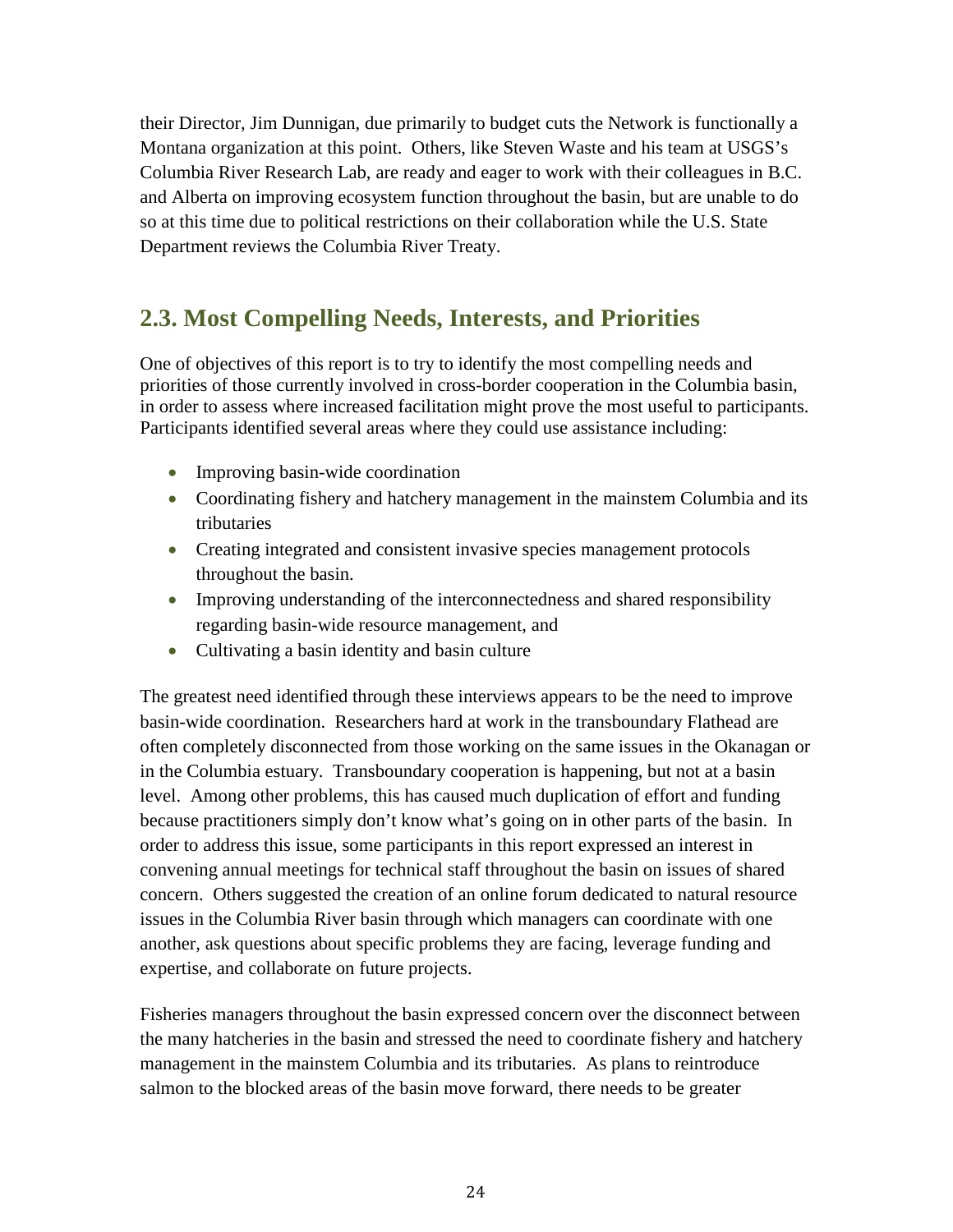their Director, Jim Dunnigan, due primarily to budget cuts the Network is functionally a Montana organization at this point. Others, like Steven Waste and his team at USGS's Columbia River Research Lab, are ready and eager to work with their colleagues in B.C. and Alberta on improving ecosystem function throughout the basin, but are unable to do so at this time due to political restrictions on their collaboration while the U.S. State Department reviews the Columbia River Treaty.

## 2.3. Most Compelling Needs, Interests, and Priorities

One of objectives of this report is to try to identify the most compelling needs and priorities of those currently involved in cross-border cooperation in the Columbia basin, in order to assess where increased facilitation might prove the most useful to participants. Participants identified several areas where they could use assistance including:

- Improving basin-wide coordination
- Coordinating fishery and hatchery management in the mainstem Columbia and its tributaries
- Creating integrated and consistent invasive species management protocols throughout the basin.
- Improving understanding of the interconnectedness and shared responsibility regarding basin-wide resource management, and
- Cultivating a basin identity and basin culture

The greatest need identified through these interviews appears to be the need to improve basin-wide coordination. Researchers hard at work in the transboundary Flathead are often completely disconnected from those working on the same issues in the Okanagan or in the Columbia estuary. Transboundary cooperation is happening, but not at a basin level. Among other problems, this has caused much duplication of effort and funding because practitioners simply don't know what's going on in other parts of the basin. In order to address this issue, some participants in this report expressed an interest in convening annual meetings for technical staff throughout the basin on issues of shared concern. Others suggested the creation of an online forum dedicated to natural resource issues in the Columbia River basin through which managers can coordinate with one another, ask questions about specific problems they are facing, leverage funding and expertise, and collaborate on future projects.

Fisheries managers throughout the basin expressed concern over the disconnect between the many hatcheries in the basin and stressed the need to coordinate fishery and hatchery management in the mainstem Columbia and its tributaries. As plans to reintroduce salmon to the blocked areas of the basin move forward, there needs to be greater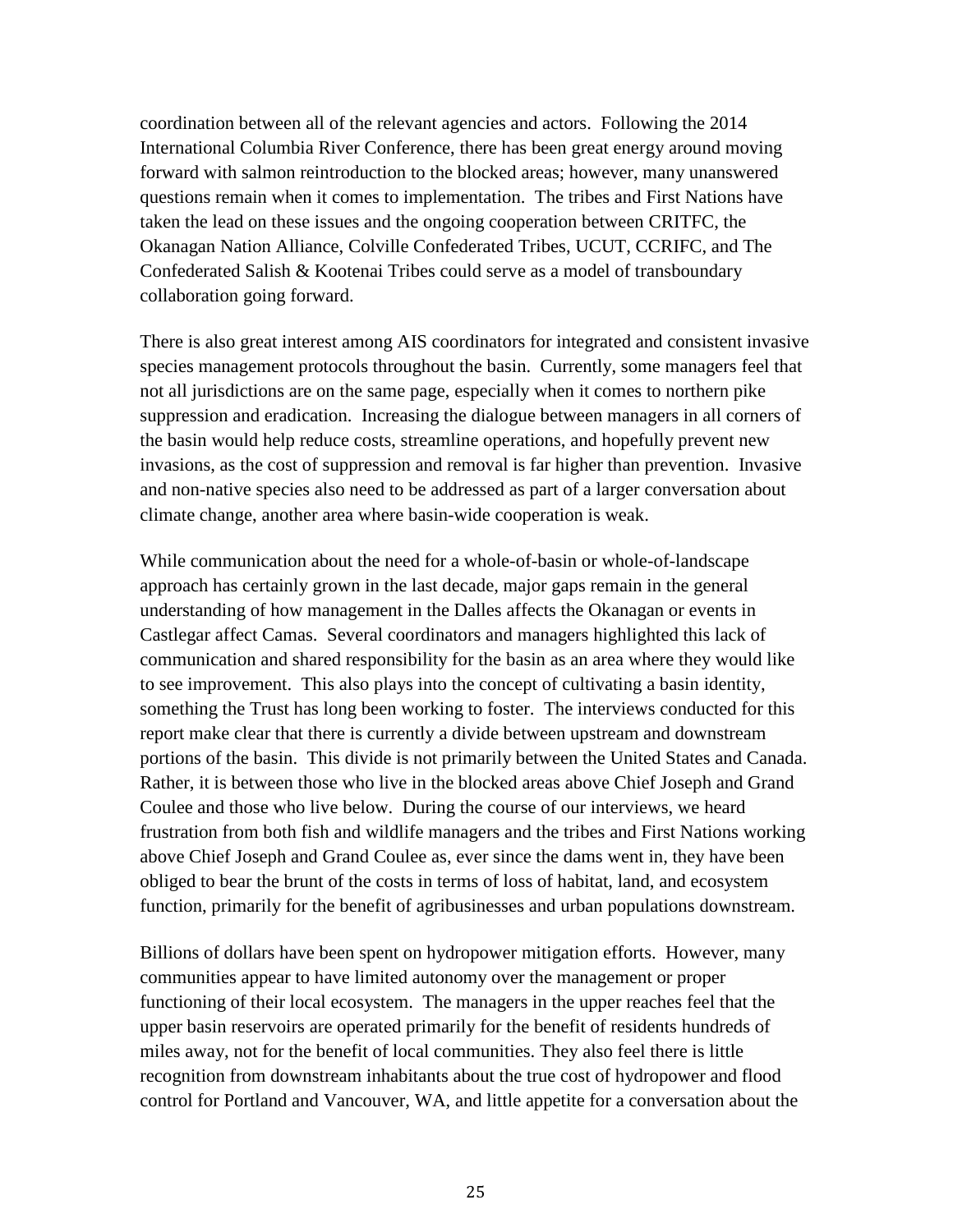coordination between all of the relevant agencies and actors. Following the 2014 International Columbia River Conference, there has been great energy around moving forward with salmon reintroduction to the blocked areas; however, many unanswered questions remain when it comes to implementation. The tribes and First Nations have taken the lead on these issues and the ongoing cooperation between CRITFC, the Okanagan Nation Alliance, Colville Confederated Tribes, UCUT, CCRIFC, and The Confederated Salish & Kootenai Tribes could serve as a model of transboundary collaboration going forward.

There is also great interest among AIS coordinators for integrated and consistent invasive species management protocols throughout the basin. Currently, some managers feel that not all jurisdictions are on the same page, especially when it comes to northern pike suppression and eradication. Increasing the dialogue between managers in all corners of the basin would help reduce costs, streamline operations, and hopefully prevent new invasions, as the cost of suppression and removal is far higher than prevention. Invasive and non-native species also need to be addressed as part of a larger conversation about climate change, another area where basin-wide cooperation is weak.

While communication about the need for a whole-of-basin or whole-of-landscape approach has certainly grown in the last decade, major gaps remain in the general understanding of how management in the Dalles affects the Okanagan or events in Castlegar affect Camas. Several coordinators and managers highlighted this lack of communication and shared responsibility for the basin as an area where they would like to see improvement. This also plays into the concept of cultivating a basin identity, something the Trust has long been working to foster. The interviews conducted for this report make clear that there is currently a divide between upstream and downstream portions of the basin. This divide is not primarily between the United States and Canada. Rather, it is between those who live in the blocked areas above Chief Joseph and Grand Coulee and those who live below. During the course of our interviews, we heard frustration from both fish and wildlife managers and the tribes and First Nations working above Chief Joseph and Grand Coulee as, ever since the dams went in, they have been obliged to bear the brunt of the costs in terms of loss of habitat, land, and ecosystem function, primarily for the benefit of agribusinesses and urban populations downstream.

Billions of dollars have been spent on hydropower mitigation efforts. However, many communities appear to have limited autonomy over the management or proper functioning of their local ecosystem. The managers in the upper reaches feel that the upper basin reservoirs are operated primarily for the benefit of residents hundreds of miles away, not for the benefit of local communities. They also feel there is little recognition from downstream inhabitants about the true cost of hydropower and flood control for Portland and Vancouver, WA, and little appetite for a conversation about the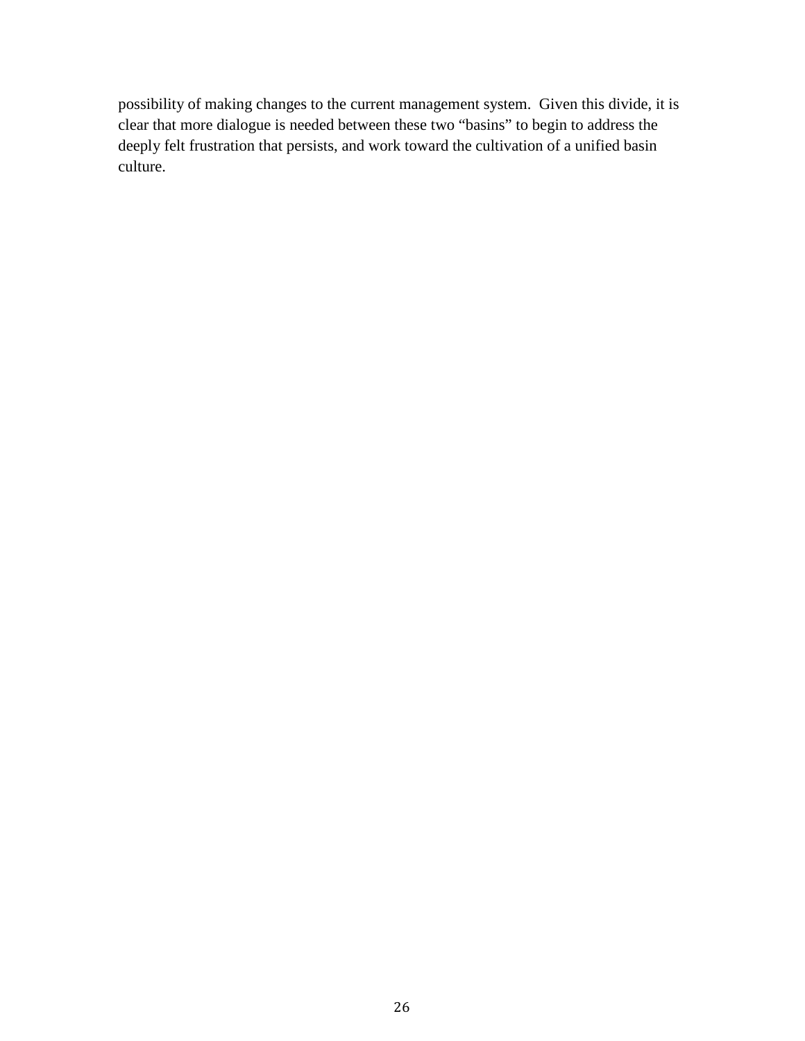possibility of making changes to the current management system. Given this divide, it is clear that more dialogue is needed between these two "basins" to begin to address the deeply felt frustration that persists, and work toward the cultivation of a unified basin culture.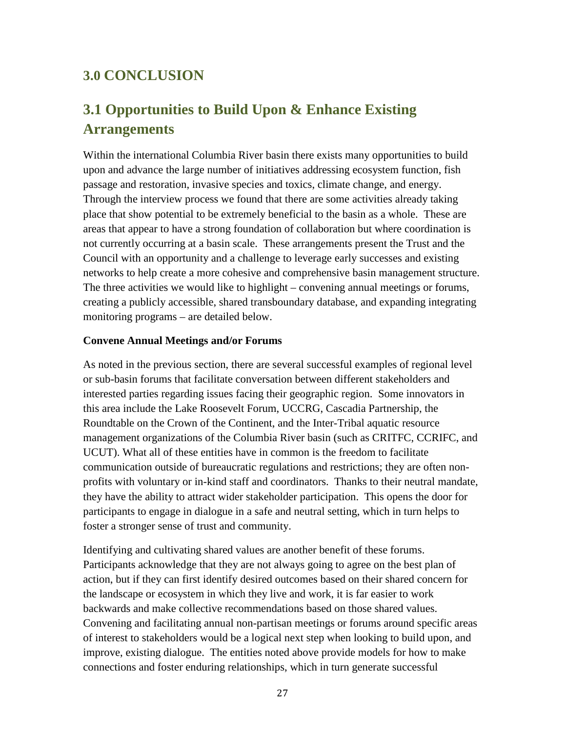# 3.0 CONCLUSION

## 3.1 Opportunities to Build Upon & Enhance Existing Arrangements

Within the international Columbia River basin there exists many opportunities to build upon and advance the large number of initiatives addressing ecosystem function, fish passage and restoration, invasive species and toxics, climate change, and energy. Through the interview process we found that there are some activities already taking place that show potential to be extremely beneficial to the basin as a whole. These are areas that appear to have a strong foundation of collaboration but where coordination is not currently occurring at a basin scale. These arrangements present the Trust and the Council with an opportunity and a challenge to leverage early successes and existing networks to help create a more cohesive and comprehensive basin management structure. The three activities we would like to highlight – convening annual meetings or forums, creating a publicly accessible, shared transboundary database, and expanding integrating monitoring programs – are detailed below.

**Convene Annual Meetings and/or Forums**

As noted in the previous section, there are several successful examples of regional level or sub-basin forums that facilitate conversation between different stakeholders and interested parties regarding issues facing their geographic region. Some innovators in this area include the Lake Roosevelt Forum, UCCRG, Cascadia Partnership, the Roundtable on the Crown of the Continent, and the Inter-Tribal aquatic resource management organizations of the Columbia River basin (such as CRITFC, CCRIFC, and UCUT). What all of these entities have in common is the freedom to facilitate communication outside of bureaucratic regulations and restrictions; they are often non-profits with voluntary or in-kind staff and coordinators. Thanks to their neutral mandate, they have the ability to attract wider stakeholder participation. This opens the door for participants to engage in dialogue in a safe and neutral setting, which in turn helps to foster a stronger sense of trust and community.

Identifying and cultivating shared values are another benefit of these forums. Participants acknowledge that they are not always going to agree on the best plan of action, but if they can first identify desired outcomes based on their shared concern for the landscape or ecosystem in which they live and work, it is far easier to work backwards and make collective recommendations based on those shared values. Convening and facilitating annual non-partisan meetings or forums around specific areas of interest to stakeholders would be a logical next step when looking to build upon, and improve, existing dialogue. The entities noted above provide models for how to make connections and foster enduring relationships, which in turn generate successful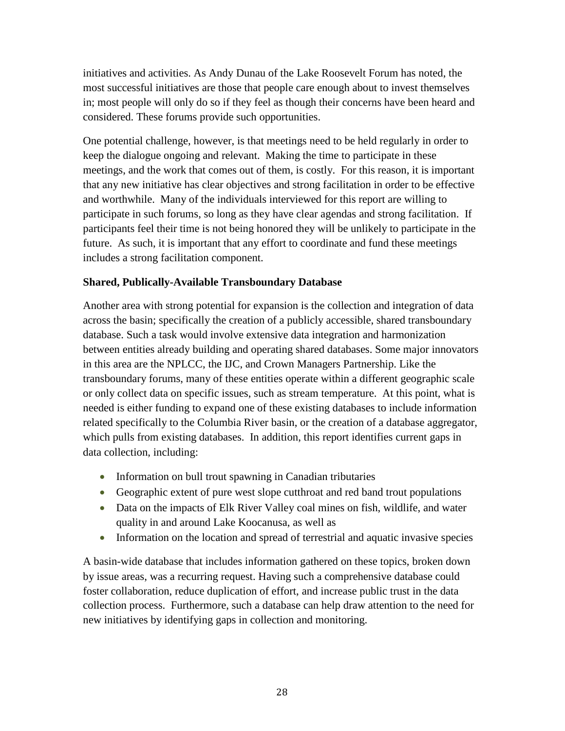initiatives and activities. As Andy Dunau of the Lake Roosevelt Forum has noted, the most successful initiatives are those that people care enough about to invest themselves in; most people will only do so if they feel as though their concerns have been heard and considered. These forums provide such opportunities.

One potential challenge, however, is that meetings need to be held regularly in order to keep the dialogue ongoing and relevant. Making the time to participate in these meetings, and the work that comes out of them, is costly. For this reason, it is important that any new initiative has clear objectives and strong facilitation in order to be effective and worthwhile. Many of the individuals interviewed for this report are willing to participate in such forums, so long as they have clear agendas and strong facilitation. If participants feel their time is not being honored they will be unlikely to participate in the future. As such, it is important that any effort to coordinate and fund these meetings includes a strong facilitation component.

### Shared, Publically-Available Transboundary Database

Another area with strong potential for expansion is the collection and integration of data across the basin; specifically the creation of a publicly accessible, shared transboundary database. Such a task would involve extensive data integration and harmonization between entities already building and operating shared databases. Some major innovators in this area are the NPLCC, the IJC, and Crown Managers Partnership. Like the transboundary forums, many of these entities operate within a different geographic scale or only collect data on specific issues, such as stream temperature. At this point, what is needed is either funding to expand one of these existing databases to include information related specifically to the Columbia River basin, or the creation of a database aggregator, which pulls from existing databases. In addition, this report identifies current gaps in data collection, including:

- Information on bull trout spawning in Canadian tributaries
- Geographic extent of pure west slope cutthroat and red band trout populations
- Data on the impacts of Elk River Valley coal mines on fish, wildlife, and water quality in and around Lake Koocanusa, as well as
- Information on the location and spread of terrestrial and aquatic invasive species

A basin-wide database that includes information gathered on these topics, broken down by issue areas, was a recurring request. Having such a comprehensive database could foster collaboration, reduce duplication of effort, and increase public trust in the data collection process. Furthermore, such a database can help draw attention to the need for new initiatives by identifying gaps in collection and monitoring.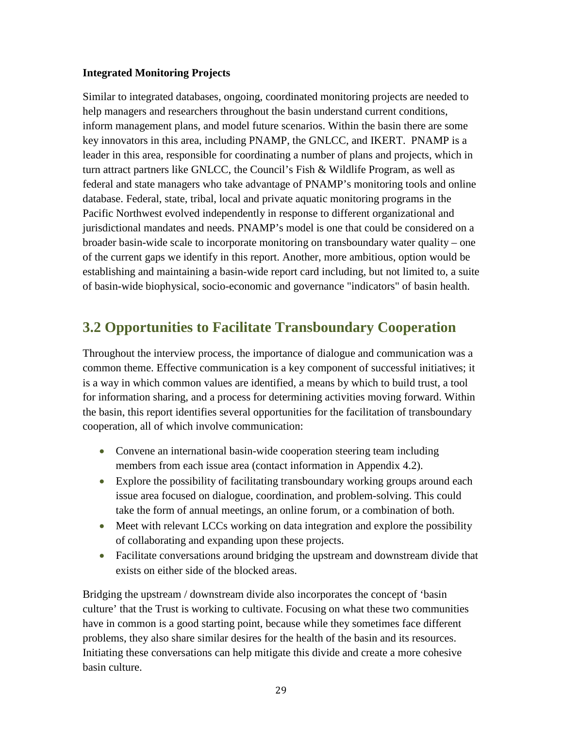**Integrated Monitoring Projects**

Similar to integrated databases, ongoing, coordinated monitoring projects are needed to help managers and researchers throughout the basin understand current conditions, inform management plans, and model future scenarios. Within the basin there are some key innovators in this area, including PNAMP, the GNLCC, and IKERT. PNAMP is a leader in this area, responsible for coordinating a number of plans and projects, which in turn attract partners like GNLCC, the Council's Fish & Wildlife Program, as well as federal and state managers who take advantage of PNAMP's monitoring tools and online database. Federal, state, tribal, local and private aquatic monitoring programs in the Pacific Northwest evolved independently in response to different organizational and jurisdictional mandates and needs. PNAMP's model is one that could be considered on a broader basin-wide scale to incorporate monitoring on transboundary water quality – one of the current gaps we identify in this report. Another, more ambitious, option would be establishing and maintaining a basin-wide report card including, but not limited to, a suite of basin-wide biophysical, socio-economic and governance "indicators" of basin health.

## 3.2 Opportunities to Facilitate Transboundary Cooperation

Throughout the interview process, the importance of dialogue and communication was a common theme. Effective communication is a key component of successful initiatives; it is a way in which common values are identified, a means by which to build trust, a tool for information sharing, and a process for determining activities moving forward. Within the basin, this report identifies several opportunities for the facilitation of transboundary cooperation, all of which involve communication:

- Convene an international basin-wide cooperation steering team including members from each issue area (contact information in Appendix 4.2).
- Explore the possibility of facilitating transboundary working groups around each issue area focused on dialogue, coordination, and problem-solving. This could take the form of annual meetings, an online forum, or a combination of both.
- Meet with relevant LCCs working on data integration and explore the possibility of collaborating and expanding upon these projects.
- Facilitate conversations around bridging the upstream and downstream divide that exists on either side of the blocked areas.

Bridging the upstream / downstream divide also incorporates the concept of 'basin culture' that the Trust is working to cultivate. Focusing on what these two communities have in common is a good starting point, because while they sometimes face different problems, they also share similar desires for the health of the basin and its resources. Initiating these conversations can help mitigate this divide and create a more cohesive basin culture.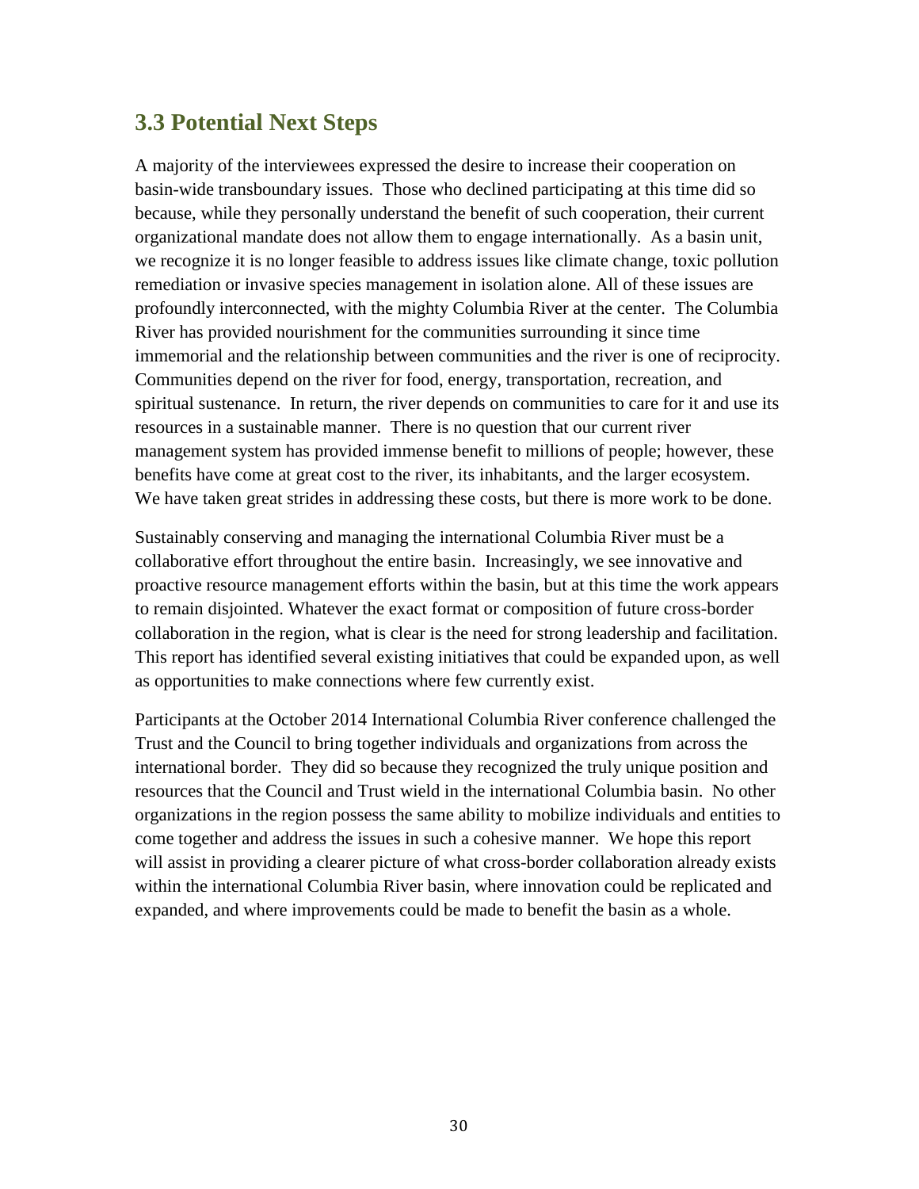## 3.3 Potential Next Steps

A majority of the interviewees expressed the desire to increase their cooperation on basin-wide transboundary issues. Those who declined participating at this time did so because, while they personally understand the benefit of such cooperation, their current organizational mandate does not allow them to engage internationally. As a basin unit, we recognize it is no longer feasible to address issues like climate change, toxic pollution remediation or invasive species management in isolation alone. All of these issues are profoundly interconnected, with the mighty Columbia River at the center. The Columbia River has provided nourishment for the communities surrounding it since time immemorial and the relationship between communities and the river is one of reciprocity. Communities depend on the river for food, energy, transportation, recreation, and spiritual sustenance. In return, the river depends on communities to care for it and use its resources in a sustainable manner. There is no question that our current river management system has provided immense benefit to millions of people; however, these benefits have come at great cost to the river, its inhabitants, and the larger ecosystem. We have taken great strides in addressing these costs, but there is more work to be done.

Sustainably conserving and managing the international Columbia River must be a collaborative effort throughout the entire basin. Increasingly, we see innovative and proactive resource management efforts within the basin, but at this time the work appears to remain disjointed. Whatever the exact format or composition of future cross-border collaboration in the region, what is clear is the need for strong leadership and facilitation. This report has identified several existing initiatives that could be expanded upon, as well as opportunities to make connections where few currently exist.

Participants at the October 2014 International Columbia River conference challenged the Trust and the Council to bring together individuals and organizations from across the international border. They did so because they recognized the truly unique position and resources that the Council and Trust wield in the international Columbia basin. No other organizations in the region possess the same ability to mobilize individuals and entities to come together and address the issues in such a cohesive manner. We hope this report will assist in providing a clearer picture of what cross-border collaboration already exists within the international Columbia River basin, where innovation could be replicated and expanded, and where improvements could be made to benefit the basin as a whole.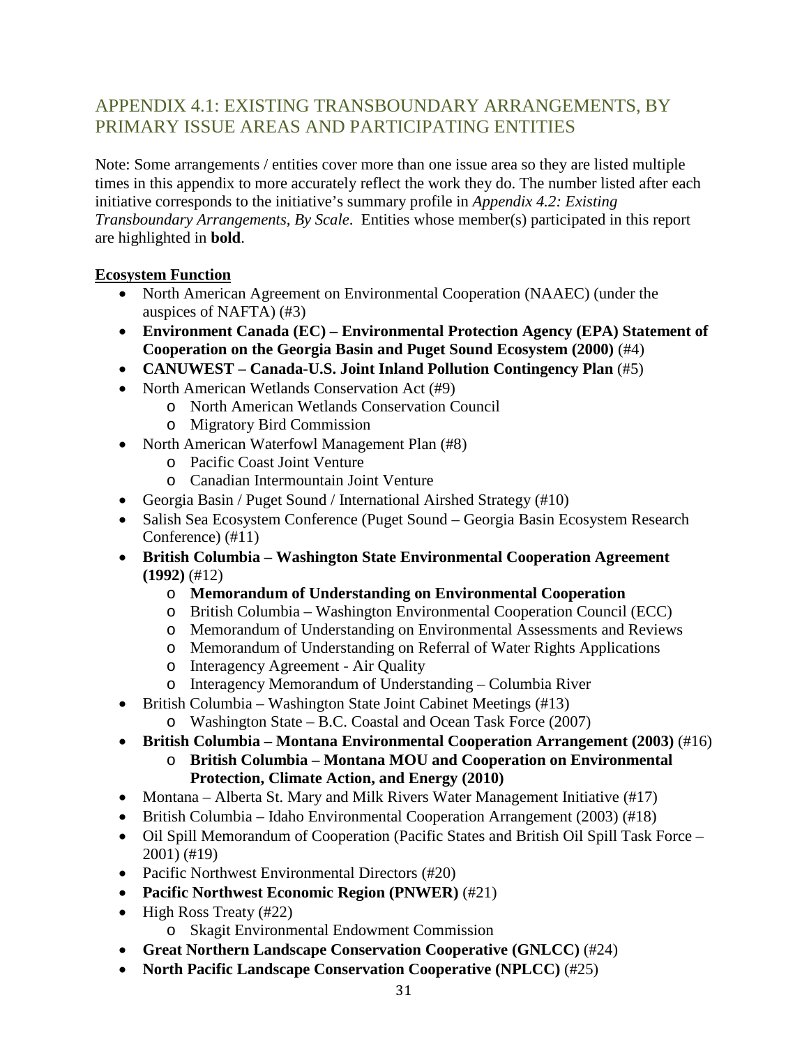## APPENDIX 4.1: EXISTING TRANSBOUNDARY ARRANGEMENTS, BY PRIMARY ISSUE AREAS AND PARTICIPATING ENTITIES

Note: Some arrangements / entities cover more than one issue area so they are listed multiple times in this appendix to more accurately reflect the work they do. The number listed after each initiative corresponds to the initiative's summary profile in *Appendix 4.2: Existing Transboundary Arrangements, By Scale*. Entities whose member(s) participated in this report are highlighted in **bold**.

**Ecosystem Function**

- North American Agreement on Environmental Cooperation (NAAEC) (under the auspices of NAFTA) (#3)
- **Environment Canada (EC) – Environmental Protection Agency (EPA) Statement of Cooperation on the Georgia Basin and Puget Sound Ecosystem (2000)** (#4)
- **CANUWEST – Canada-U.S. Joint Inland Pollution Contingency Plan** (#5)
- North American Wetlands Conservation Act (#9)
  - North American Wetlands Conservation Council
  - Migratory Bird Commission
- North American Waterfowl Management Plan (#8)
  - Pacific Coast Joint Venture
  - Canadian Intermountain Joint Venture
- Georgia Basin / Puget Sound / International Airshed Strategy (#10)
- Salish Sea Ecosystem Conference (Puget Sound – Georgia Basin Ecosystem Research Conference) (#11)
- **British Columbia – Washington State Environmental Cooperation Agreement (1992)** (#12)
  - **Memorandum of Understanding on Environmental Cooperation**
  - British Columbia – Washington Environmental Cooperation Council (ECC)
  - Memorandum of Understanding on Environmental Assessments and Reviews
  - Memorandum of Understanding on Referral of Water Rights Applications
  - Interagency Agreement - Air Quality
  - Interagency Memorandum of Understanding – Columbia River
- British Columbia – Washington State Joint Cabinet Meetings (#13)
  - Washington State – B.C. Coastal and Ocean Task Force (2007)
- **British Columbia – Montana Environmental Cooperation Arrangement (2003)** (#16)
  - **British Columbia – Montana MOU and Cooperation on Environmental Protection, Climate Action, and Energy (2010)**
- Montana – Alberta St. Mary and Milk Rivers Water Management Initiative (#17)
- British Columbia – Idaho Environmental Cooperation Arrangement (2003) (#18)
- Oil Spill Memorandum of Cooperation (Pacific States and British Oil Spill Task Force – 2001) (#19)
- Pacific Northwest Environmental Directors (#20)
- **Pacific Northwest Economic Region (PNWER)** (#21)
- High Ross Treaty (#22)
  - Skagit Environmental Endowment Commission
- **Great Northern Landscape Conservation Cooperative (GNLCC)** (#24)
- **North Pacific Landscape Conservation Cooperative (NPLCC)** (#25)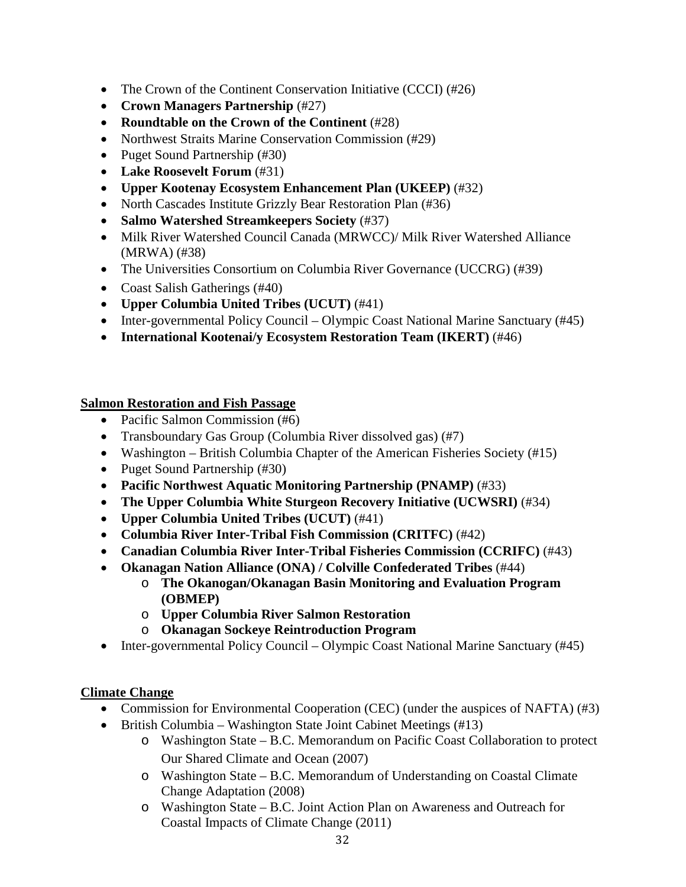- The Crown of the Continent Conservation Initiative (CCCI) (#26)
- **Crown Managers Partnership** (#27)
- **Roundtable on the Crown of the Continent** (#28)
- Northwest Straits Marine Conservation Commission (#29)
- Puget Sound Partnership (#30)
- **Lake Roosevelt Forum** (#31)
- **Upper Kootenay Ecosystem Enhancement Plan (UKEEP)** (#32)
- North Cascades Institute Grizzly Bear Restoration Plan (#36)
- **Salmo Watershed Streamkeepers Society** (#37)
- Milk River Watershed Council Canada (MRWCC)/ Milk River Watershed Alliance (MRWA) (#38)
- The Universities Consortium on Columbia River Governance (UCCRG) (#39)
- Coast Salish Gatherings (#40)
- **Upper Columbia United Tribes (UCUT)** (#41)
- Inter-governmental Policy Council – Olympic Coast National Marine Sanctuary (#45)
- **International Kootenai/y Ecosystem Restoration Team (IKERT)** (#46)

**Salmon Restoration and Fish Passage**

- Pacific Salmon Commission (#6)
- Transboundary Gas Group (Columbia River dissolved gas) (#7)
- Washington – British Columbia Chapter of the American Fisheries Society (#15)
- Puget Sound Partnership (#30)
- **Pacific Northwest Aquatic Monitoring Partnership (PNAMP)** (#33)
- **The Upper Columbia White Sturgeon Recovery Initiative (UCWSRI)** (#34)
- **Upper Columbia United Tribes (UCUT)** (#41)
- **Columbia River Inter-Tribal Fish Commission (CRITFC)** (#42)
- **Canadian Columbia River Inter-Tribal Fisheries Commission (CCRIFC)** (#43)
- **Okanagan Nation Alliance (ONA) / Colville Confederated Tribes** (#44)
    - **The Okanogan/Okanagan Basin Monitoring and Evaluation Program (OBMEP)**
    - **Upper Columbia River Salmon Restoration**
    - **Okanagan Sockeye Reintroduction Program**
- Inter-governmental Policy Council – Olympic Coast National Marine Sanctuary (#45)

**Climate Change**

- Commission for Environmental Cooperation (CEC) (under the auspices of NAFTA) (#3)
- British Columbia – Washington State Joint Cabinet Meetings (#13)
    - Washington State – B.C. Memorandum on Pacific Coast Collaboration to protect Our Shared Climate and Ocean (2007)
    - Washington State – B.C. Memorandum of Understanding on Coastal Climate Change Adaptation (2008)
    - Washington State – B.C. Joint Action Plan on Awareness and Outreach for Coastal Impacts of Climate Change (2011)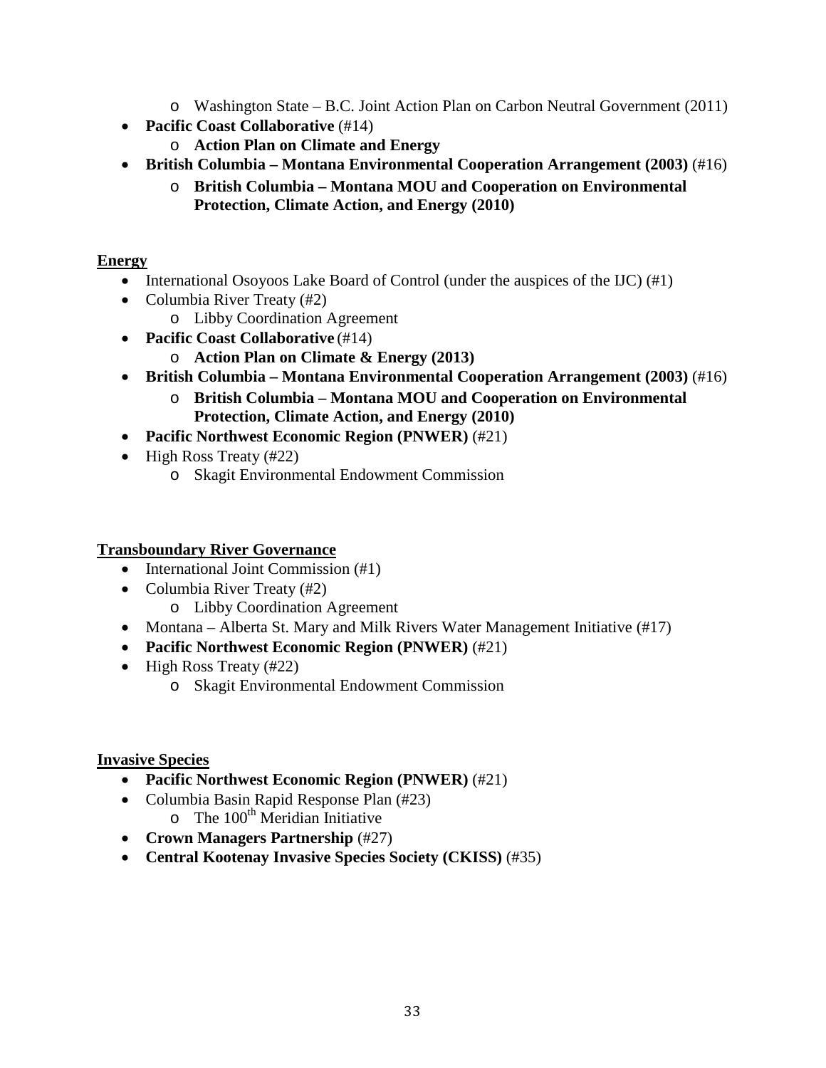- Washington State – B.C. Joint Action Plan on Carbon Neutral Government (2011)

- **Pacific Coast Collaborative** (#14)
  - **Action Plan on Climate and Energy**
- **British Columbia – Montana Environmental Cooperation Arrangement (2003)** (#16)
  - **British Columbia – Montana MOU and Cooperation on Environmental Protection, Climate Action, and Energy (2010)**

**Energy**

- International Osoyoos Lake Board of Control (under the auspices of the IJC) (#1)
- Columbia River Treaty (#2)
  - Libby Coordination Agreement
- **Pacific Coast Collaborative** (#14)
  - **Action Plan on Climate & Energy (2013)**
- **British Columbia – Montana Environmental Cooperation Arrangement (2003)** (#16)
  - **British Columbia – Montana MOU and Cooperation on Environmental Protection, Climate Action, and Energy (2010)**
- **Pacific Northwest Economic Region (PNWER)** (#21)
- High Ross Treaty (#22)
  - Skagit Environmental Endowment Commission

**Transboundary River Governance**

- International Joint Commission (#1)
- Columbia River Treaty (#2)
  - Libby Coordination Agreement
- Montana – Alberta St. Mary and Milk Rivers Water Management Initiative (#17)
- **Pacific Northwest Economic Region (PNWER)** (#21)
- High Ross Treaty (#22)
  - Skagit Environmental Endowment Commission

**Invasive Species**

- **Pacific Northwest Economic Region (PNWER)** (#21)
- Columbia Basin Rapid Response Plan (#23)
  - The 100th Meridian Initiative
- **Crown Managers Partnership** (#27)
- **Central Kootenay Invasive Species Society (CKISS)** (#35)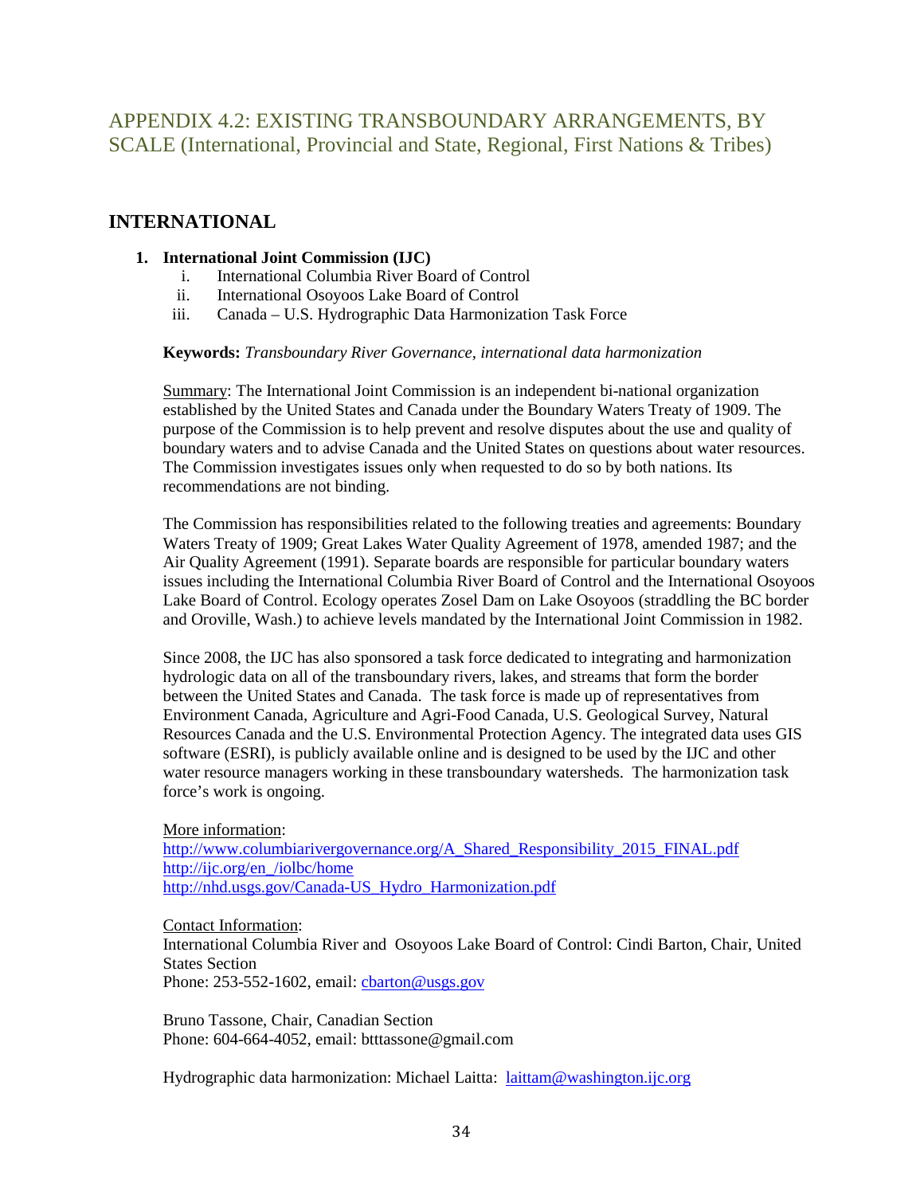# APPENDIX 4.2: EXISTING TRANSBOUNDARY ARRANGEMENTS, BY SCALE (International, Provincial and State, Regional, First Nations & Tribes)

## INTERNATIONAL

1. **International Joint Commission (IJC)**
   i. International Columbia River Board of Control
   ii. International Osoyoos Lake Board of Control
   iii. Canada – U.S. Hydrographic Data Harmonization Task Force

**Keywords:** *Transboundary River Governance, international data harmonization*

Summary: The International Joint Commission is an independent bi-national organization established by the United States and Canada under the Boundary Waters Treaty of 1909. The purpose of the Commission is to help prevent and resolve disputes about the use and quality of boundary waters and to advise Canada and the United States on questions about water resources. The Commission investigates issues only when requested to do so by both nations. Its recommendations are not binding.

The Commission has responsibilities related to the following treaties and agreements: Boundary Waters Treaty of 1909; Great Lakes Water Quality Agreement of 1978, amended 1987; and the Air Quality Agreement (1991). Separate boards are responsible for particular boundary waters issues including the International Columbia River Board of Control and the International Osoyoos Lake Board of Control. Ecology operates Zosel Dam on Lake Osoyoos (straddling the BC border and Oroville, Wash.) to achieve levels mandated by the International Joint Commission in 1982.

Since 2008, the IJC has also sponsored a task force dedicated to integrating and harmonization hydrologic data on all of the transboundary rivers, lakes, and streams that form the border between the United States and Canada. The task force is made up of representatives from Environment Canada, Agriculture and Agri-Food Canada, U.S. Geological Survey, Natural Resources Canada and the U.S. Environmental Protection Agency. The integrated data uses GIS software (ESRI), is publicly available online and is designed to be used by the IJC and other water resource managers working in these transboundary watersheds. The harmonization task force's work is ongoing.

More information:
http://www.columbiarivergovernance.org/A_Shared_Responsibility_2015_FINAL.pdf
http://ijc.org/en_/iolbc/home
http://nhd.usgs.gov/Canada-US_Hydro_Harmonization.pdf

Contact Information:
International Columbia River and Osoyoos Lake Board of Control: Cindi Barton, Chair, United States Section
Phone: 253-552-1602, email: cbarton@usgs.gov

Bruno Tassone, Chair, Canadian Section
Phone: 604-664-4052, email: btttassone@gmail.com

Hydrographic data harmonization: Michael Laitta: laittam@washington.ijc.org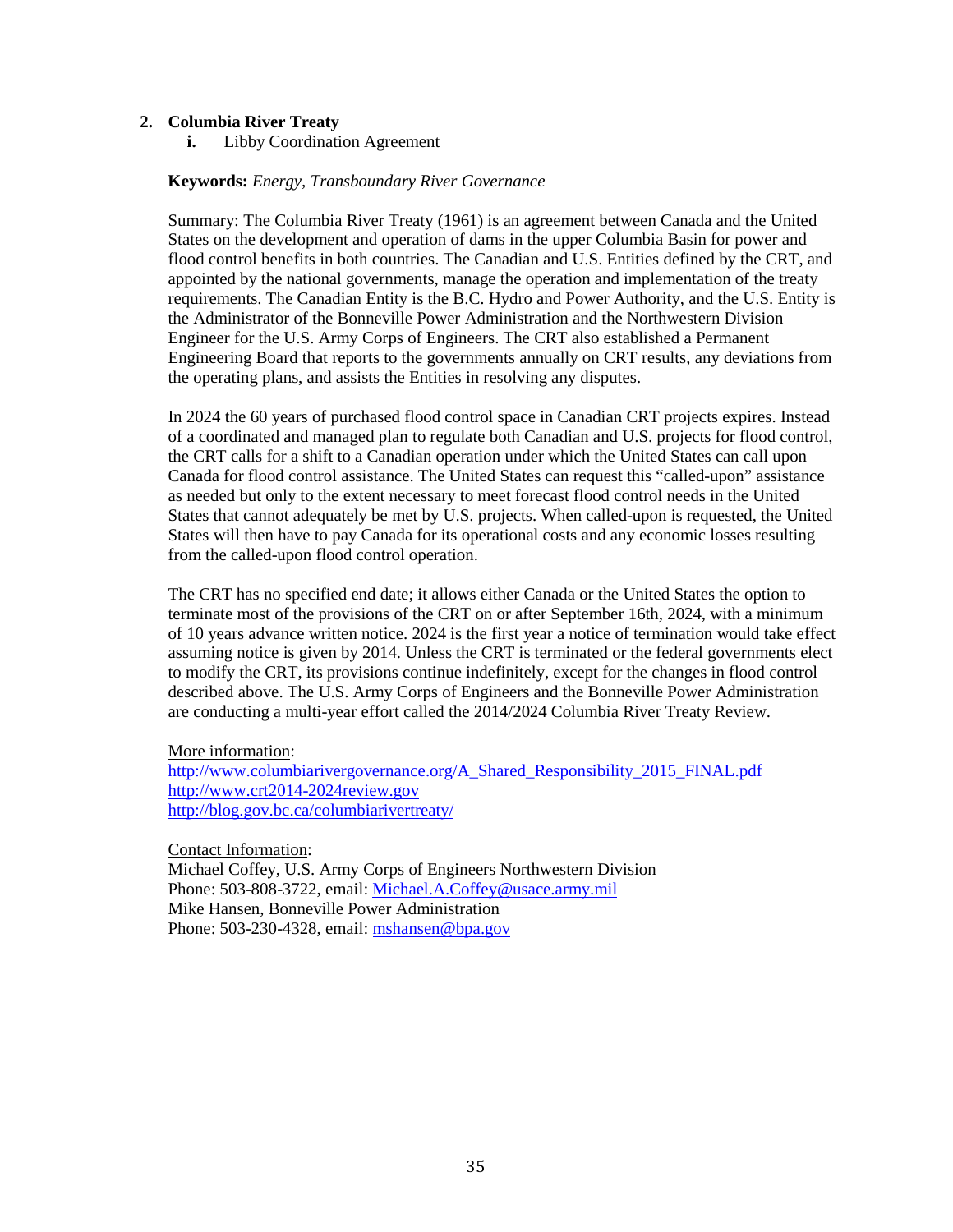## 2. Columbia River Treaty

**i.** Libby Coordination Agreement

**Keywords:** *Energy, Transboundary River Governance*

Summary: The Columbia River Treaty (1961) is an agreement between Canada and the United States on the development and operation of dams in the upper Columbia Basin for power and flood control benefits in both countries. The Canadian and U.S. Entities defined by the CRT, and appointed by the national governments, manage the operation and implementation of the treaty requirements. The Canadian Entity is the B.C. Hydro and Power Authority, and the U.S. Entity is the Administrator of the Bonneville Power Administration and the Northwestern Division Engineer for the U.S. Army Corps of Engineers. The CRT also established a Permanent Engineering Board that reports to the governments annually on CRT results, any deviations from the operating plans, and assists the Entities in resolving any disputes.

In 2024 the 60 years of purchased flood control space in Canadian CRT projects expires. Instead of a coordinated and managed plan to regulate both Canadian and U.S. projects for flood control, the CRT calls for a shift to a Canadian operation under which the United States can call upon Canada for flood control assistance. The United States can request this "called-upon" assistance as needed but only to the extent necessary to meet forecast flood control needs in the United States that cannot adequately be met by U.S. projects. When called-upon is requested, the United States will then have to pay Canada for its operational costs and any economic losses resulting from the called-upon flood control operation.

The CRT has no specified end date; it allows either Canada or the United States the option to terminate most of the provisions of the CRT on or after September 16th, 2024, with a minimum of 10 years advance written notice. 2024 is the first year a notice of termination would take effect assuming notice is given by 2014. Unless the CRT is terminated or the federal governments elect to modify the CRT, its provisions continue indefinitely, except for the changes in flood control described above. The U.S. Army Corps of Engineers and the Bonneville Power Administration are conducting a multi-year effort called the 2014/2024 Columbia River Treaty Review.

More information:
http://www.columbiarivergovernance.org/A_Shared_Responsibility_2015_FINAL.pdf
http://www.crt2014-2024review.gov
http://blog.gov.bc.ca/columbiarivertreaty/

Contact Information:
Michael Coffey, U.S. Army Corps of Engineers Northwestern Division
Phone: 503-808-3722, email: Michael.A.Coffey@usace.army.mil
Mike Hansen, Bonneville Power Administration
Phone: 503-230-4328, email: mshansen@bpa.gov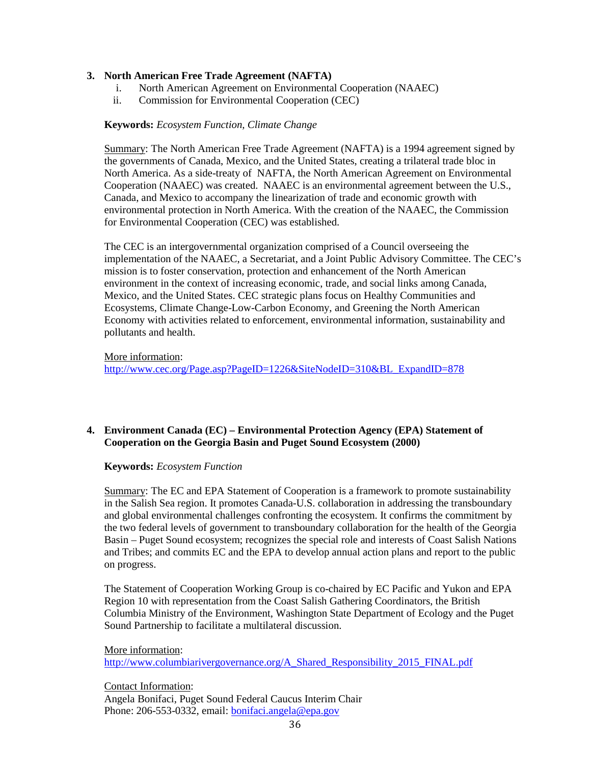### 3. North American Free Trade Agreement (NAFTA)

i. North American Agreement on Environmental Cooperation (NAAEC)
ii. Commission for Environmental Cooperation (CEC)

**Keywords:** *Ecosystem Function, Climate Change*

Summary: The North American Free Trade Agreement (NAFTA) is a 1994 agreement signed by the governments of Canada, Mexico, and the United States, creating a trilateral trade bloc in North America. As a side-treaty of NAFTA, the North American Agreement on Environmental Cooperation (NAAEC) was created. NAAEC is an environmental agreement between the U.S., Canada, and Mexico to accompany the linearization of trade and economic growth with environmental protection in North America. With the creation of the NAAEC, the Commission for Environmental Cooperation (CEC) was established.

The CEC is an intergovernmental organization comprised of a Council overseeing the implementation of the NAAEC, a Secretariat, and a Joint Public Advisory Committee. The CEC's mission is to foster conservation, protection and enhancement of the North American environment in the context of increasing economic, trade, and social links among Canada, Mexico, and the United States. CEC strategic plans focus on Healthy Communities and Ecosystems, Climate Change-Low-Carbon Economy, and Greening the North American Economy with activities related to enforcement, environmental information, sustainability and pollutants and health.

More information:
http://www.cec.org/Page.asp?PageID=1226&SiteNodeID=310&BL_ExpandID=878

### 4. Environment Canada (EC) – Environmental Protection Agency (EPA) Statement of Cooperation on the Georgia Basin and Puget Sound Ecosystem (2000)

**Keywords:** *Ecosystem Function*

Summary: The EC and EPA Statement of Cooperation is a framework to promote sustainability in the Salish Sea region. It promotes Canada-U.S. collaboration in addressing the transboundary and global environmental challenges confronting the ecosystem. It confirms the commitment by the two federal levels of government to transboundary collaboration for the health of the Georgia Basin – Puget Sound ecosystem; recognizes the special role and interests of Coast Salish Nations and Tribes; and commits EC and the EPA to develop annual action plans and report to the public on progress.

The Statement of Cooperation Working Group is co-chaired by EC Pacific and Yukon and EPA Region 10 with representation from the Coast Salish Gathering Coordinators, the British Columbia Ministry of the Environment, Washington State Department of Ecology and the Puget Sound Partnership to facilitate a multilateral discussion.

More information:
http://www.columbiarivergovernance.org/A_Shared_Responsibility_2015_FINAL.pdf

Contact Information:
Angela Bonifaci, Puget Sound Federal Caucus Interim Chair
Phone: 206-553-0332, email: bonifaci.angela@epa.gov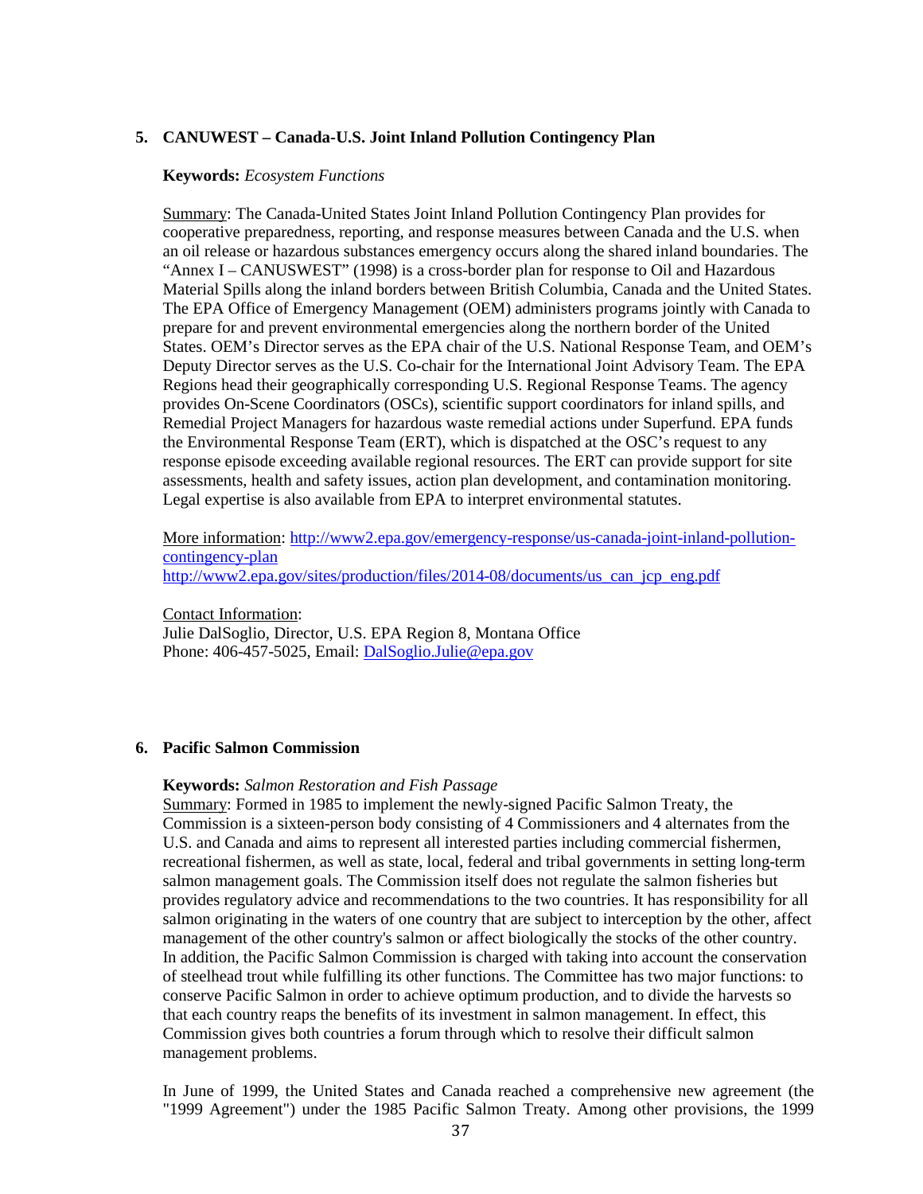### 5. CANUWEST – Canada-U.S. Joint Inland Pollution Contingency Plan

**Keywords:** *Ecosystem Functions*

Summary: The Canada-United States Joint Inland Pollution Contingency Plan provides for cooperative preparedness, reporting, and response measures between Canada and the U.S. when an oil release or hazardous substances emergency occurs along the shared inland boundaries. The "Annex I – CANUSWEST" (1998) is a cross-border plan for response to Oil and Hazardous Material Spills along the inland borders between British Columbia, Canada and the United States. The EPA Office of Emergency Management (OEM) administers programs jointly with Canada to prepare for and prevent environmental emergencies along the northern border of the United States. OEM's Director serves as the EPA chair of the U.S. National Response Team, and OEM's Deputy Director serves as the U.S. Co-chair for the International Joint Advisory Team. The EPA Regions head their geographically corresponding U.S. Regional Response Teams. The agency provides On-Scene Coordinators (OSCs), scientific support coordinators for inland spills, and Remedial Project Managers for hazardous waste remedial actions under Superfund. EPA funds the Environmental Response Team (ERT), which is dispatched at the OSC's request to any response episode exceeding available regional resources. The ERT can provide support for site assessments, health and safety issues, action plan development, and contamination monitoring. Legal expertise is also available from EPA to interpret environmental statutes.

More information: [http://www2.epa.gov/emergency-response/us-canada-joint-inland-pollution-contingency-plan](http://www2.epa.gov/emergency-response/us-canada-joint-inland-pollution-contingency-plan)
[http://www2.epa.gov/sites/production/files/2014-08/documents/us_can_jcp_eng.pdf](http://www2.epa.gov/sites/production/files/2014-08/documents/us_can_jcp_eng.pdf)

Contact Information:
Julie DalSoglio, Director, U.S. EPA Region 8, Montana Office
Phone: 406-457-5025, Email: [DalSoglio.Julie@epa.gov](mailto:DalSoglio.Julie@epa.gov)

### 6. Pacific Salmon Commission

**Keywords:** *Salmon Restoration and Fish Passage*

Summary: Formed in 1985 to implement the newly-signed Pacific Salmon Treaty, the Commission is a sixteen-person body consisting of 4 Commissioners and 4 alternates from the U.S. and Canada and aims to represent all interested parties including commercial fishermen, recreational fishermen, as well as state, local, federal and tribal governments in setting long-term salmon management goals. The Commission itself does not regulate the salmon fisheries but provides regulatory advice and recommendations to the two countries. It has responsibility for all salmon originating in the waters of one country that are subject to interception by the other, affect management of the other country's salmon or affect biologically the stocks of the other country. In addition, the Pacific Salmon Commission is charged with taking into account the conservation of steelhead trout while fulfilling its other functions. The Committee has two major functions: to conserve Pacific Salmon in order to achieve optimum production, and to divide the harvests so that each country reaps the benefits of its investment in salmon management. In effect, this Commission gives both countries a forum through which to resolve their difficult salmon management problems.

In June of 1999, the United States and Canada reached a comprehensive new agreement (the "1999 Agreement") under the 1985 Pacific Salmon Treaty. Among other provisions, the 1999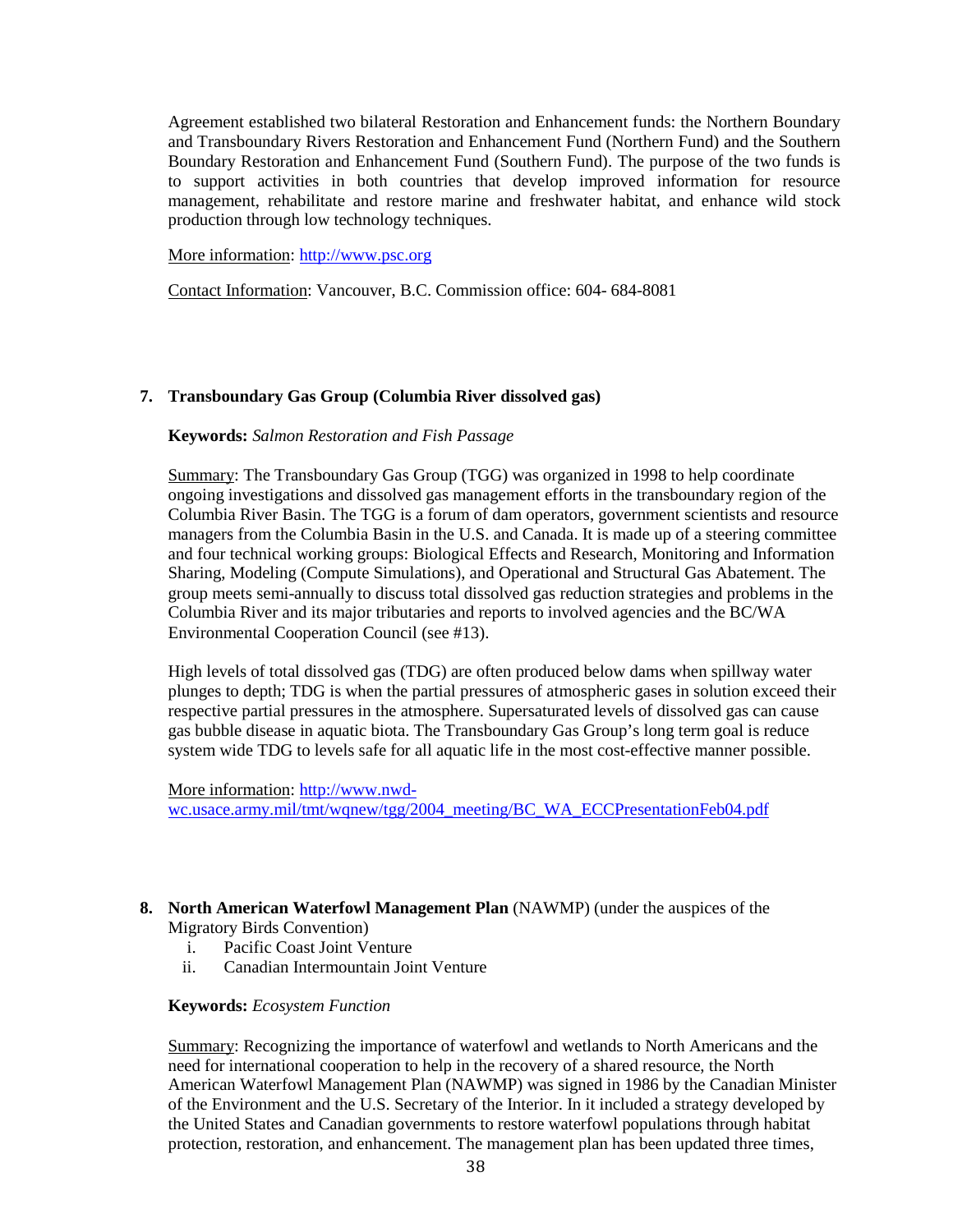Agreement established two bilateral Restoration and Enhancement funds: the Northern Boundary and Transboundary Rivers Restoration and Enhancement Fund (Northern Fund) and the Southern Boundary Restoration and Enhancement Fund (Southern Fund). The purpose of the two funds is to support activities in both countries that develop improved information for resource management, rehabilitate and restore marine and freshwater habitat, and enhance wild stock production through low technology techniques.

More information: http://www.psc.org

Contact Information: Vancouver, B.C. Commission office: 604- 684-8081

### 7. Transboundary Gas Group (Columbia River dissolved gas)

**Keywords:** *Salmon Restoration and Fish Passage*

Summary: The Transboundary Gas Group (TGG) was organized in 1998 to help coordinate ongoing investigations and dissolved gas management efforts in the transboundary region of the Columbia River Basin. The TGG is a forum of dam operators, government scientists and resource managers from the Columbia Basin in the U.S. and Canada. It is made up of a steering committee and four technical working groups: Biological Effects and Research, Monitoring and Information Sharing, Modeling (Compute Simulations), and Operational and Structural Gas Abatement. The group meets semi-annually to discuss total dissolved gas reduction strategies and problems in the Columbia River and its major tributaries and reports to involved agencies and the BC/WA Environmental Cooperation Council (see #13).

High levels of total dissolved gas (TDG) are often produced below dams when spillway water plunges to depth; TDG is when the partial pressures of atmospheric gases in solution exceed their respective partial pressures in the atmosphere. Supersaturated levels of dissolved gas can cause gas bubble disease in aquatic biota. The Transboundary Gas Group's long term goal is reduce system wide TDG to levels safe for all aquatic life in the most cost-effective manner possible.

More information: http://www.nwd-wc.usace.army.mil/tmt/wqnew/tgg/2004_meeting/BC_WA_ECCPresentationFeb04.pdf

### 8. North American Waterfowl Management Plan (NAWMP) (under the auspices of the Migratory Birds Convention)

i. Pacific Coast Joint Venture
ii. Canadian Intermountain Joint Venture

**Keywords:** *Ecosystem Function*

Summary: Recognizing the importance of waterfowl and wetlands to North Americans and the need for international cooperation to help in the recovery of a shared resource, the North American Waterfowl Management Plan (NAWMP) was signed in 1986 by the Canadian Minister of the Environment and the U.S. Secretary of the Interior. In it included a strategy developed by the United States and Canadian governments to restore waterfowl populations through habitat protection, restoration, and enhancement. The management plan has been updated three times,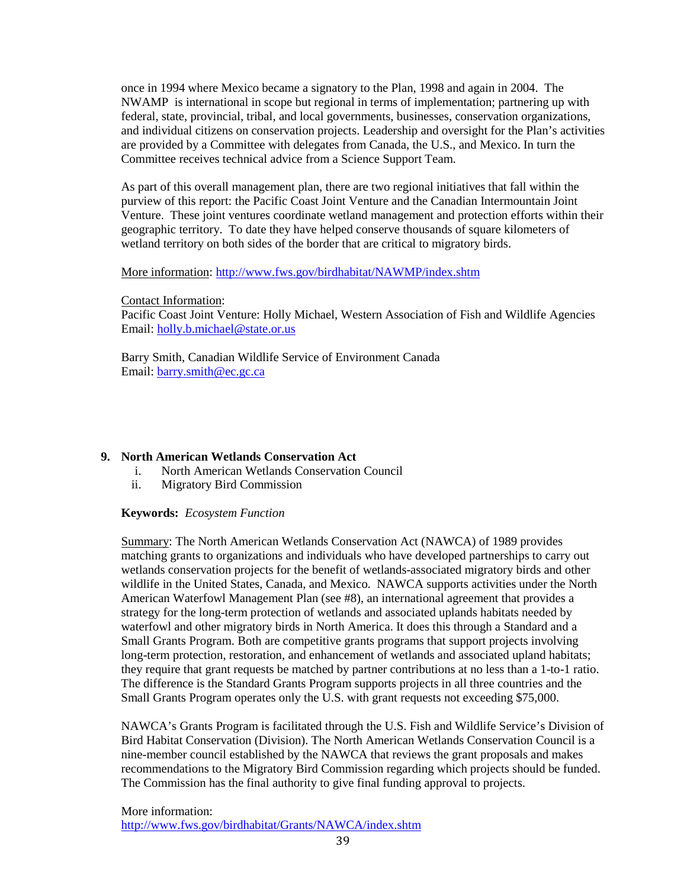once in 1994 where Mexico became a signatory to the Plan, 1998 and again in 2004. The NWAMP is international in scope but regional in terms of implementation; partnering up with federal, state, provincial, tribal, and local governments, businesses, conservation organizations, and individual citizens on conservation projects. Leadership and oversight for the Plan's activities are provided by a Committee with delegates from Canada, the U.S., and Mexico. In turn the Committee receives technical advice from a Science Support Team.

As part of this overall management plan, there are two regional initiatives that fall within the purview of this report: the Pacific Coast Joint Venture and the Canadian Intermountain Joint Venture. These joint ventures coordinate wetland management and protection efforts within their geographic territory. To date they have helped conserve thousands of square kilometers of wetland territory on both sides of the border that are critical to migratory birds.

More information: http://www.fws.gov/birdhabitat/NAWMP/index.shtm

Contact Information:
Pacific Coast Joint Venture: Holly Michael, Western Association of Fish and Wildlife Agencies
Email: holly.b.michael@state.or.us

Barry Smith, Canadian Wildlife Service of Environment Canada
Email: barry.smith@ec.gc.ca

## 9. North American Wetlands Conservation Act

i. North American Wetlands Conservation Council
ii. Migratory Bird Commission

**Keywords:** *Ecosystem Function*

Summary: The North American Wetlands Conservation Act (NAWCA) of 1989 provides matching grants to organizations and individuals who have developed partnerships to carry out wetlands conservation projects for the benefit of wetlands-associated migratory birds and other wildlife in the United States, Canada, and Mexico. NAWCA supports activities under the North American Waterfowl Management Plan (see #8), an international agreement that provides a strategy for the long-term protection of wetlands and associated uplands habitats needed by waterfowl and other migratory birds in North America. It does this through a Standard and a Small Grants Program. Both are competitive grants programs that support projects involving long-term protection, restoration, and enhancement of wetlands and associated upland habitats; they require that grant requests be matched by partner contributions at no less than a 1-to-1 ratio. The difference is the Standard Grants Program supports projects in all three countries and the Small Grants Program operates only the U.S. with grant requests not exceeding $75,000.

NAWCA's Grants Program is facilitated through the U.S. Fish and Wildlife Service's Division of Bird Habitat Conservation (Division). The North American Wetlands Conservation Council is a nine-member council established by the NAWCA that reviews the grant proposals and makes recommendations to the Migratory Bird Commission regarding which projects should be funded. The Commission has the final authority to give final funding approval to projects.

More information:
http://www.fws.gov/birdhabitat/Grants/NAWCA/index.shtm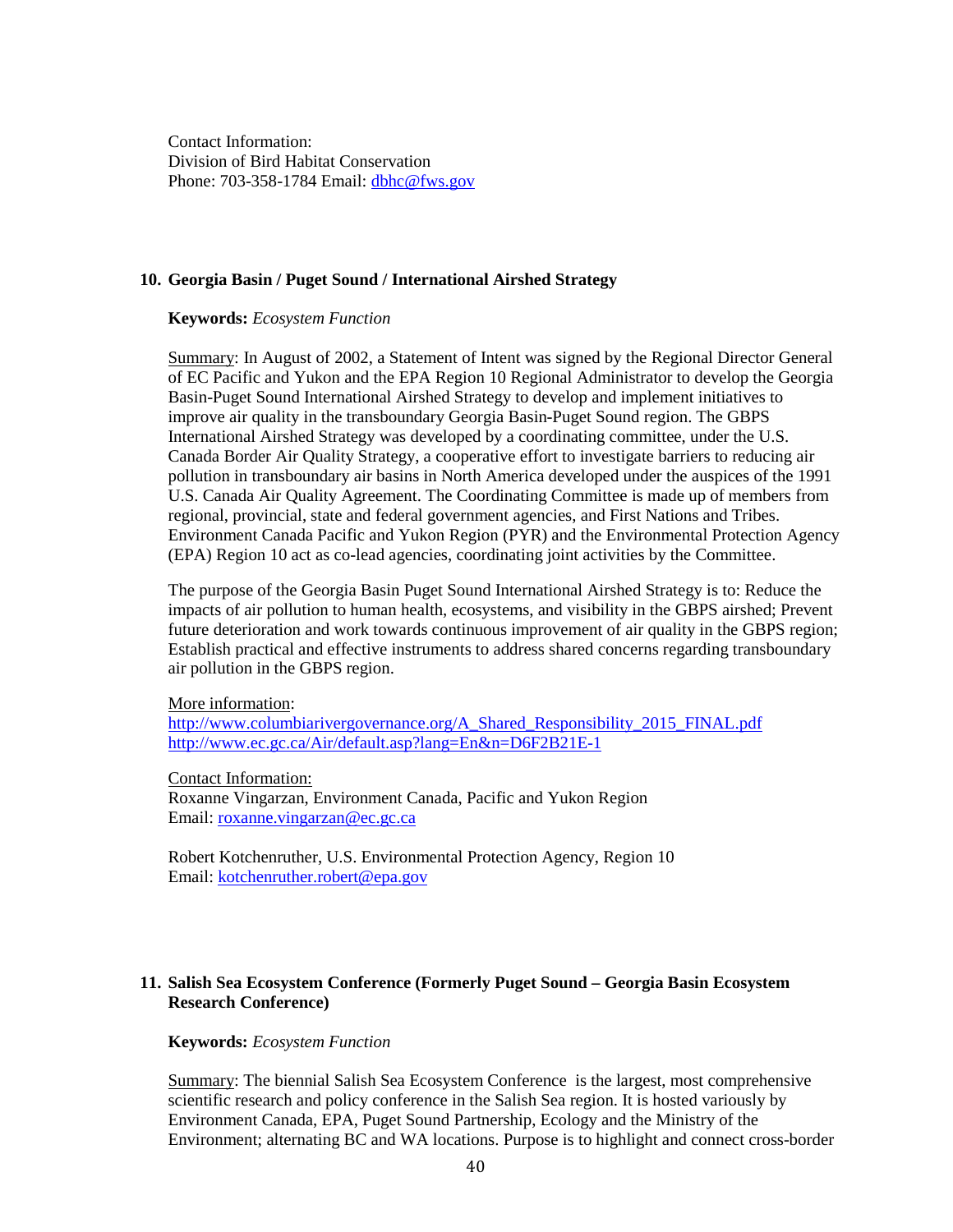Contact Information:
Division of Bird Habitat Conservation
Phone: 703-358-1784 Email: dbhc@fws.gov

### 10. Georgia Basin / Puget Sound / International Airshed Strategy

**Keywords:** *Ecosystem Function*

Summary: In August of 2002, a Statement of Intent was signed by the Regional Director General of EC Pacific and Yukon and the EPA Region 10 Regional Administrator to develop the Georgia Basin-Puget Sound International Airshed Strategy to develop and implement initiatives to improve air quality in the transboundary Georgia Basin-Puget Sound region. The GBPS International Airshed Strategy was developed by a coordinating committee, under the U.S. Canada Border Air Quality Strategy, a cooperative effort to investigate barriers to reducing air pollution in transboundary air basins in North America developed under the auspices of the 1991 U.S. Canada Air Quality Agreement. The Coordinating Committee is made up of members from regional, provincial, state and federal government agencies, and First Nations and Tribes. Environment Canada Pacific and Yukon Region (PYR) and the Environmental Protection Agency (EPA) Region 10 act as co-lead agencies, coordinating joint activities by the Committee.

The purpose of the Georgia Basin Puget Sound International Airshed Strategy is to: Reduce the impacts of air pollution to human health, ecosystems, and visibility in the GBPS airshed; Prevent future deterioration and work towards continuous improvement of air quality in the GBPS region; Establish practical and effective instruments to address shared concerns regarding transboundary air pollution in the GBPS region.

More information:
http://www.columbiarivergovernance.org/A_Shared_Responsibility_2015_FINAL.pdf
http://www.ec.gc.ca/Air/default.asp?lang=En&n=D6F2B21E-1

Contact Information:
Roxanne Vingarzan, Environment Canada, Pacific and Yukon Region
Email: roxanne.vingarzan@ec.gc.ca

Robert Kotchenruther, U.S. Environmental Protection Agency, Region 10
Email: kotchenruther.robert@epa.gov

### 11. Salish Sea Ecosystem Conference (Formerly Puget Sound – Georgia Basin Ecosystem Research Conference)

**Keywords:** *Ecosystem Function*

Summary: The biennial Salish Sea Ecosystem Conference is the largest, most comprehensive scientific research and policy conference in the Salish Sea region. It is hosted variously by Environment Canada, EPA, Puget Sound Partnership, Ecology and the Ministry of the Environment; alternating BC and WA locations. Purpose is to highlight and connect cross-border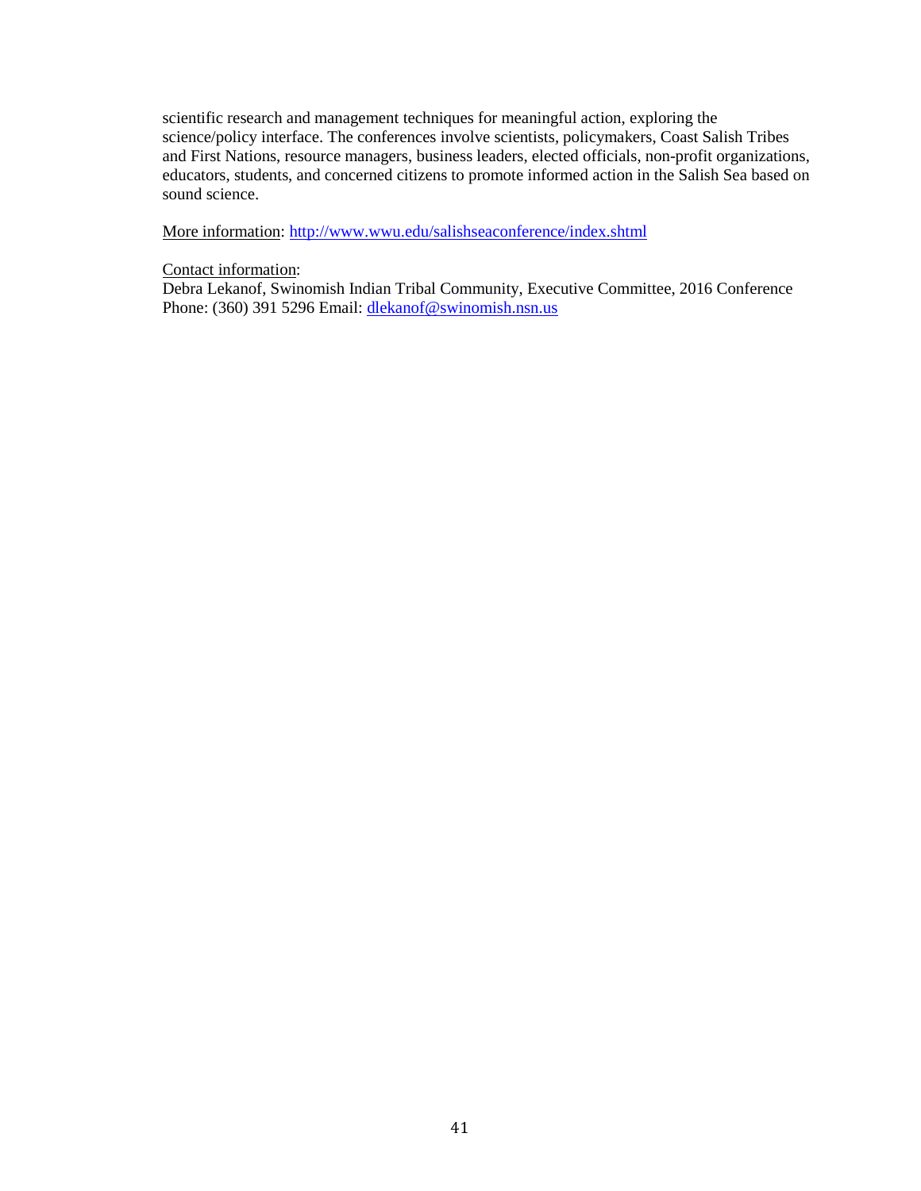scientific research and management techniques for meaningful action, exploring the science/policy interface. The conferences involve scientists, policymakers, Coast Salish Tribes and First Nations, resource managers, business leaders, elected officials, non-profit organizations, educators, students, and concerned citizens to promote informed action in the Salish Sea based on sound science.

More information: http://www.wwu.edu/salishseaconference/index.shtml

Contact information:
Debra Lekanof, Swinomish Indian Tribal Community, Executive Committee, 2016 Conference
Phone: (360) 391 5296 Email: dlekanof@swinomish.nsn.us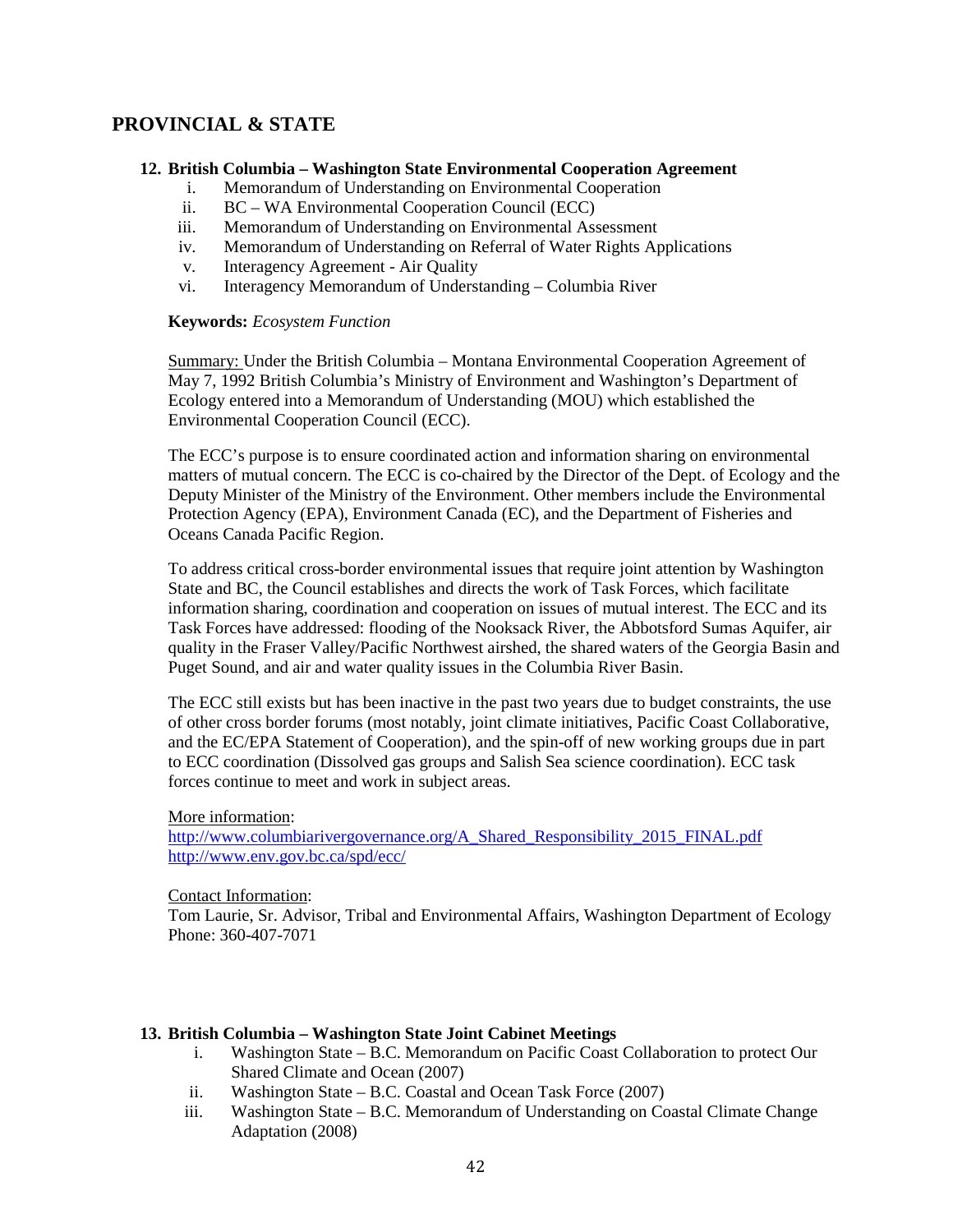## PROVINCIAL & STATE

### 12. British Columbia – Washington State Environmental Cooperation Agreement

i. Memorandum of Understanding on Environmental Cooperation
ii. BC – WA Environmental Cooperation Council (ECC)
iii. Memorandum of Understanding on Environmental Assessment
iv. Memorandum of Understanding on Referral of Water Rights Applications
v. Interagency Agreement - Air Quality
vi. Interagency Memorandum of Understanding – Columbia River

**Keywords:** *Ecosystem Function*

Summary: Under the British Columbia – Montana Environmental Cooperation Agreement of May 7, 1992 British Columbia's Ministry of Environment and Washington's Department of Ecology entered into a Memorandum of Understanding (MOU) which established the Environmental Cooperation Council (ECC).

The ECC's purpose is to ensure coordinated action and information sharing on environmental matters of mutual concern. The ECC is co-chaired by the Director of the Dept. of Ecology and the Deputy Minister of the Ministry of the Environment. Other members include the Environmental Protection Agency (EPA), Environment Canada (EC), and the Department of Fisheries and Oceans Canada Pacific Region.

To address critical cross-border environmental issues that require joint attention by Washington State and BC, the Council establishes and directs the work of Task Forces, which facilitate information sharing, coordination and cooperation on issues of mutual interest. The ECC and its Task Forces have addressed: flooding of the Nooksack River, the Abbotsford Sumas Aquifer, air quality in the Fraser Valley/Pacific Northwest airshed, the shared waters of the Georgia Basin and Puget Sound, and air and water quality issues in the Columbia River Basin.

The ECC still exists but has been inactive in the past two years due to budget constraints, the use of other cross border forums (most notably, joint climate initiatives, Pacific Coast Collaborative, and the EC/EPA Statement of Cooperation), and the spin-off of new working groups due in part to ECC coordination (Dissolved gas groups and Salish Sea science coordination). ECC task forces continue to meet and work in subject areas.

More information:
http://www.columbiarivergovernance.org/A_Shared_Responsibility_2015_FINAL.pdf
http://www.env.gov.bc.ca/spd/ecc/

Contact Information:
Tom Laurie, Sr. Advisor, Tribal and Environmental Affairs, Washington Department of Ecology
Phone: 360-407-7071

### 13. British Columbia – Washington State Joint Cabinet Meetings

i. Washington State – B.C. Memorandum on Pacific Coast Collaboration to protect Our Shared Climate and Ocean (2007)
ii. Washington State – B.C. Coastal and Ocean Task Force (2007)
iii. Washington State – B.C. Memorandum of Understanding on Coastal Climate Change Adaptation (2008)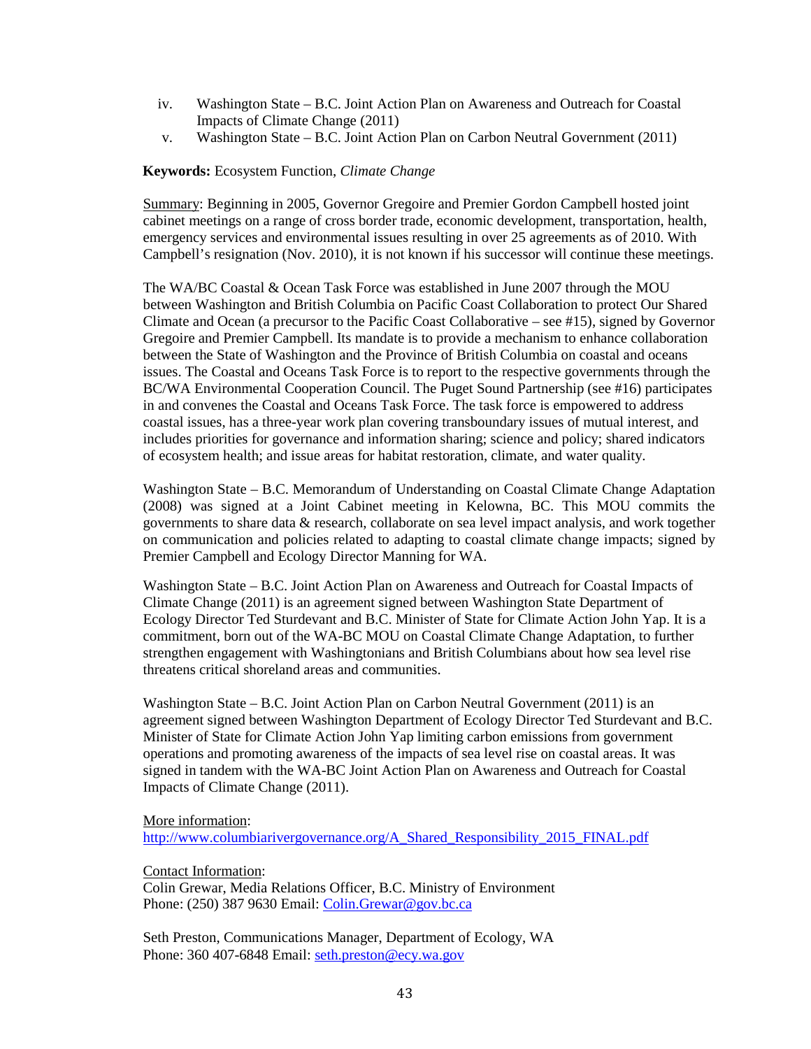iv. Washington State – B.C. Joint Action Plan on Awareness and Outreach for Coastal Impacts of Climate Change (2011)
v. Washington State – B.C. Joint Action Plan on Carbon Neutral Government (2011)

**Keywords:** Ecosystem Function, *Climate Change*

Summary: Beginning in 2005, Governor Gregoire and Premier Gordon Campbell hosted joint cabinet meetings on a range of cross border trade, economic development, transportation, health, emergency services and environmental issues resulting in over 25 agreements as of 2010. With Campbell's resignation (Nov. 2010), it is not known if his successor will continue these meetings.

The WA/BC Coastal & Ocean Task Force was established in June 2007 through the MOU between Washington and British Columbia on Pacific Coast Collaboration to protect Our Shared Climate and Ocean (a precursor to the Pacific Coast Collaborative – see #15), signed by Governor Gregoire and Premier Campbell. Its mandate is to provide a mechanism to enhance collaboration between the State of Washington and the Province of British Columbia on coastal and oceans issues. The Coastal and Oceans Task Force is to report to the respective governments through the BC/WA Environmental Cooperation Council. The Puget Sound Partnership (see #16) participates in and convenes the Coastal and Oceans Task Force. The task force is empowered to address coastal issues, has a three-year work plan covering transboundary issues of mutual interest, and includes priorities for governance and information sharing; science and policy; shared indicators of ecosystem health; and issue areas for habitat restoration, climate, and water quality.

Washington State – B.C. Memorandum of Understanding on Coastal Climate Change Adaptation (2008) was signed at a Joint Cabinet meeting in Kelowna, BC. This MOU commits the governments to share data & research, collaborate on sea level impact analysis, and work together on communication and policies related to adapting to coastal climate change impacts; signed by Premier Campbell and Ecology Director Manning for WA.

Washington State – B.C. Joint Action Plan on Awareness and Outreach for Coastal Impacts of Climate Change (2011) is an agreement signed between Washington State Department of Ecology Director Ted Sturdevant and B.C. Minister of State for Climate Action John Yap. It is a commitment, born out of the WA-BC MOU on Coastal Climate Change Adaptation, to further strengthen engagement with Washingtonians and British Columbians about how sea level rise threatens critical shoreland areas and communities.

Washington State – B.C. Joint Action Plan on Carbon Neutral Government (2011) is an agreement signed between Washington Department of Ecology Director Ted Sturdevant and B.C. Minister of State for Climate Action John Yap limiting carbon emissions from government operations and promoting awareness of the impacts of sea level rise on coastal areas. It was signed in tandem with the WA-BC Joint Action Plan on Awareness and Outreach for Coastal Impacts of Climate Change (2011).

More information:
http://www.columbiarivergovernance.org/A_Shared_Responsibility_2015_FINAL.pdf

Contact Information:
Colin Grewar, Media Relations Officer, B.C. Ministry of Environment
Phone: (250) 387 9630 Email: Colin.Grewar@gov.bc.ca

Seth Preston, Communications Manager, Department of Ecology, WA
Phone: 360 407-6848 Email: seth.preston@ecy.wa.gov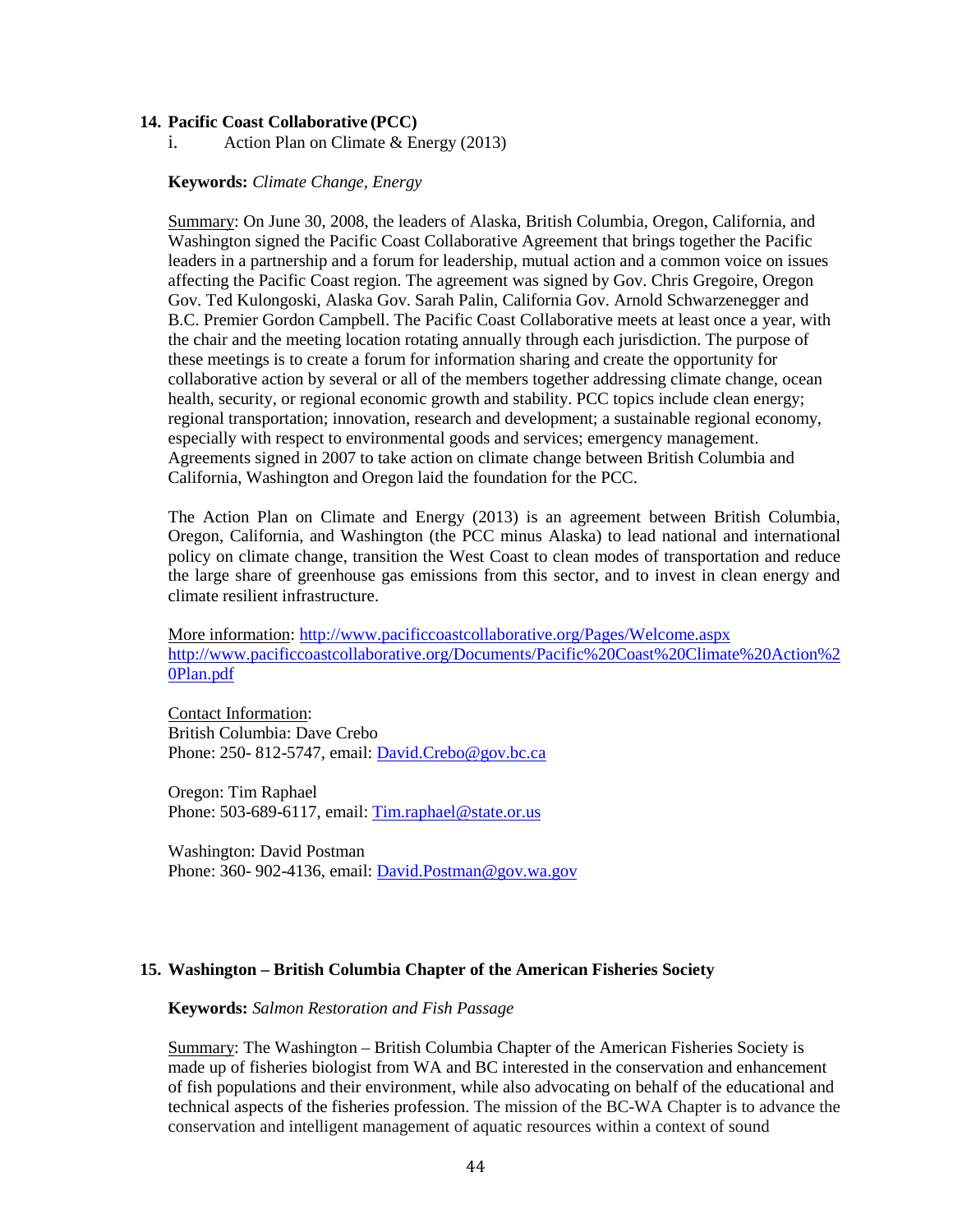### 14. Pacific Coast Collaborative (PCC)

i. Action Plan on Climate & Energy (2013)

**Keywords:** *Climate Change, Energy*

Summary: On June 30, 2008, the leaders of Alaska, British Columbia, Oregon, California, and Washington signed the Pacific Coast Collaborative Agreement that brings together the Pacific leaders in a partnership and a forum for leadership, mutual action and a common voice on issues affecting the Pacific Coast region. The agreement was signed by Gov. Chris Gregoire, Oregon Gov. Ted Kulongoski, Alaska Gov. Sarah Palin, California Gov. Arnold Schwarzenegger and B.C. Premier Gordon Campbell. The Pacific Coast Collaborative meets at least once a year, with the chair and the meeting location rotating annually through each jurisdiction. The purpose of these meetings is to create a forum for information sharing and create the opportunity for collaborative action by several or all of the members together addressing climate change, ocean health, security, or regional economic growth and stability. PCC topics include clean energy; regional transportation; innovation, research and development; a sustainable regional economy, especially with respect to environmental goods and services; emergency management. Agreements signed in 2007 to take action on climate change between British Columbia and California, Washington and Oregon laid the foundation for the PCC.

The Action Plan on Climate and Energy (2013) is an agreement between British Columbia, Oregon, California, and Washington (the PCC minus Alaska) to lead national and international policy on climate change, transition the West Coast to clean modes of transportation and reduce the large share of greenhouse gas emissions from this sector, and to invest in clean energy and climate resilient infrastructure.

More information: http://www.pacificcoastcollaborative.org/Pages/Welcome.aspx
http://www.pacificcoastcollaborative.org/Documents/Pacific%20Coast%20Climate%20Action%20Plan.pdf

Contact Information:
British Columbia: Dave Crebo
Phone: 250- 812-5747, email: David.Crebo@gov.bc.ca

Oregon: Tim Raphael
Phone: 503-689-6117, email: Tim.raphael@state.or.us

Washington: David Postman
Phone: 360- 902-4136, email: David.Postman@gov.wa.gov

### 15. Washington – British Columbia Chapter of the American Fisheries Society

**Keywords:** *Salmon Restoration and Fish Passage*

Summary: The Washington – British Columbia Chapter of the American Fisheries Society is made up of fisheries biologist from WA and BC interested in the conservation and enhancement of fish populations and their environment, while also advocating on behalf of the educational and technical aspects of the fisheries profession. The mission of the BC-WA Chapter is to advance the conservation and intelligent management of aquatic resources within a context of sound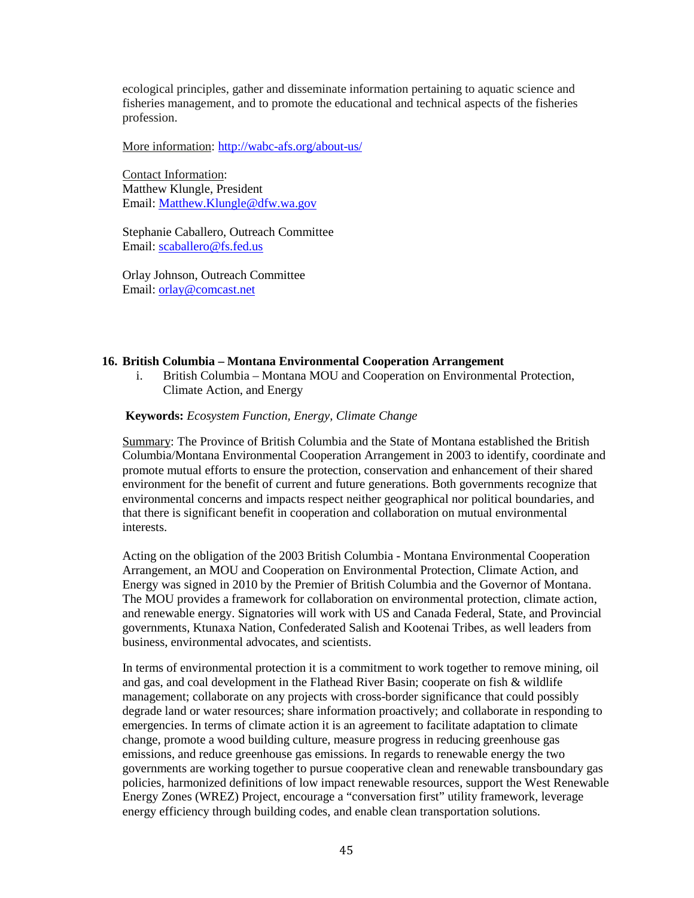ecological principles, gather and disseminate information pertaining to aquatic science and fisheries management, and to promote the educational and technical aspects of the fisheries profession.

More information: http://wabc-afs.org/about-us/

Contact Information:
Matthew Klungle, President
Email: Matthew.Klungle@dfw.wa.gov

Stephanie Caballero, Outreach Committee
Email: scaballero@fs.fed.us

Orlay Johnson, Outreach Committee
Email: orlay@comcast.net

## 16. British Columbia – Montana Environmental Cooperation Arrangement

i. British Columbia – Montana MOU and Cooperation on Environmental Protection, Climate Action, and Energy

**Keywords:** *Ecosystem Function, Energy, Climate Change*

Summary: The Province of British Columbia and the State of Montana established the British Columbia/Montana Environmental Cooperation Arrangement in 2003 to identify, coordinate and promote mutual efforts to ensure the protection, conservation and enhancement of their shared environment for the benefit of current and future generations. Both governments recognize that environmental concerns and impacts respect neither geographical nor political boundaries, and that there is significant benefit in cooperation and collaboration on mutual environmental interests.

Acting on the obligation of the 2003 British Columbia - Montana Environmental Cooperation Arrangement, an MOU and Cooperation on Environmental Protection, Climate Action, and Energy was signed in 2010 by the Premier of British Columbia and the Governor of Montana. The MOU provides a framework for collaboration on environmental protection, climate action, and renewable energy. Signatories will work with US and Canada Federal, State, and Provincial governments, Ktunaxa Nation, Confederated Salish and Kootenai Tribes, as well leaders from business, environmental advocates, and scientists.

In terms of environmental protection it is a commitment to work together to remove mining, oil and gas, and coal development in the Flathead River Basin; cooperate on fish & wildlife management; collaborate on any projects with cross-border significance that could possibly degrade land or water resources; share information proactively; and collaborate in responding to emergencies. In terms of climate action it is an agreement to facilitate adaptation to climate change, promote a wood building culture, measure progress in reducing greenhouse gas emissions, and reduce greenhouse gas emissions. In regards to renewable energy the two governments are working together to pursue cooperative clean and renewable transboundary gas policies, harmonized definitions of low impact renewable resources, support the West Renewable Energy Zones (WREZ) Project, encourage a "conversation first" utility framework, leverage energy efficiency through building codes, and enable clean transportation solutions.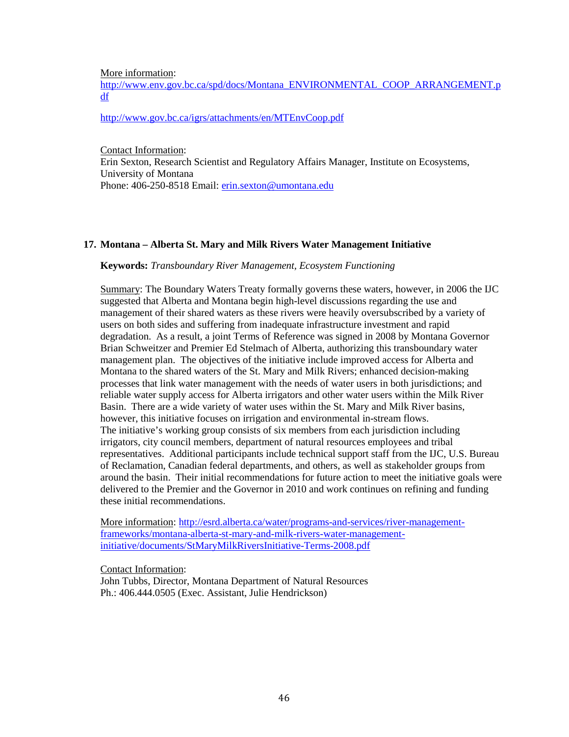More information:
http://www.env.gov.bc.ca/spd/docs/Montana_ENVIRONMENTAL_COOP_ARRANGEMENT.pdf

http://www.gov.bc.ca/igrs/attachments/en/MTEnvCoop.pdf

Contact Information:
Erin Sexton, Research Scientist and Regulatory Affairs Manager, Institute on Ecosystems, University of Montana
Phone: 406-250-8518 Email: erin.sexton@umontana.edu

### 17. Montana – Alberta St. Mary and Milk Rivers Water Management Initiative

**Keywords:** *Transboundary River Management, Ecosystem Functioning*

Summary: The Boundary Waters Treaty formally governs these waters, however, in 2006 the IJC suggested that Alberta and Montana begin high-level discussions regarding the use and management of their shared waters as these rivers were heavily oversubscribed by a variety of users on both sides and suffering from inadequate infrastructure investment and rapid degradation. As a result, a joint Terms of Reference was signed in 2008 by Montana Governor Brian Schweitzer and Premier Ed Stelmach of Alberta, authorizing this transboundary water management plan. The objectives of the initiative include improved access for Alberta and Montana to the shared waters of the St. Mary and Milk Rivers; enhanced decision-making processes that link water management with the needs of water users in both jurisdictions; and reliable water supply access for Alberta irrigators and other water users within the Milk River Basin. There are a wide variety of water uses within the St. Mary and Milk River basins, however, this initiative focuses on irrigation and environmental in-stream flows. The initiative's working group consists of six members from each jurisdiction including irrigators, city council members, department of natural resources employees and tribal representatives. Additional participants include technical support staff from the IJC, U.S. Bureau of Reclamation, Canadian federal departments, and others, as well as stakeholder groups from around the basin. Their initial recommendations for future action to meet the initiative goals were delivered to the Premier and the Governor in 2010 and work continues on refining and funding these initial recommendations.

More information: http://esrd.alberta.ca/water/programs-and-services/river-management-frameworks/montana-alberta-st-mary-and-milk-rivers-water-management-initiative/documents/StMaryMilkRiversInitiative-Terms-2008.pdf

Contact Information:
John Tubbs, Director, Montana Department of Natural Resources
Ph.: 406.444.0505 (Exec. Assistant, Julie Hendrickson)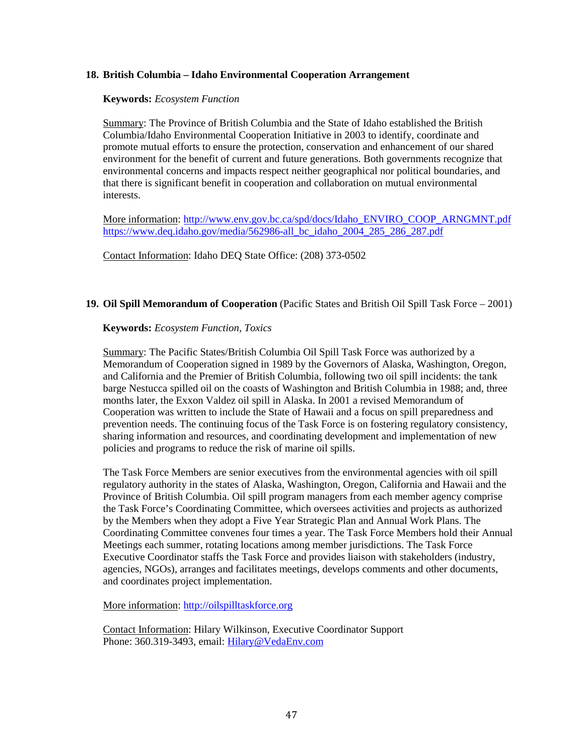### 18. British Columbia – Idaho Environmental Cooperation Arrangement

**Keywords:** *Ecosystem Function*

Summary: The Province of British Columbia and the State of Idaho established the British Columbia/Idaho Environmental Cooperation Initiative in 2003 to identify, coordinate and promote mutual efforts to ensure the protection, conservation and enhancement of our shared environment for the benefit of current and future generations. Both governments recognize that environmental concerns and impacts respect neither geographical nor political boundaries, and that there is significant benefit in cooperation and collaboration on mutual environmental interests.

More information: http://www.env.gov.bc.ca/spd/docs/Idaho_ENVIRO_COOP_ARNGMNT.pdf https://www.deq.idaho.gov/media/562986-all_bc_idaho_2004_285_286_287.pdf

Contact Information: Idaho DEQ State Office: (208) 373-0502

### 19. Oil Spill Memorandum of Cooperation (Pacific States and British Oil Spill Task Force – 2001)

**Keywords:** *Ecosystem Function, Toxics*

Summary: The Pacific States/British Columbia Oil Spill Task Force was authorized by a Memorandum of Cooperation signed in 1989 by the Governors of Alaska, Washington, Oregon, and California and the Premier of British Columbia, following two oil spill incidents: the tank barge Nestucca spilled oil on the coasts of Washington and British Columbia in 1988; and, three months later, the Exxon Valdez oil spill in Alaska. In 2001 a revised Memorandum of Cooperation was written to include the State of Hawaii and a focus on spill preparedness and prevention needs. The continuing focus of the Task Force is on fostering regulatory consistency, sharing information and resources, and coordinating development and implementation of new policies and programs to reduce the risk of marine oil spills.

The Task Force Members are senior executives from the environmental agencies with oil spill regulatory authority in the states of Alaska, Washington, Oregon, California and Hawaii and the Province of British Columbia. Oil spill program managers from each member agency comprise the Task Force's Coordinating Committee, which oversees activities and projects as authorized by the Members when they adopt a Five Year Strategic Plan and Annual Work Plans. The Coordinating Committee convenes four times a year. The Task Force Members hold their Annual Meetings each summer, rotating locations among member jurisdictions. The Task Force Executive Coordinator staffs the Task Force and provides liaison with stakeholders (industry, agencies, NGOs), arranges and facilitates meetings, develops comments and other documents, and coordinates project implementation.

More information: http://oilspilltaskforce.org

Contact Information: Hilary Wilkinson, Executive Coordinator Support
Phone: 360.319-3493, email: Hilary@VedaEnv.com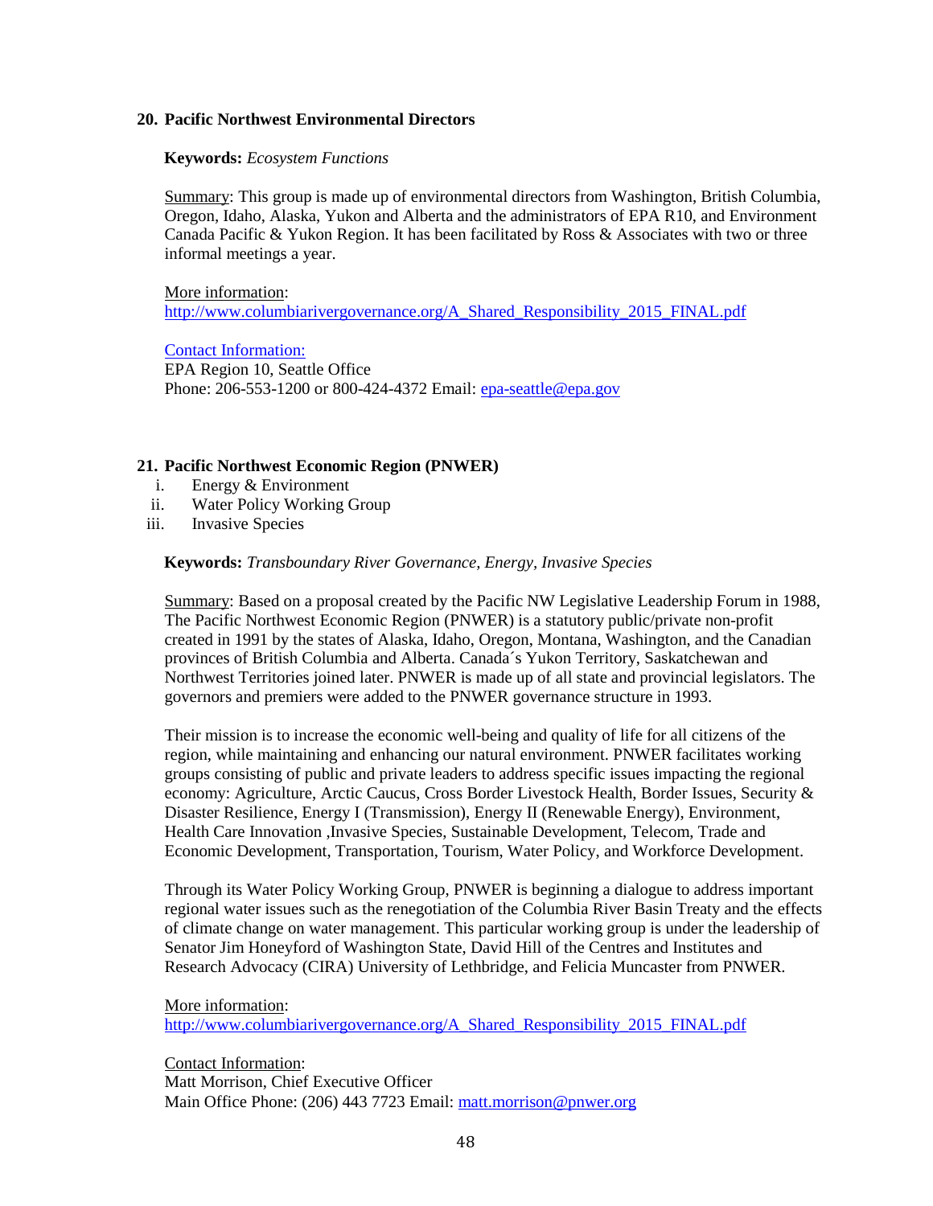## 20. Pacific Northwest Environmental Directors

**Keywords:** *Ecosystem Functions*

Summary: This group is made up of environmental directors from Washington, British Columbia, Oregon, Idaho, Alaska, Yukon and Alberta and the administrators of EPA R10, and Environment Canada Pacific & Yukon Region. It has been facilitated by Ross & Associates with two or three informal meetings a year.

More information:
http://www.columbiarivergovernance.org/A_Shared_Responsibility_2015_FINAL.pdf

Contact Information:
EPA Region 10, Seattle Office
Phone: 206-553-1200 or 800-424-4372 Email: epa-seattle@epa.gov

## 21. Pacific Northwest Economic Region (PNWER)

i. Energy & Environment
ii. Water Policy Working Group
iii. Invasive Species

**Keywords:** *Transboundary River Governance, Energy, Invasive Species*

Summary: Based on a proposal created by the Pacific NW Legislative Leadership Forum in 1988, The Pacific Northwest Economic Region (PNWER) is a statutory public/private non-profit created in 1991 by the states of Alaska, Idaho, Oregon, Montana, Washington, and the Canadian provinces of British Columbia and Alberta. Canada´s Yukon Territory, Saskatchewan and Northwest Territories joined later. PNWER is made up of all state and provincial legislators. The governors and premiers were added to the PNWER governance structure in 1993.

Their mission is to increase the economic well-being and quality of life for all citizens of the region, while maintaining and enhancing our natural environment. PNWER facilitates working groups consisting of public and private leaders to address specific issues impacting the regional economy: Agriculture, Arctic Caucus, Cross Border Livestock Health, Border Issues, Security & Disaster Resilience, Energy I (Transmission), Energy II (Renewable Energy), Environment, Health Care Innovation ,Invasive Species, Sustainable Development, Telecom, Trade and Economic Development, Transportation, Tourism, Water Policy, and Workforce Development.

Through its Water Policy Working Group, PNWER is beginning a dialogue to address important regional water issues such as the renegotiation of the Columbia River Basin Treaty and the effects of climate change on water management. This particular working group is under the leadership of Senator Jim Honeyford of Washington State, David Hill of the Centres and Institutes and Research Advocacy (CIRA) University of Lethbridge, and Felicia Muncaster from PNWER.

More information:
http://www.columbiarivergovernance.org/A_Shared_Responsibility_2015_FINAL.pdf

Contact Information:
Matt Morrison, Chief Executive Officer
Main Office Phone: (206) 443 7723 Email: matt.morrison@pnwer.org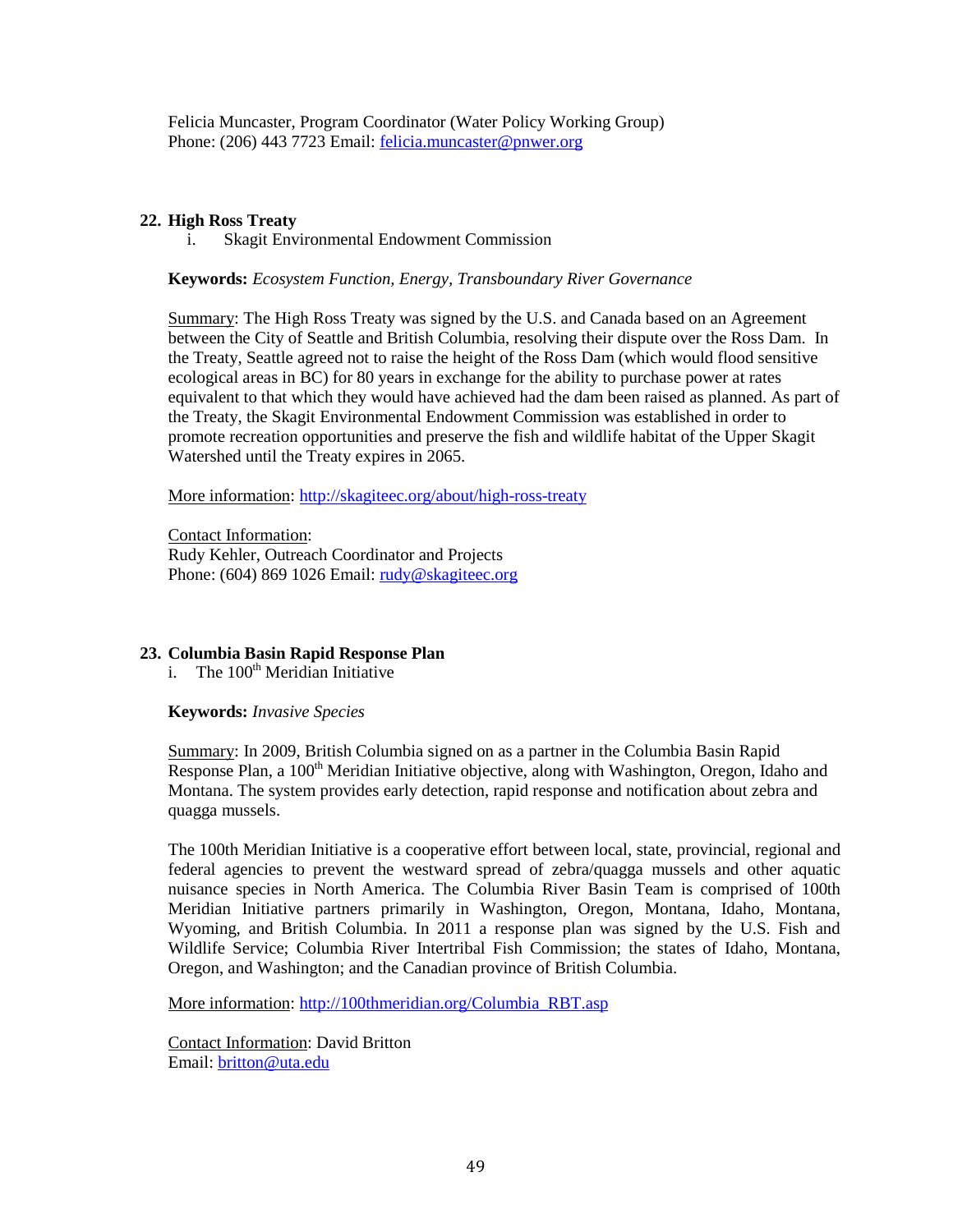Felicia Muncaster, Program Coordinator (Water Policy Working Group)
Phone: (206) 443 7723 Email: felicia.muncaster@pnwer.org

## 22. High Ross Treaty

i. Skagit Environmental Endowment Commission

**Keywords:** *Ecosystem Function, Energy, Transboundary River Governance*

Summary: The High Ross Treaty was signed by the U.S. and Canada based on an Agreement between the City of Seattle and British Columbia, resolving their dispute over the Ross Dam. In the Treaty, Seattle agreed not to raise the height of the Ross Dam (which would flood sensitive ecological areas in BC) for 80 years in exchange for the ability to purchase power at rates equivalent to that which they would have achieved had the dam been raised as planned. As part of the Treaty, the Skagit Environmental Endowment Commission was established in order to promote recreation opportunities and preserve the fish and wildlife habitat of the Upper Skagit Watershed until the Treaty expires in 2065.

More information: http://skagiteec.org/about/high-ross-treaty

Contact Information:
Rudy Kehler, Outreach Coordinator and Projects
Phone: (604) 869 1026 Email: rudy@skagiteec.org

## 23. Columbia Basin Rapid Response Plan

i. The 100th Meridian Initiative

**Keywords:** *Invasive Species*

Summary: In 2009, British Columbia signed on as a partner in the Columbia Basin Rapid Response Plan, a 100th Meridian Initiative objective, along with Washington, Oregon, Idaho and Montana. The system provides early detection, rapid response and notification about zebra and quagga mussels.

The 100th Meridian Initiative is a cooperative effort between local, state, provincial, regional and federal agencies to prevent the westward spread of zebra/quagga mussels and other aquatic nuisance species in North America. The Columbia River Basin Team is comprised of 100th Meridian Initiative partners primarily in Washington, Oregon, Montana, Idaho, Montana, Wyoming, and British Columbia. In 2011 a response plan was signed by the U.S. Fish and Wildlife Service; Columbia River Intertribal Fish Commission; the states of Idaho, Montana, Oregon, and Washington; and the Canadian province of British Columbia.

More information: http://100thmeridian.org/Columbia_RBT.asp

Contact Information: David Britton
Email: britton@uta.edu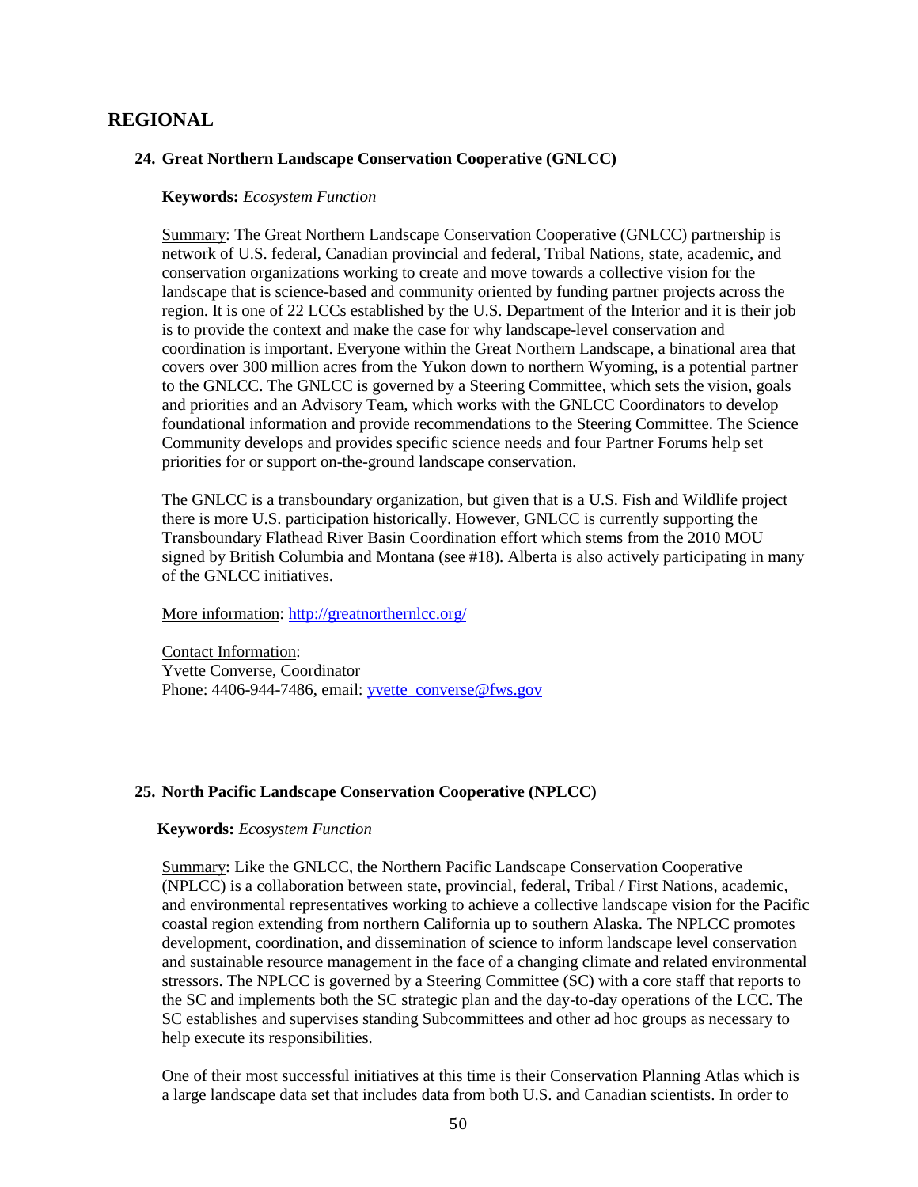## REGIONAL

### 24. Great Northern Landscape Conservation Cooperative (GNLCC)

**Keywords:** *Ecosystem Function*

Summary: The Great Northern Landscape Conservation Cooperative (GNLCC) partnership is network of U.S. federal, Canadian provincial and federal, Tribal Nations, state, academic, and conservation organizations working to create and move towards a collective vision for the landscape that is science-based and community oriented by funding partner projects across the region. It is one of 22 LCCs established by the U.S. Department of the Interior and it is their job is to provide the context and make the case for why landscape-level conservation and coordination is important. Everyone within the Great Northern Landscape, a binational area that covers over 300 million acres from the Yukon down to northern Wyoming, is a potential partner to the GNLCC. The GNLCC is governed by a Steering Committee, which sets the vision, goals and priorities and an Advisory Team, which works with the GNLCC Coordinators to develop foundational information and provide recommendations to the Steering Committee. The Science Community develops and provides specific science needs and four Partner Forums help set priorities for or support on-the-ground landscape conservation.

The GNLCC is a transboundary organization, but given that is a U.S. Fish and Wildlife project there is more U.S. participation historically. However, GNLCC is currently supporting the Transboundary Flathead River Basin Coordination effort which stems from the 2010 MOU signed by British Columbia and Montana (see #18). Alberta is also actively participating in many of the GNLCC initiatives.

More information: http://greatnorthernlcc.org/

Contact Information:
Yvette Converse, Coordinator
Phone: 4406-944-7486, email: yvette_converse@fws.gov

### 25. North Pacific Landscape Conservation Cooperative (NPLCC)

**Keywords:** *Ecosystem Function*

Summary: Like the GNLCC, the Northern Pacific Landscape Conservation Cooperative (NPLCC) is a collaboration between state, provincial, federal, Tribal / First Nations, academic, and environmental representatives working to achieve a collective landscape vision for the Pacific coastal region extending from northern California up to southern Alaska. The NPLCC promotes development, coordination, and dissemination of science to inform landscape level conservation and sustainable resource management in the face of a changing climate and related environmental stressors. The NPLCC is governed by a Steering Committee (SC) with a core staff that reports to the SC and implements both the SC strategic plan and the day-to-day operations of the LCC. The SC establishes and supervises standing Subcommittees and other ad hoc groups as necessary to help execute its responsibilities.

One of their most successful initiatives at this time is their Conservation Planning Atlas which is a large landscape data set that includes data from both U.S. and Canadian scientists. In order to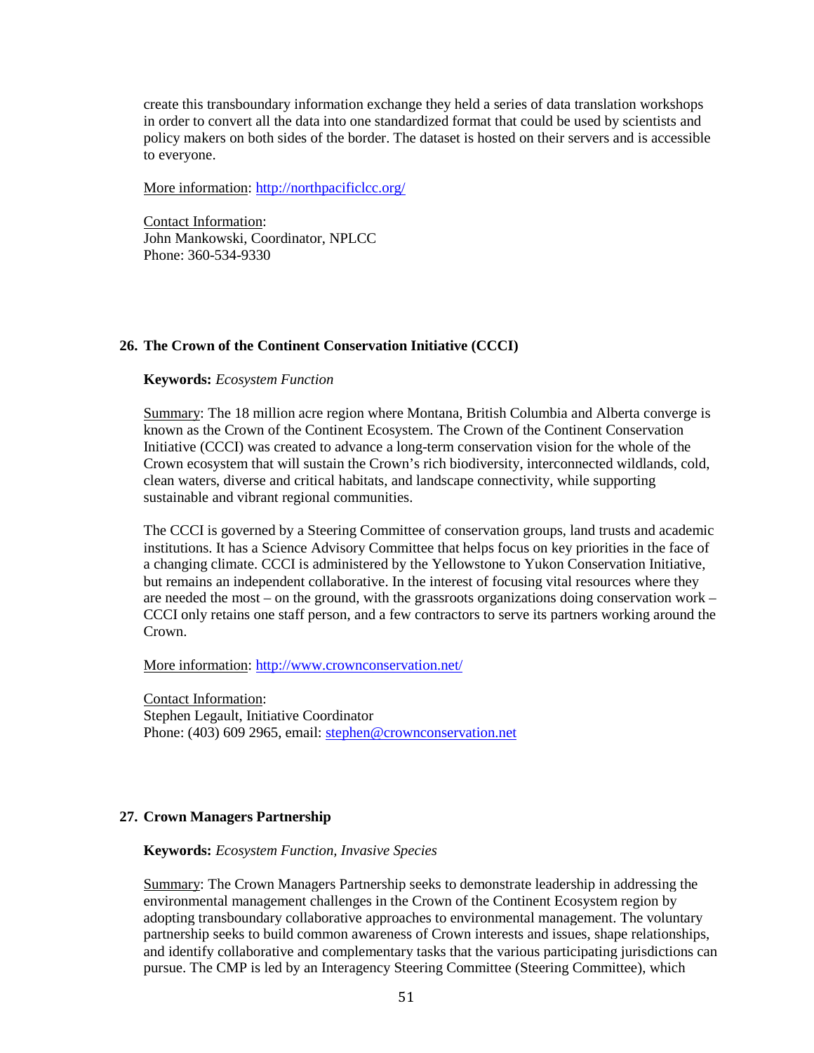create this transboundary information exchange they held a series of data translation workshops in order to convert all the data into one standardized format that could be used by scientists and policy makers on both sides of the border. The dataset is hosted on their servers and is accessible to everyone.

More information: http://northpacificlcc.org/

Contact Information:
John Mankowski, Coordinator, NPLCC
Phone: 360-534-9330

### 26. The Crown of the Continent Conservation Initiative (CCCI)

**Keywords:** *Ecosystem Function*

Summary: The 18 million acre region where Montana, British Columbia and Alberta converge is known as the Crown of the Continent Ecosystem. The Crown of the Continent Conservation Initiative (CCCI) was created to advance a long-term conservation vision for the whole of the Crown ecosystem that will sustain the Crown's rich biodiversity, interconnected wildlands, cold, clean waters, diverse and critical habitats, and landscape connectivity, while supporting sustainable and vibrant regional communities.

The CCCI is governed by a Steering Committee of conservation groups, land trusts and academic institutions. It has a Science Advisory Committee that helps focus on key priorities in the face of a changing climate. CCCI is administered by the Yellowstone to Yukon Conservation Initiative, but remains an independent collaborative. In the interest of focusing vital resources where they are needed the most – on the ground, with the grassroots organizations doing conservation work – CCCI only retains one staff person, and a few contractors to serve its partners working around the Crown.

More information: http://www.crownconservation.net/

Contact Information:
Stephen Legault, Initiative Coordinator
Phone: (403) 609 2965, email: stephen@crownconservation.net

### 27. Crown Managers Partnership

**Keywords:** *Ecosystem Function, Invasive Species*

Summary: The Crown Managers Partnership seeks to demonstrate leadership in addressing the environmental management challenges in the Crown of the Continent Ecosystem region by adopting transboundary collaborative approaches to environmental management. The voluntary partnership seeks to build common awareness of Crown interests and issues, shape relationships, and identify collaborative and complementary tasks that the various participating jurisdictions can pursue. The CMP is led by an Interagency Steering Committee (Steering Committee), which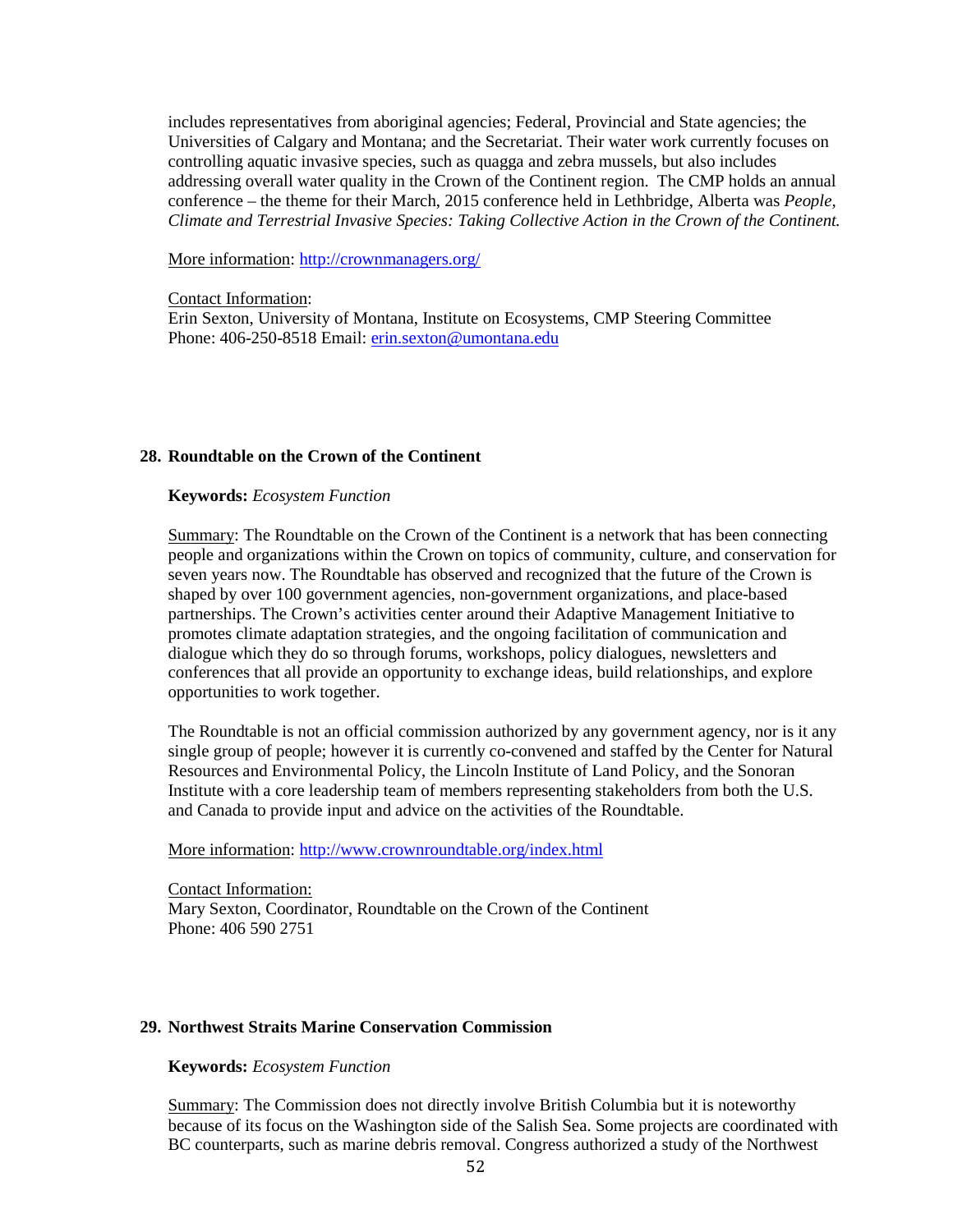includes representatives from aboriginal agencies; Federal, Provincial and State agencies; the Universities of Calgary and Montana; and the Secretariat. Their water work currently focuses on controlling aquatic invasive species, such as quagga and zebra mussels, but also includes addressing overall water quality in the Crown of the Continent region. The CMP holds an annual conference – the theme for their March, 2015 conference held in Lethbridge, Alberta was *People, Climate and Terrestrial Invasive Species: Taking Collective Action in the Crown of the Continent.*

More information: http://crownmanagers.org/

Contact Information:
Erin Sexton, University of Montana, Institute on Ecosystems, CMP Steering Committee
Phone: 406-250-8518 Email: erin.sexton@umontana.edu

### 28. Roundtable on the Crown of the Continent

**Keywords:** *Ecosystem Function*

Summary: The Roundtable on the Crown of the Continent is a network that has been connecting people and organizations within the Crown on topics of community, culture, and conservation for seven years now. The Roundtable has observed and recognized that the future of the Crown is shaped by over 100 government agencies, non-government organizations, and place-based partnerships. The Crown's activities center around their Adaptive Management Initiative to promotes climate adaptation strategies, and the ongoing facilitation of communication and dialogue which they do so through forums, workshops, policy dialogues, newsletters and conferences that all provide an opportunity to exchange ideas, build relationships, and explore opportunities to work together.

The Roundtable is not an official commission authorized by any government agency, nor is it any single group of people; however it is currently co-convened and staffed by the Center for Natural Resources and Environmental Policy, the Lincoln Institute of Land Policy, and the Sonoran Institute with a core leadership team of members representing stakeholders from both the U.S. and Canada to provide input and advice on the activities of the Roundtable.

More information: http://www.crownroundtable.org/index.html

Contact Information:
Mary Sexton, Coordinator, Roundtable on the Crown of the Continent
Phone: 406 590 2751

### 29. Northwest Straits Marine Conservation Commission

**Keywords:** *Ecosystem Function*

Summary: The Commission does not directly involve British Columbia but it is noteworthy because of its focus on the Washington side of the Salish Sea. Some projects are coordinated with BC counterparts, such as marine debris removal. Congress authorized a study of the Northwest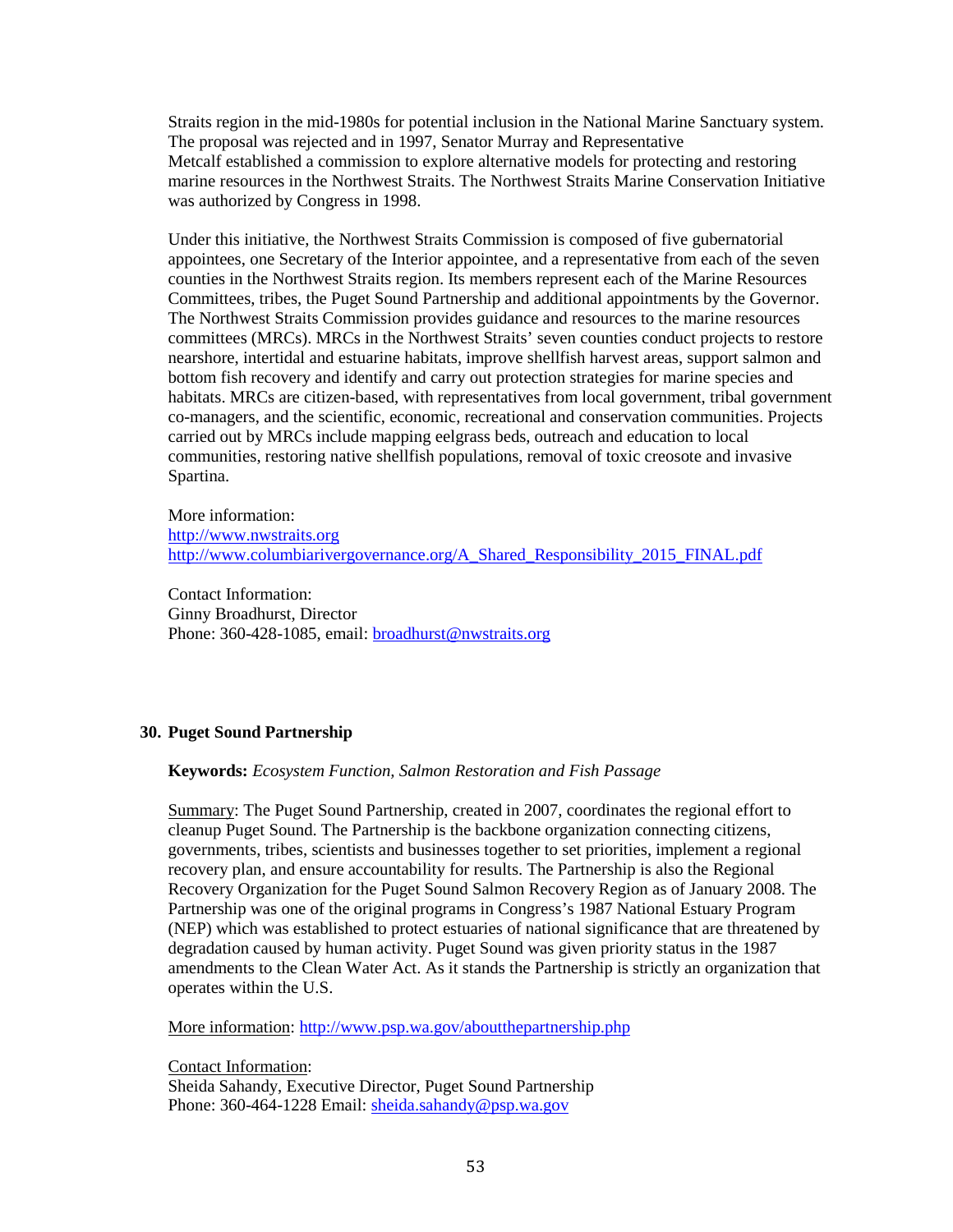Straits region in the mid-1980s for potential inclusion in the National Marine Sanctuary system. The proposal was rejected and in 1997, Senator Murray and Representative Metcalf established a commission to explore alternative models for protecting and restoring marine resources in the Northwest Straits. The Northwest Straits Marine Conservation Initiative was authorized by Congress in 1998.

Under this initiative, the Northwest Straits Commission is composed of five gubernatorial appointees, one Secretary of the Interior appointee, and a representative from each of the seven counties in the Northwest Straits region. Its members represent each of the Marine Resources Committees, tribes, the Puget Sound Partnership and additional appointments by the Governor. The Northwest Straits Commission provides guidance and resources to the marine resources committees (MRCs). MRCs in the Northwest Straits' seven counties conduct projects to restore nearshore, intertidal and estuarine habitats, improve shellfish harvest areas, support salmon and bottom fish recovery and identify and carry out protection strategies for marine species and habitats. MRCs are citizen-based, with representatives from local government, tribal government co-managers, and the scientific, economic, recreational and conservation communities. Projects carried out by MRCs include mapping eelgrass beds, outreach and education to local communities, restoring native shellfish populations, removal of toxic creosote and invasive Spartina.

More information:
http://www.nwstraits.org
http://www.columbiarivergovernance.org/A_Shared_Responsibility_2015_FINAL.pdf

Contact Information:
Ginny Broadhurst, Director
Phone: 360-428-1085, email: broadhurst@nwstraits.org

### 30. Puget Sound Partnership

**Keywords:** *Ecosystem Function, Salmon Restoration and Fish Passage*

Summary: The Puget Sound Partnership, created in 2007, coordinates the regional effort to cleanup Puget Sound. The Partnership is the backbone organization connecting citizens, governments, tribes, scientists and businesses together to set priorities, implement a regional recovery plan, and ensure accountability for results. The Partnership is also the Regional Recovery Organization for the Puget Sound Salmon Recovery Region as of January 2008. The Partnership was one of the original programs in Congress's 1987 National Estuary Program (NEP) which was established to protect estuaries of national significance that are threatened by degradation caused by human activity. Puget Sound was given priority status in the 1987 amendments to the Clean Water Act. As it stands the Partnership is strictly an organization that operates within the U.S.

More information: http://www.psp.wa.gov/aboutthepartnership.php

Contact Information:
Sheida Sahandy, Executive Director, Puget Sound Partnership
Phone: 360-464-1228 Email: sheida.sahandy@psp.wa.gov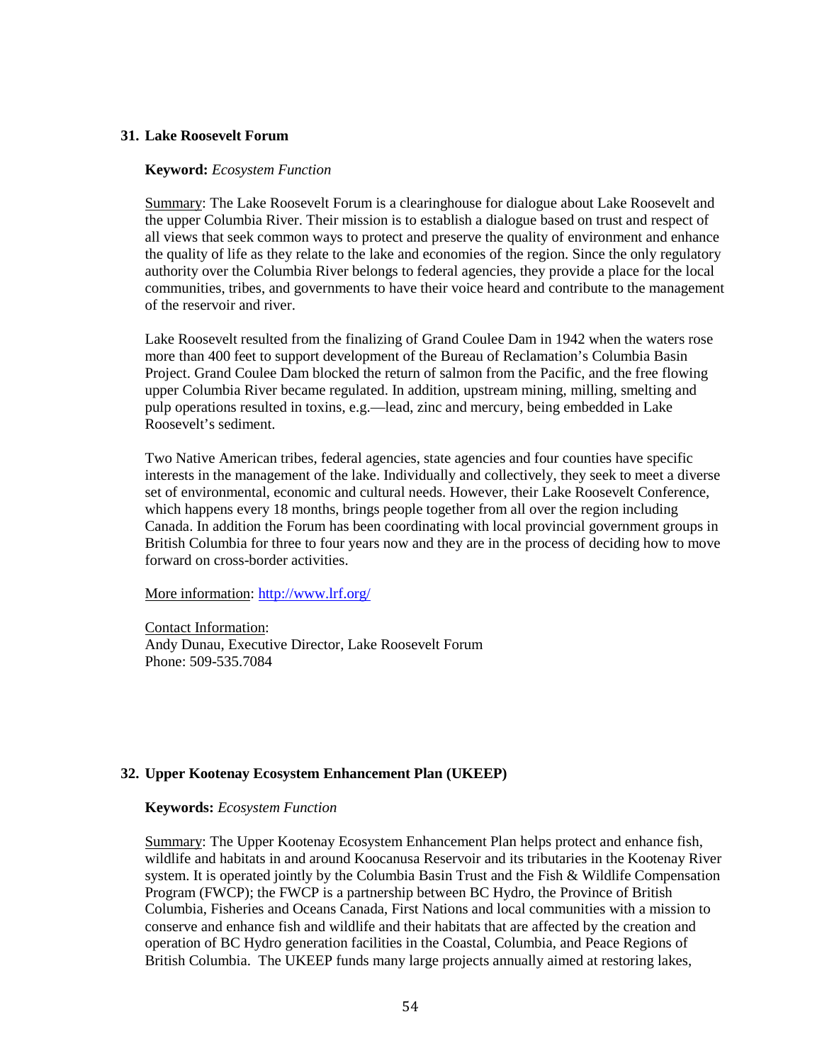### 31. Lake Roosevelt Forum

**Keyword:** *Ecosystem Function*

Summary: The Lake Roosevelt Forum is a clearinghouse for dialogue about Lake Roosevelt and the upper Columbia River. Their mission is to establish a dialogue based on trust and respect of all views that seek common ways to protect and preserve the quality of environment and enhance the quality of life as they relate to the lake and economies of the region. Since the only regulatory authority over the Columbia River belongs to federal agencies, they provide a place for the local communities, tribes, and governments to have their voice heard and contribute to the management of the reservoir and river.

Lake Roosevelt resulted from the finalizing of Grand Coulee Dam in 1942 when the waters rose more than 400 feet to support development of the Bureau of Reclamation's Columbia Basin Project. Grand Coulee Dam blocked the return of salmon from the Pacific, and the free flowing upper Columbia River became regulated. In addition, upstream mining, milling, smelting and pulp operations resulted in toxins, e.g.—lead, zinc and mercury, being embedded in Lake Roosevelt's sediment.

Two Native American tribes, federal agencies, state agencies and four counties have specific interests in the management of the lake. Individually and collectively, they seek to meet a diverse set of environmental, economic and cultural needs. However, their Lake Roosevelt Conference, which happens every 18 months, brings people together from all over the region including Canada. In addition the Forum has been coordinating with local provincial government groups in British Columbia for three to four years now and they are in the process of deciding how to move forward on cross-border activities.

More information: http://www.lrf.org/

Contact Information:
Andy Dunau, Executive Director, Lake Roosevelt Forum
Phone: 509-535.7084

### 32. Upper Kootenay Ecosystem Enhancement Plan (UKEEP)

**Keywords:** *Ecosystem Function*

Summary: The Upper Kootenay Ecosystem Enhancement Plan helps protect and enhance fish, wildlife and habitats in and around Koocanusa Reservoir and its tributaries in the Kootenay River system. It is operated jointly by the Columbia Basin Trust and the Fish & Wildlife Compensation Program (FWCP); the FWCP is a partnership between BC Hydro, the Province of British Columbia, Fisheries and Oceans Canada, First Nations and local communities with a mission to conserve and enhance fish and wildlife and their habitats that are affected by the creation and operation of BC Hydro generation facilities in the Coastal, Columbia, and Peace Regions of British Columbia. The UKEEP funds many large projects annually aimed at restoring lakes,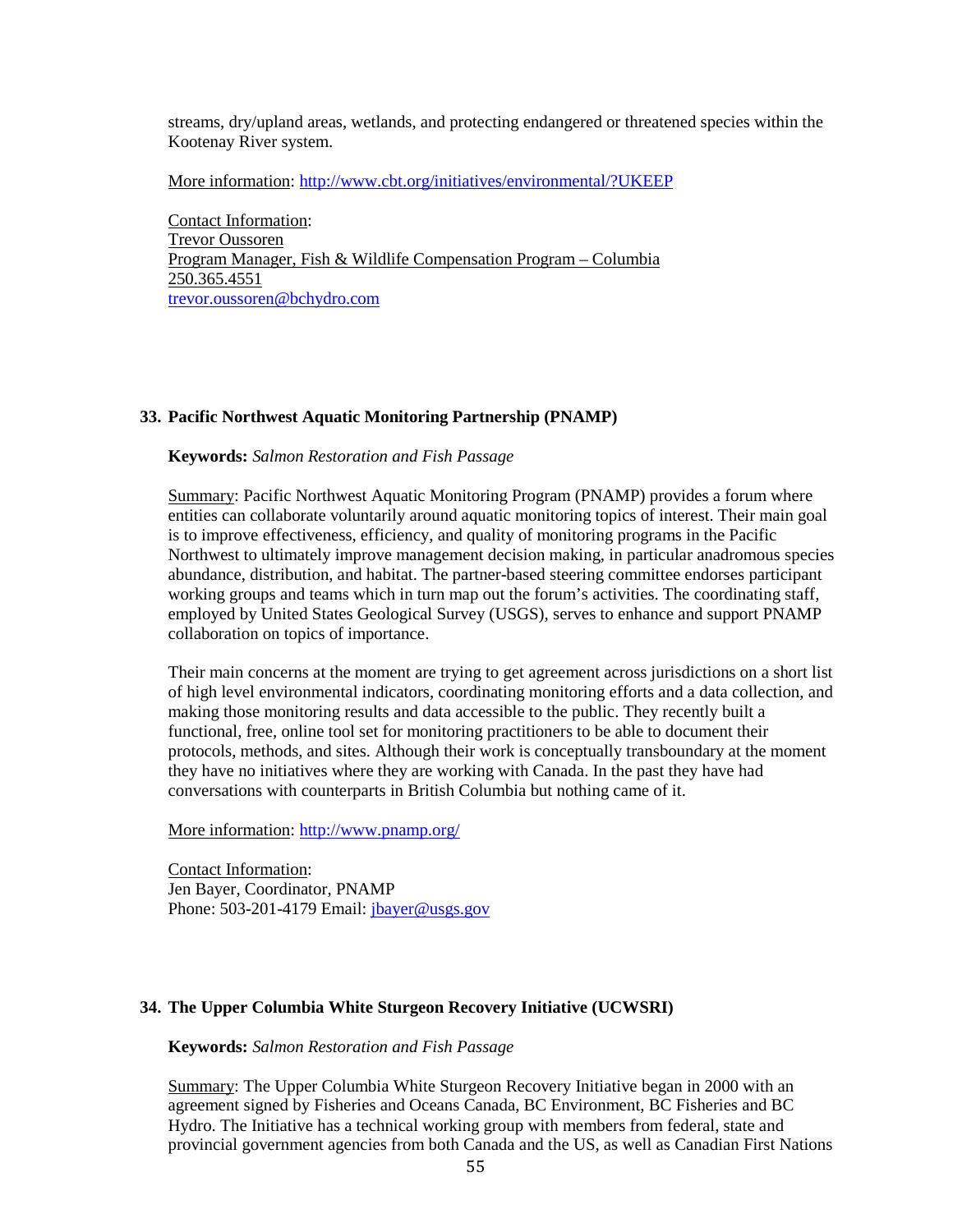streams, dry/upland areas, wetlands, and protecting endangered or threatened species within the Kootenay River system.

More information: http://www.cbt.org/initiatives/environmental/?UKEEP

Contact Information:
Trevor Oussoren
Program Manager, Fish & Wildlife Compensation Program – Columbia
250.365.4551
trevor.oussoren@bchydro.com

### 33. Pacific Northwest Aquatic Monitoring Partnership (PNAMP)

**Keywords:** *Salmon Restoration and Fish Passage*

Summary: Pacific Northwest Aquatic Monitoring Program (PNAMP) provides a forum where entities can collaborate voluntarily around aquatic monitoring topics of interest. Their main goal is to improve effectiveness, efficiency, and quality of monitoring programs in the Pacific Northwest to ultimately improve management decision making, in particular anadromous species abundance, distribution, and habitat. The partner-based steering committee endorses participant working groups and teams which in turn map out the forum's activities. The coordinating staff, employed by United States Geological Survey (USGS), serves to enhance and support PNAMP collaboration on topics of importance.

Their main concerns at the moment are trying to get agreement across jurisdictions on a short list of high level environmental indicators, coordinating monitoring efforts and a data collection, and making those monitoring results and data accessible to the public. They recently built a functional, free, online tool set for monitoring practitioners to be able to document their protocols, methods, and sites. Although their work is conceptually transboundary at the moment they have no initiatives where they are working with Canada. In the past they have had conversations with counterparts in British Columbia but nothing came of it.

More information: http://www.pnamp.org/

Contact Information:
Jen Bayer, Coordinator, PNAMP
Phone: 503-201-4179 Email: jbayer@usgs.gov

### 34. The Upper Columbia White Sturgeon Recovery Initiative (UCWSRI)

**Keywords:** *Salmon Restoration and Fish Passage*

Summary: The Upper Columbia White Sturgeon Recovery Initiative began in 2000 with an agreement signed by Fisheries and Oceans Canada, BC Environment, BC Fisheries and BC Hydro. The Initiative has a technical working group with members from federal, state and provincial government agencies from both Canada and the US, as well as Canadian First Nations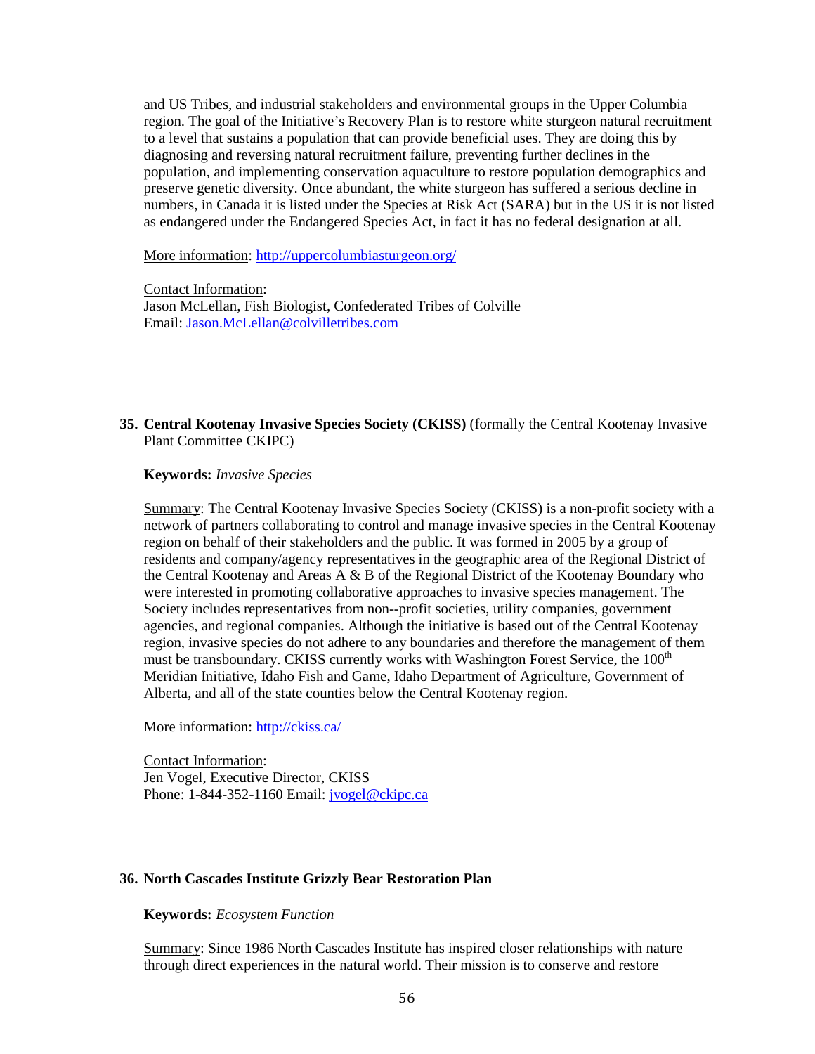and US Tribes, and industrial stakeholders and environmental groups in the Upper Columbia region. The goal of the Initiative's Recovery Plan is to restore white sturgeon natural recruitment to a level that sustains a population that can provide beneficial uses. They are doing this by diagnosing and reversing natural recruitment failure, preventing further declines in the population, and implementing conservation aquaculture to restore population demographics and preserve genetic diversity. Once abundant, the white sturgeon has suffered a serious decline in numbers, in Canada it is listed under the Species at Risk Act (SARA) but in the US it is not listed as endangered under the Endangered Species Act, in fact it has no federal designation at all.

More information: http://uppercolumbiasturgeon.org/

Contact Information:
Jason McLellan, Fish Biologist, Confederated Tribes of Colville
Email: Jason.McLellan@colvilletribes.com

**35. Central Kootenay Invasive Species Society (CKISS)** (formally the Central Kootenay Invasive Plant Committee CKIPC)

**Keywords:** *Invasive Species*

Summary: The Central Kootenay Invasive Species Society (CKISS) is a non-profit society with a network of partners collaborating to control and manage invasive species in the Central Kootenay region on behalf of their stakeholders and the public. It was formed in 2005 by a group of residents and company/agency representatives in the geographic area of the Regional District of the Central Kootenay and Areas A & B of the Regional District of the Kootenay Boundary who were interested in promoting collaborative approaches to invasive species management. The Society includes representatives from non--profit societies, utility companies, government agencies, and regional companies. Although the initiative is based out of the Central Kootenay region, invasive species do not adhere to any boundaries and therefore the management of them must be transboundary. CKISS currently works with Washington Forest Service, the 100th Meridian Initiative, Idaho Fish and Game, Idaho Department of Agriculture, Government of Alberta, and all of the state counties below the Central Kootenay region.

More information: http://ckiss.ca/

Contact Information:
Jen Vogel, Executive Director, CKISS
Phone: 1-844-352-1160 Email: jvogel@ckipc.ca

**36. North Cascades Institute Grizzly Bear Restoration Plan**

**Keywords:** *Ecosystem Function*

Summary: Since 1986 North Cascades Institute has inspired closer relationships with nature through direct experiences in the natural world. Their mission is to conserve and restore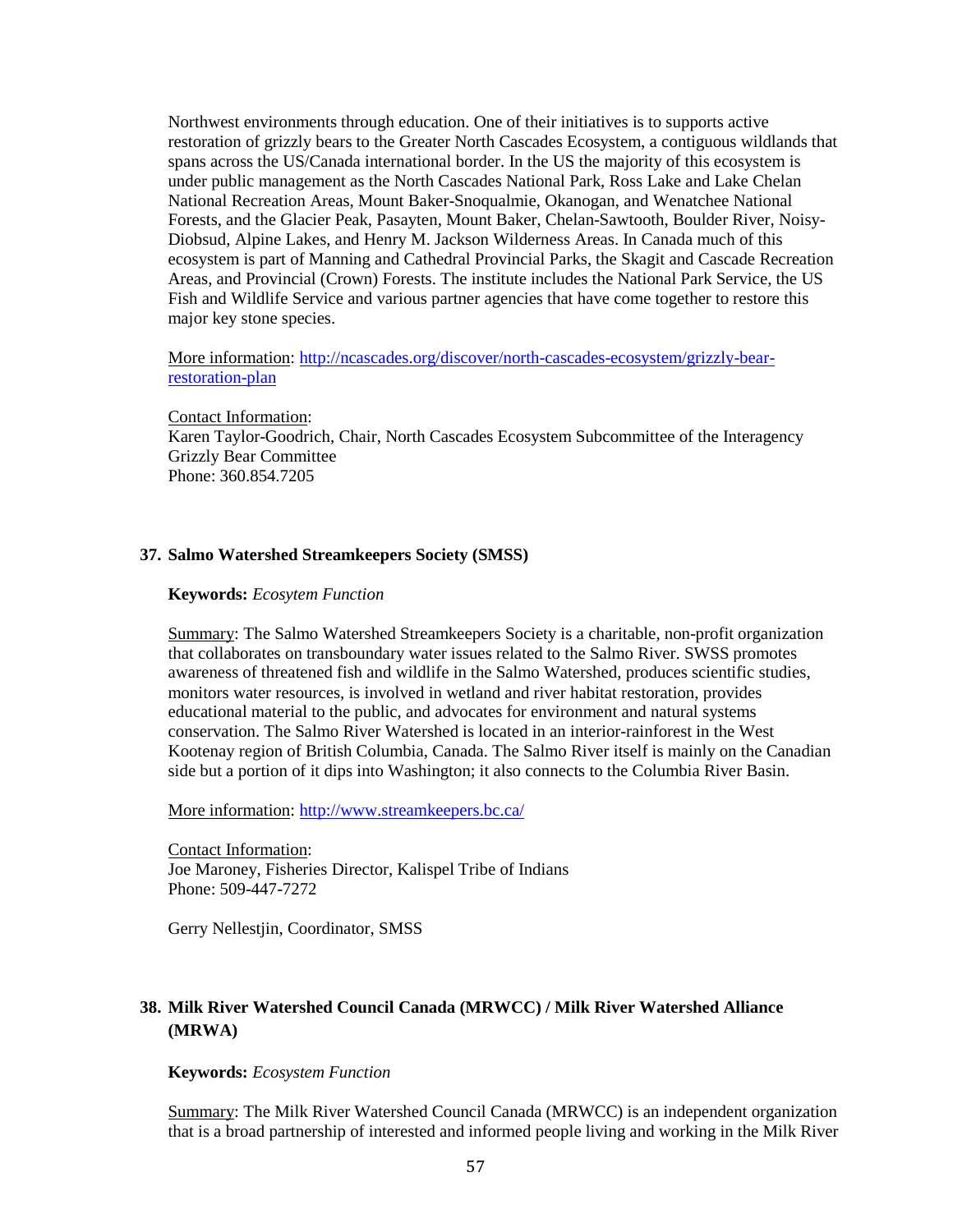Northwest environments through education. One of their initiatives is to supports active restoration of grizzly bears to the Greater North Cascades Ecosystem, a contiguous wildlands that spans across the US/Canada international border. In the US the majority of this ecosystem is under public management as the North Cascades National Park, Ross Lake and Lake Chelan National Recreation Areas, Mount Baker-Snoqualmie, Okanogan, and Wenatchee National Forests, and the Glacier Peak, Pasayten, Mount Baker, Chelan-Sawtooth, Boulder River, Noisy-Diobsud, Alpine Lakes, and Henry M. Jackson Wilderness Areas. In Canada much of this ecosystem is part of Manning and Cathedral Provincial Parks, the Skagit and Cascade Recreation Areas, and Provincial (Crown) Forests. The institute includes the National Park Service, the US Fish and Wildlife Service and various partner agencies that have come together to restore this major key stone species.

More information: http://ncascades.org/discover/north-cascades-ecosystem/grizzly-bear-restoration-plan

Contact Information:
Karen Taylor-Goodrich, Chair, North Cascades Ecosystem Subcommittee of the Interagency Grizzly Bear Committee
Phone: 360.854.7205

### 37. Salmo Watershed Streamkeepers Society (SMSS)

**Keywords:** *Ecosytem Function*

Summary: The Salmo Watershed Streamkeepers Society is a charitable, non-profit organization that collaborates on transboundary water issues related to the Salmo River. SWSS promotes awareness of threatened fish and wildlife in the Salmo Watershed, produces scientific studies, monitors water resources, is involved in wetland and river habitat restoration, provides educational material to the public, and advocates for environment and natural systems conservation. The Salmo River Watershed is located in an interior-rainforest in the West Kootenay region of British Columbia, Canada. The Salmo River itself is mainly on the Canadian side but a portion of it dips into Washington; it also connects to the Columbia River Basin.

More information: http://www.streamkeepers.bc.ca/

Contact Information:
Joe Maroney, Fisheries Director, Kalispel Tribe of Indians
Phone: 509-447-7272

Gerry Nellestjin, Coordinator, SMSS

### 38. Milk River Watershed Council Canada (MRWCC) / Milk River Watershed Alliance (MRWA)

**Keywords:** *Ecosystem Function*

Summary: The Milk River Watershed Council Canada (MRWCC) is an independent organization that is a broad partnership of interested and informed people living and working in the Milk River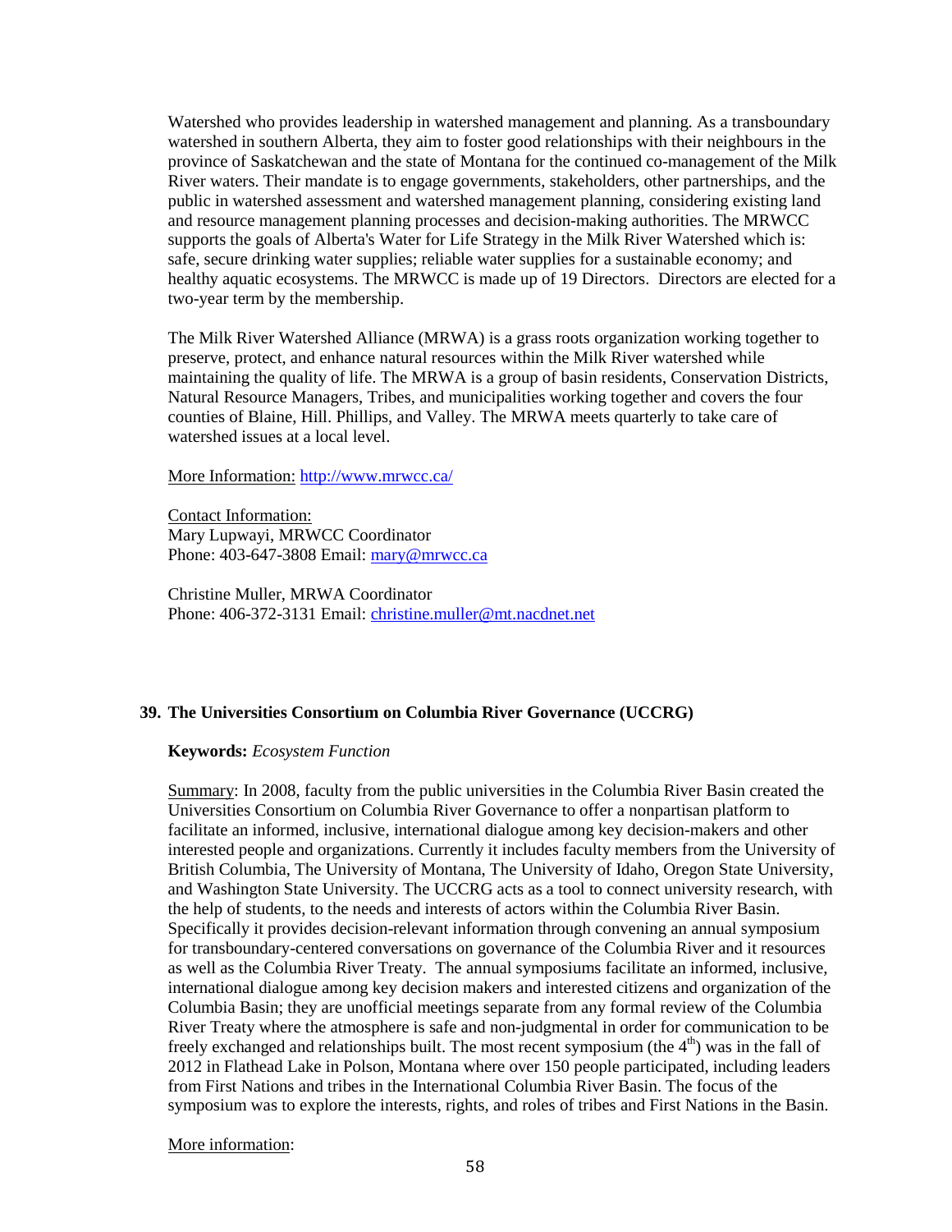Watershed who provides leadership in watershed management and planning. As a transboundary watershed in southern Alberta, they aim to foster good relationships with their neighbours in the province of Saskatchewan and the state of Montana for the continued co-management of the Milk River waters. Their mandate is to engage governments, stakeholders, other partnerships, and the public in watershed assessment and watershed management planning, considering existing land and resource management planning processes and decision-making authorities. The MRWCC supports the goals of Alberta's Water for Life Strategy in the Milk River Watershed which is: safe, secure drinking water supplies; reliable water supplies for a sustainable economy; and healthy aquatic ecosystems. The MRWCC is made up of 19 Directors. Directors are elected for a two-year term by the membership.

The Milk River Watershed Alliance (MRWA) is a grass roots organization working together to preserve, protect, and enhance natural resources within the Milk River watershed while maintaining the quality of life. The MRWA is a group of basin residents, Conservation Districts, Natural Resource Managers, Tribes, and municipalities working together and covers the four counties of Blaine, Hill. Phillips, and Valley. The MRWA meets quarterly to take care of watershed issues at a local level.

More Information: http://www.mrwcc.ca/

Contact Information:
Mary Lupwayi, MRWCC Coordinator
Phone: 403-647-3808 Email: mary@mrwcc.ca

Christine Muller, MRWA Coordinator
Phone: 406-372-3131 Email: christine.muller@mt.nacdnet.net

## 39. The Universities Consortium on Columbia River Governance (UCCRG)

**Keywords:** *Ecosystem Function*

Summary: In 2008, faculty from the public universities in the Columbia River Basin created the Universities Consortium on Columbia River Governance to offer a nonpartisan platform to facilitate an informed, inclusive, international dialogue among key decision-makers and other interested people and organizations. Currently it includes faculty members from the University of British Columbia, The University of Montana, The University of Idaho, Oregon State University, and Washington State University. The UCCRG acts as a tool to connect university research, with the help of students, to the needs and interests of actors within the Columbia River Basin. Specifically it provides decision-relevant information through convening an annual symposium for transboundary-centered conversations on governance of the Columbia River and it resources as well as the Columbia River Treaty. The annual symposiums facilitate an informed, inclusive, international dialogue among key decision makers and interested citizens and organization of the Columbia Basin; they are unofficial meetings separate from any formal review of the Columbia River Treaty where the atmosphere is safe and non-judgmental in order for communication to be freely exchanged and relationships built. The most recent symposium (the 4th) was in the fall of 2012 in Flathead Lake in Polson, Montana where over 150 people participated, including leaders from First Nations and tribes in the International Columbia River Basin. The focus of the symposium was to explore the interests, rights, and roles of tribes and First Nations in the Basin.

More information: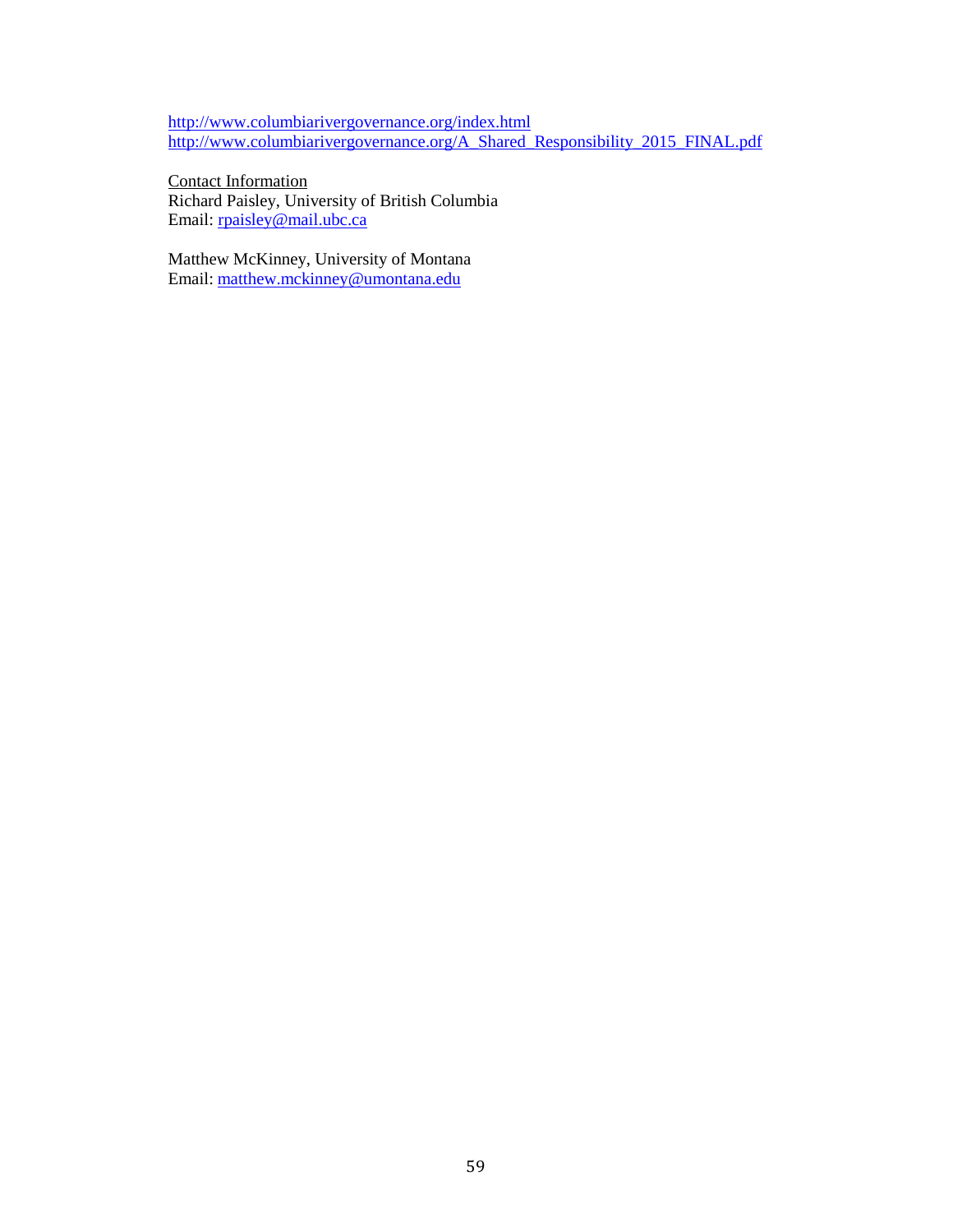http://www.columbiarivergovernance.org/index.html
http://www.columbiarivergovernance.org/A_Shared_Responsibility_2015_FINAL.pdf

Contact Information
Richard Paisley, University of British Columbia
Email: rpaisley@mail.ubc.ca

Matthew McKinney, University of Montana
Email: matthew.mckinney@umontana.edu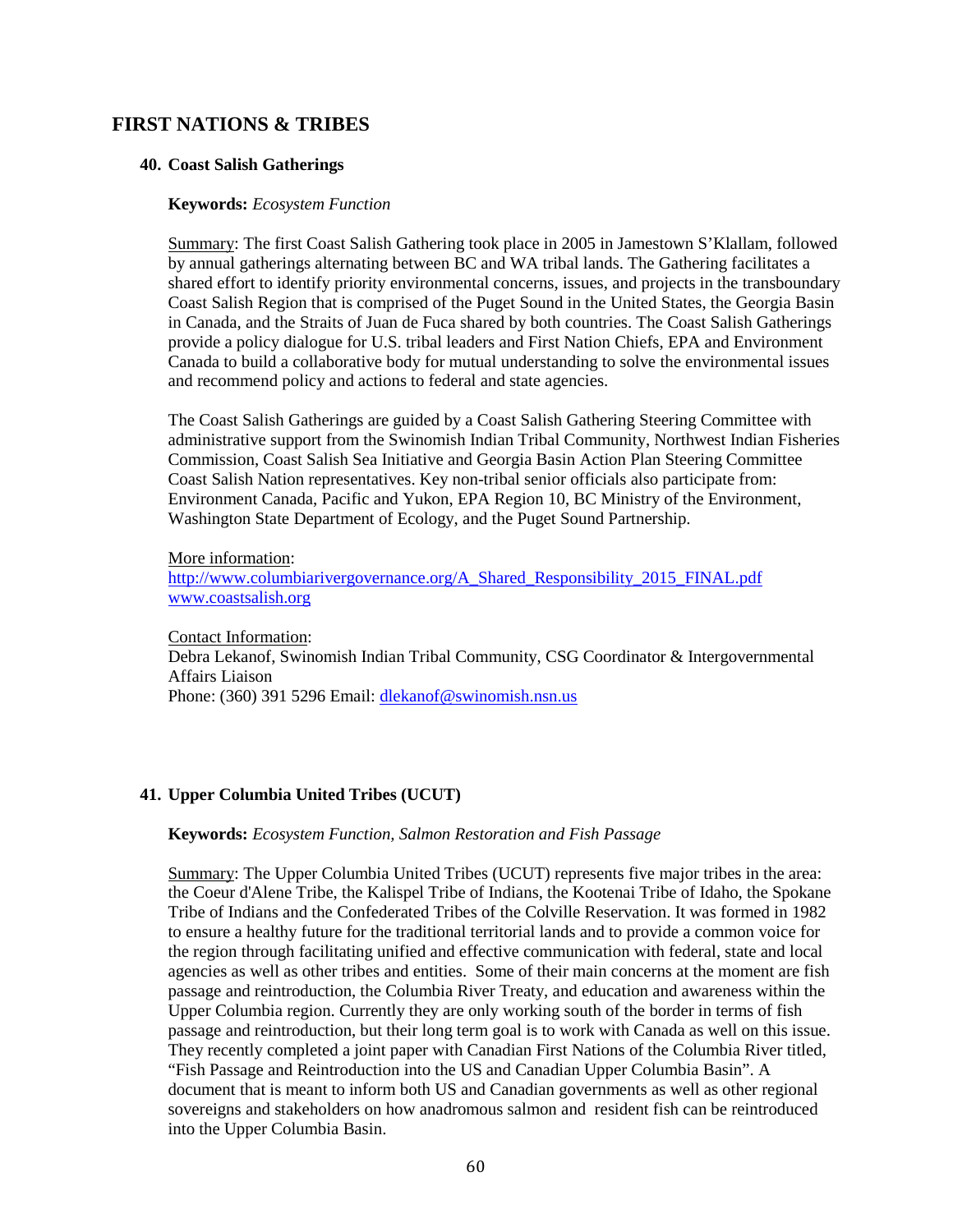## FIRST NATIONS & TRIBES

### 40. Coast Salish Gatherings

**Keywords:** *Ecosystem Function*

Summary: The first Coast Salish Gathering took place in 2005 in Jamestown S'Klallam, followed by annual gatherings alternating between BC and WA tribal lands. The Gathering facilitates a shared effort to identify priority environmental concerns, issues, and projects in the transboundary Coast Salish Region that is comprised of the Puget Sound in the United States, the Georgia Basin in Canada, and the Straits of Juan de Fuca shared by both countries. The Coast Salish Gatherings provide a policy dialogue for U.S. tribal leaders and First Nation Chiefs, EPA and Environment Canada to build a collaborative body for mutual understanding to solve the environmental issues and recommend policy and actions to federal and state agencies.

The Coast Salish Gatherings are guided by a Coast Salish Gathering Steering Committee with administrative support from the Swinomish Indian Tribal Community, Northwest Indian Fisheries Commission, Coast Salish Sea Initiative and Georgia Basin Action Plan Steering Committee Coast Salish Nation representatives. Key non-tribal senior officials also participate from: Environment Canada, Pacific and Yukon, EPA Region 10, BC Ministry of the Environment, Washington State Department of Ecology, and the Puget Sound Partnership.

More information:
http://www.columbiarivergovernance.org/A_Shared_Responsibility_2015_FINAL.pdf
www.coastsalish.org

Contact Information:
Debra Lekanof, Swinomish Indian Tribal Community, CSG Coordinator & Intergovernmental Affairs Liaison
Phone: (360) 391 5296 Email: dlekanof@swinomish.nsn.us

### 41. Upper Columbia United Tribes (UCUT)

**Keywords:** *Ecosystem Function, Salmon Restoration and Fish Passage*

Summary: The Upper Columbia United Tribes (UCUT) represents five major tribes in the area: the Coeur d'Alene Tribe, the Kalispel Tribe of Indians, the Kootenai Tribe of Idaho, the Spokane Tribe of Indians and the Confederated Tribes of the Colville Reservation. It was formed in 1982 to ensure a healthy future for the traditional territorial lands and to provide a common voice for the region through facilitating unified and effective communication with federal, state and local agencies as well as other tribes and entities. Some of their main concerns at the moment are fish passage and reintroduction, the Columbia River Treaty, and education and awareness within the Upper Columbia region. Currently they are only working south of the border in terms of fish passage and reintroduction, but their long term goal is to work with Canada as well on this issue. They recently completed a joint paper with Canadian First Nations of the Columbia River titled, "Fish Passage and Reintroduction into the US and Canadian Upper Columbia Basin". A document that is meant to inform both US and Canadian governments as well as other regional sovereigns and stakeholders on how anadromous salmon and resident fish can be reintroduced into the Upper Columbia Basin.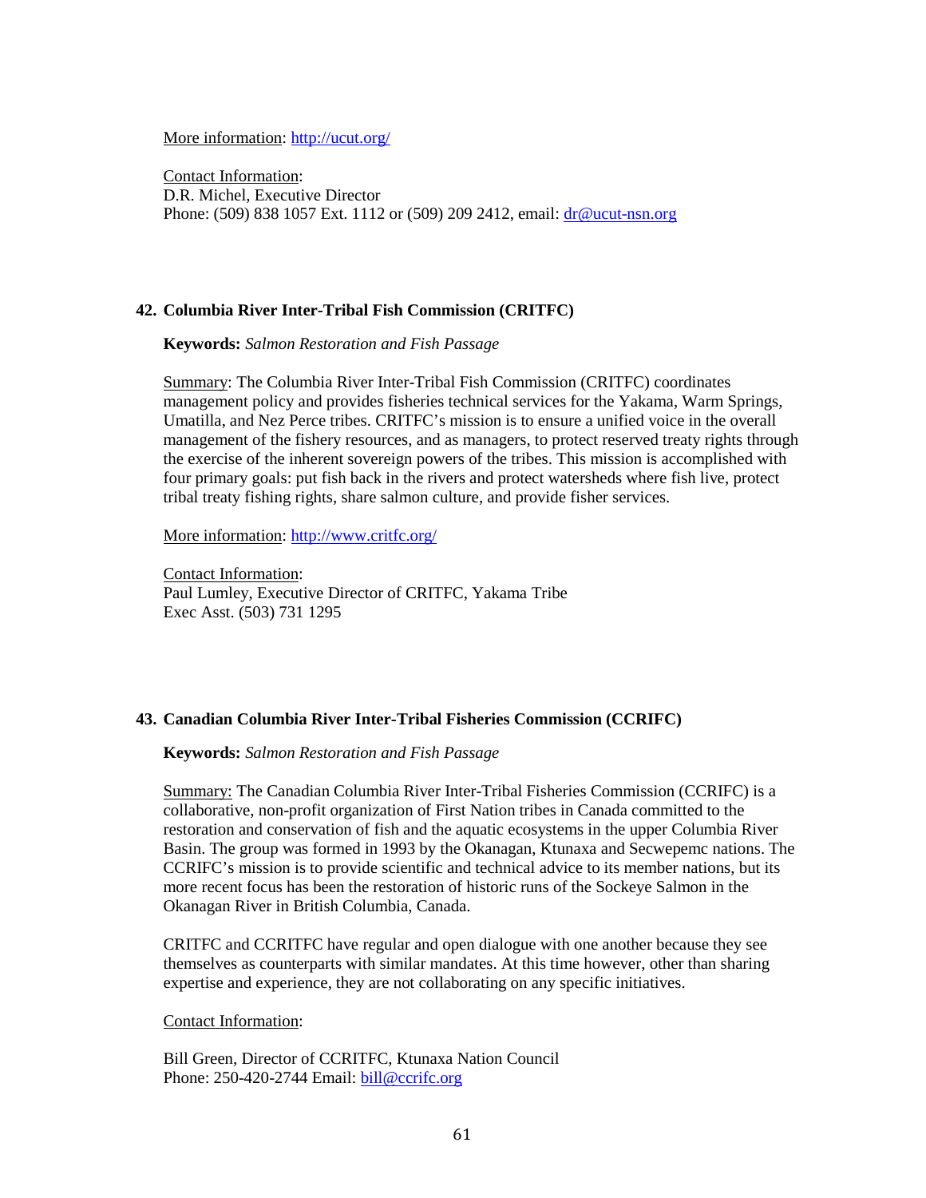More information: http://ucut.org/

Contact Information:
D.R. Michel, Executive Director
Phone: (509) 838 1057 Ext. 1112 or (509) 209 2412, email: dr@ucut-nsn.org

### 42. Columbia River Inter-Tribal Fish Commission (CRITFC)

**Keywords:** *Salmon Restoration and Fish Passage*

Summary: The Columbia River Inter-Tribal Fish Commission (CRITFC) coordinates management policy and provides fisheries technical services for the Yakama, Warm Springs, Umatilla, and Nez Perce tribes. CRITFC's mission is to ensure a unified voice in the overall management of the fishery resources, and as managers, to protect reserved treaty rights through the exercise of the inherent sovereign powers of the tribes. This mission is accomplished with four primary goals: put fish back in the rivers and protect watersheds where fish live, protect tribal treaty fishing rights, share salmon culture, and provide fisher services.

More information: http://www.critfc.org/

Contact Information:
Paul Lumley, Executive Director of CRITFC, Yakama Tribe
Exec Asst. (503) 731 1295

### 43. Canadian Columbia River Inter-Tribal Fisheries Commission (CCRIFC)

**Keywords:** *Salmon Restoration and Fish Passage*

Summary: The Canadian Columbia River Inter-Tribal Fisheries Commission (CCRIFC) is a collaborative, non-profit organization of First Nation tribes in Canada committed to the restoration and conservation of fish and the aquatic ecosystems in the upper Columbia River Basin. The group was formed in 1993 by the Okanagan, Ktunaxa and Secwepemc nations. The CCRIFC's mission is to provide scientific and technical advice to its member nations, but its more recent focus has been the restoration of historic runs of the Sockeye Salmon in the Okanagan River in British Columbia, Canada.

CRITFC and CCRITFC have regular and open dialogue with one another because they see themselves as counterparts with similar mandates. At this time however, other than sharing expertise and experience, they are not collaborating on any specific initiatives.

Contact Information:

Bill Green, Director of CCRITFC, Ktunaxa Nation Council
Phone: 250-420-2744 Email: bill@ccrifc.org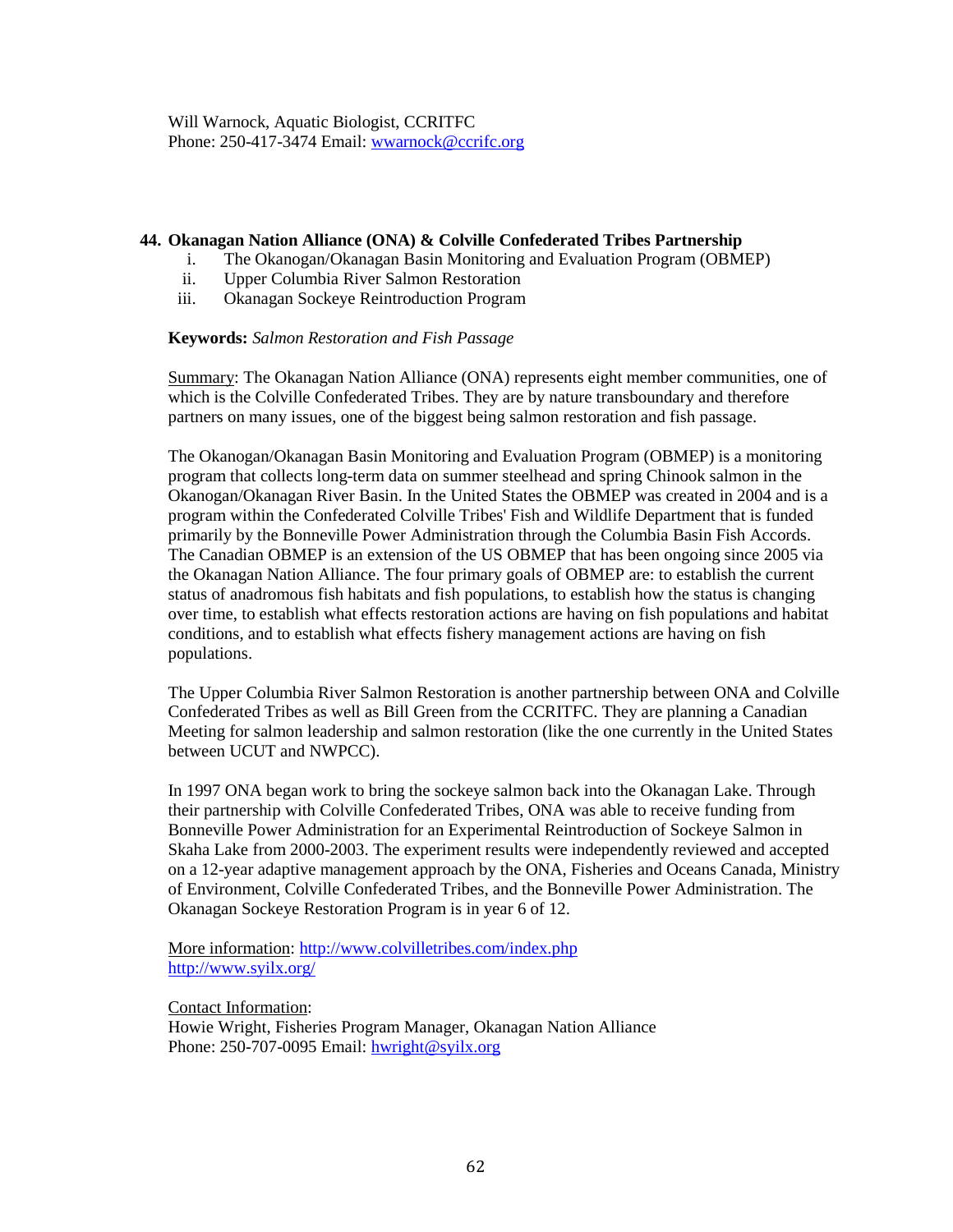Will Warnock, Aquatic Biologist, CCRITFC
Phone: 250-417-3474 Email: wwarnock@ccrifc.org

### 44. Okanagan Nation Alliance (ONA) & Colville Confederated Tribes Partnership

i. The Okanogan/Okanagan Basin Monitoring and Evaluation Program (OBMEP)
ii. Upper Columbia River Salmon Restoration
iii. Okanagan Sockeye Reintroduction Program

**Keywords:** *Salmon Restoration and Fish Passage*

Summary: The Okanagan Nation Alliance (ONA) represents eight member communities, one of which is the Colville Confederated Tribes. They are by nature transboundary and therefore partners on many issues, one of the biggest being salmon restoration and fish passage.

The Okanogan/Okanagan Basin Monitoring and Evaluation Program (OBMEP) is a monitoring program that collects long-term data on summer steelhead and spring Chinook salmon in the Okanogan/Okanagan River Basin. In the United States the OBMEP was created in 2004 and is a program within the Confederated Colville Tribes' Fish and Wildlife Department that is funded primarily by the Bonneville Power Administration through the Columbia Basin Fish Accords. The Canadian OBMEP is an extension of the US OBMEP that has been ongoing since 2005 via the Okanagan Nation Alliance. The four primary goals of OBMEP are: to establish the current status of anadromous fish habitats and fish populations, to establish how the status is changing over time, to establish what effects restoration actions are having on fish populations and habitat conditions, and to establish what effects fishery management actions are having on fish populations.

The Upper Columbia River Salmon Restoration is another partnership between ONA and Colville Confederated Tribes as well as Bill Green from the CCRITFC. They are planning a Canadian Meeting for salmon leadership and salmon restoration (like the one currently in the United States between UCUT and NWPCC).

In 1997 ONA began work to bring the sockeye salmon back into the Okanagan Lake. Through their partnership with Colville Confederated Tribes, ONA was able to receive funding from Bonneville Power Administration for an Experimental Reintroduction of Sockeye Salmon in Skaha Lake from 2000-2003. The experiment results were independently reviewed and accepted on a 12-year adaptive management approach by the ONA, Fisheries and Oceans Canada, Ministry of Environment, Colville Confederated Tribes, and the Bonneville Power Administration. The Okanagan Sockeye Restoration Program is in year 6 of 12.

More information: http://www.colvilletribes.com/index.php
http://www.syilx.org/

Contact Information:
Howie Wright, Fisheries Program Manager, Okanagan Nation Alliance
Phone: 250-707-0095 Email: hwright@syilx.org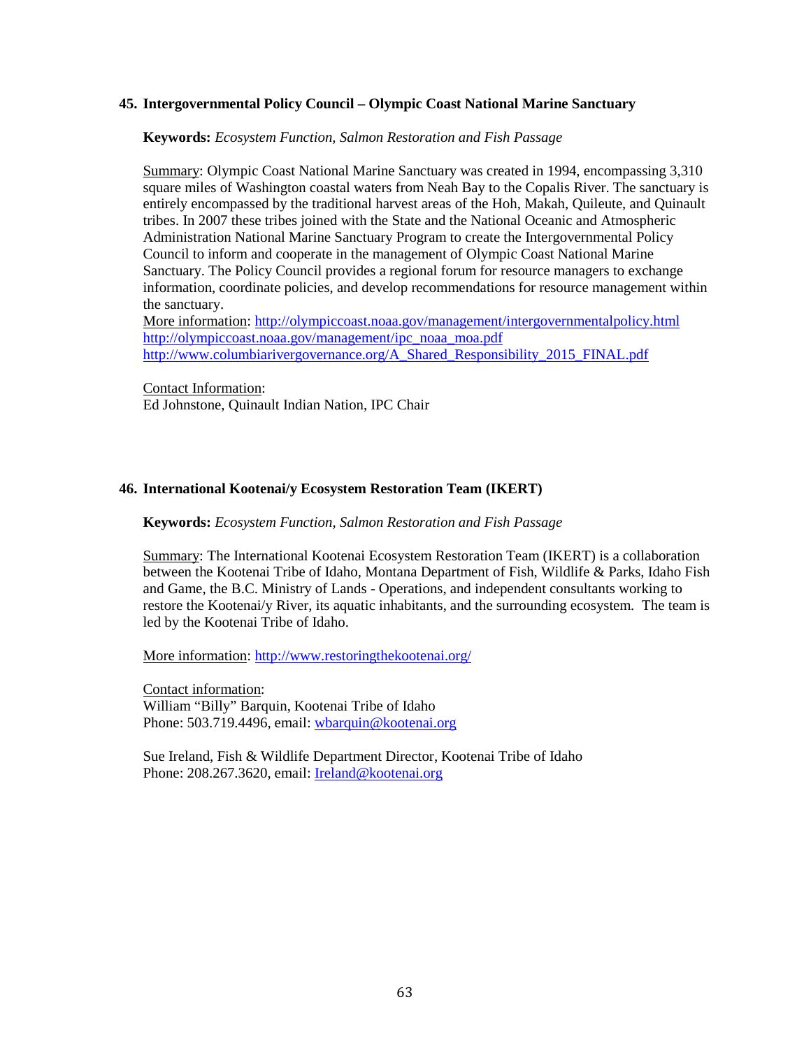## 45. Intergovernmental Policy Council – Olympic Coast National Marine Sanctuary

**Keywords:** *Ecosystem Function, Salmon Restoration and Fish Passage*

Summary: Olympic Coast National Marine Sanctuary was created in 1994, encompassing 3,310 square miles of Washington coastal waters from Neah Bay to the Copalis River. The sanctuary is entirely encompassed by the traditional harvest areas of the Hoh, Makah, Quileute, and Quinault tribes. In 2007 these tribes joined with the State and the National Oceanic and Atmospheric Administration National Marine Sanctuary Program to create the Intergovernmental Policy Council to inform and cooperate in the management of Olympic Coast National Marine Sanctuary. The Policy Council provides a regional forum for resource managers to exchange information, coordinate policies, and develop recommendations for resource management within the sanctuary.

More information: http://olympiccoast.noaa.gov/management/intergovernmentalpolicy.html
http://olympiccoast.noaa.gov/management/ipc_noaa_moa.pdf
http://www.columbiarivergovernance.org/A_Shared_Responsibility_2015_FINAL.pdf

Contact Information:
Ed Johnstone, Quinault Indian Nation, IPC Chair

## 46. International Kootenai/y Ecosystem Restoration Team (IKERT)

**Keywords:** *Ecosystem Function, Salmon Restoration and Fish Passage*

Summary: The International Kootenai Ecosystem Restoration Team (IKERT) is a collaboration between the Kootenai Tribe of Idaho, Montana Department of Fish, Wildlife & Parks, Idaho Fish and Game, the B.C. Ministry of Lands - Operations, and independent consultants working to restore the Kootenai/y River, its aquatic inhabitants, and the surrounding ecosystem. The team is led by the Kootenai Tribe of Idaho.

More information: http://www.restoringthekootenai.org/

Contact information:
William "Billy" Barquin, Kootenai Tribe of Idaho
Phone: 503.719.4496, email: wbarquin@kootenai.org

Sue Ireland, Fish & Wildlife Department Director, Kootenai Tribe of Idaho
Phone: 208.267.3620, email: Ireland@kootenai.org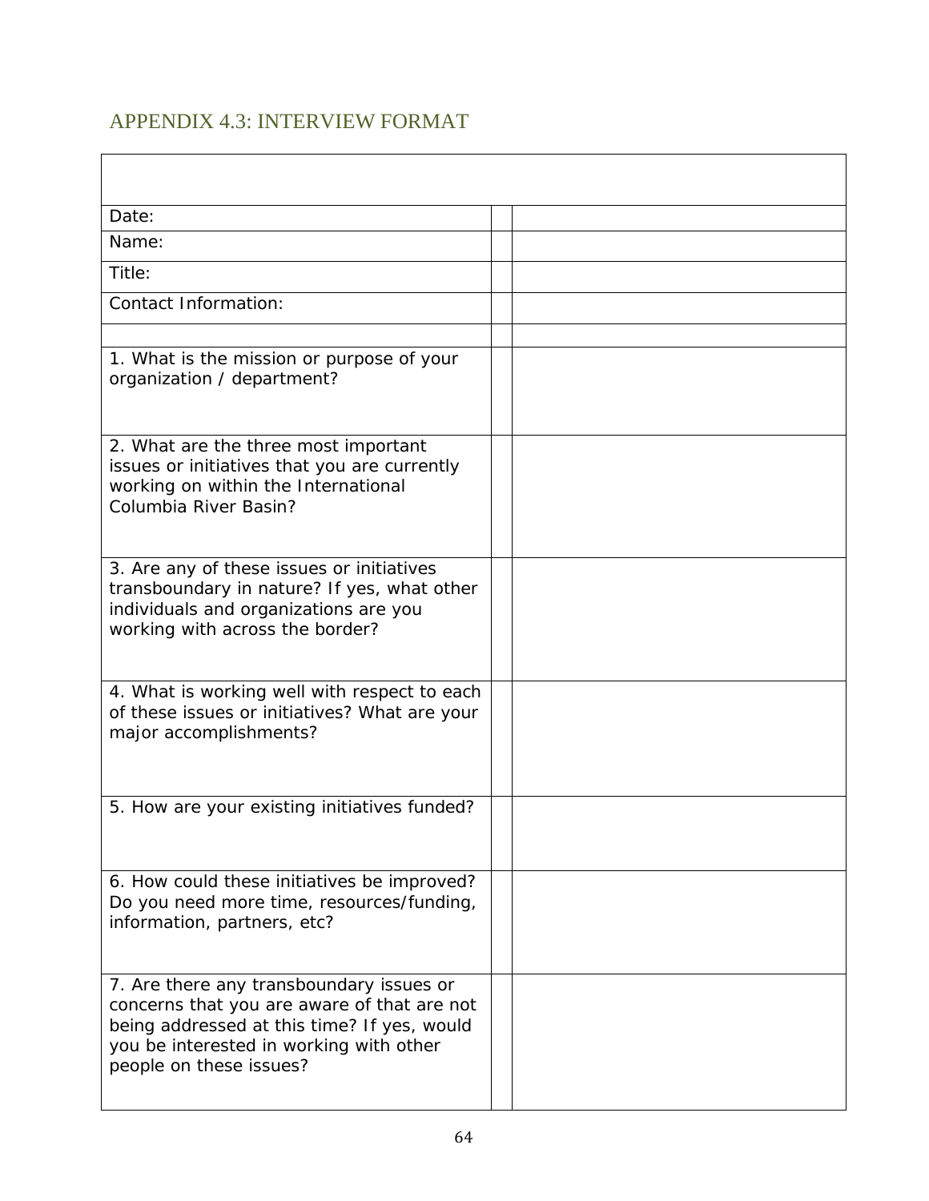## APPENDIX 4.3: INTERVIEW FORMAT

| | | |
|---|---|---|
| Date: | | |
| Name: | | |
| Title: | | |
| Contact Information: | | |
| | | |
| 1. What is the mission or purpose of your organization / department? | | |
| 2. What are the three most important issues or initiatives that you are currently working on within the International Columbia River Basin? | | |
| 3. Are any of these issues or initiatives transboundary in nature? If yes, what other individuals and organizations are you working with across the border? | | |
| 4. What is working well with respect to each of these issues or initiatives? What are your major accomplishments? | | |
| 5. How are your existing initiatives funded? | | |
| 6. How could these initiatives be improved? Do you need more time, resources/funding, information, partners, etc? | | |
| 7. Are there any transboundary issues or concerns that you are aware of that are not being addressed at this time? If yes, would you be interested in working with other people on these issues? | | |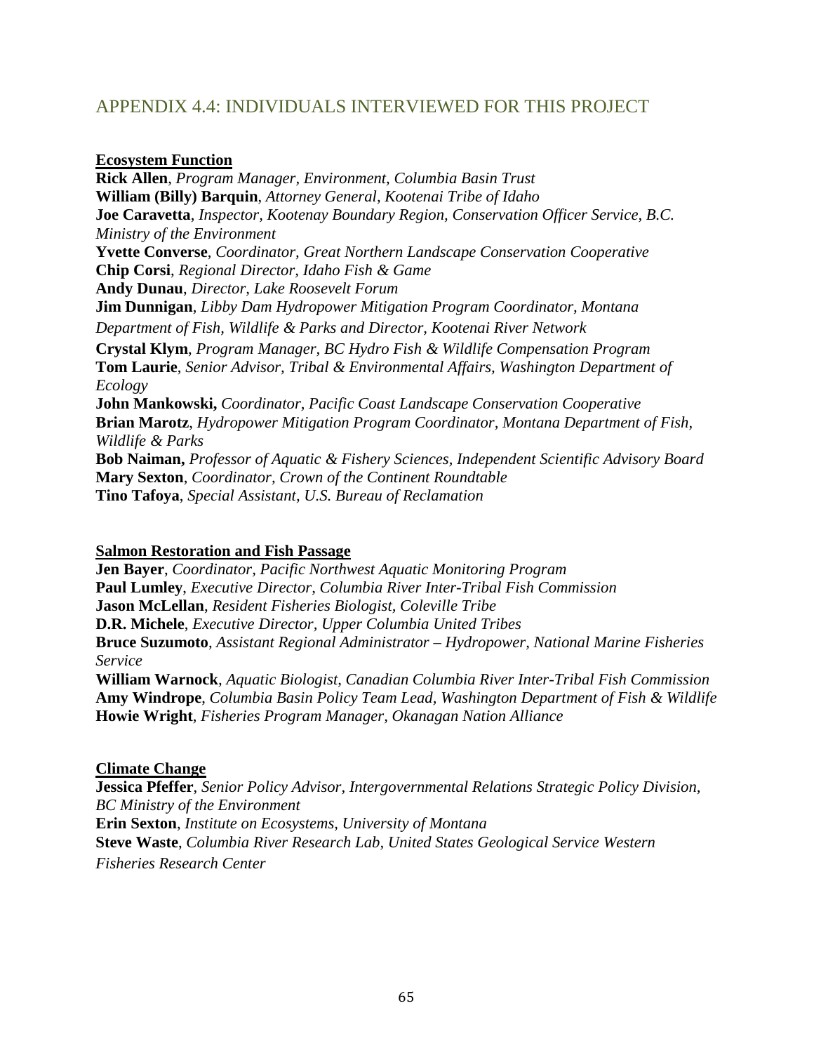## APPENDIX 4.4: INDIVIDUALS INTERVIEWED FOR THIS PROJECT

**Ecosystem Function**

**Rick Allen**, *Program Manager, Environment, Columbia Basin Trust*
**William (Billy) Barquin**, *Attorney General, Kootenai Tribe of Idaho*
**Joe Caravetta**, *Inspector, Kootenay Boundary Region, Conservation Officer Service, B.C. Ministry of the Environment*
**Yvette Converse**, *Coordinator, Great Northern Landscape Conservation Cooperative*
**Chip Corsi**, *Regional Director, Idaho Fish & Game*
**Andy Dunau**, *Director, Lake Roosevelt Forum*
**Jim Dunnigan**, *Libby Dam Hydropower Mitigation Program Coordinator, Montana Department of Fish, Wildlife & Parks and Director, Kootenai River Network*
**Crystal Klym**, *Program Manager, BC Hydro Fish & Wildlife Compensation Program*
**Tom Laurie**, *Senior Advisor, Tribal & Environmental Affairs, Washington Department of Ecology*
**John Mankowski,** *Coordinator, Pacific Coast Landscape Conservation Cooperative*
**Brian Marotz**, *Hydropower Mitigation Program Coordinator, Montana Department of Fish, Wildlife & Parks*
**Bob Naiman,** *Professor of Aquatic & Fishery Sciences, Independent Scientific Advisory Board*
**Mary Sexton**, *Coordinator, Crown of the Continent Roundtable*
**Tino Tafoya**, *Special Assistant, U.S. Bureau of Reclamation*

**Salmon Restoration and Fish Passage**

**Jen Bayer**, *Coordinator, Pacific Northwest Aquatic Monitoring Program*
**Paul Lumley**, *Executive Director, Columbia River Inter-Tribal Fish Commission*
**Jason McLellan**, *Resident Fisheries Biologist, Coleville Tribe*
**D.R. Michele**, *Executive Director, Upper Columbia United Tribes*
**Bruce Suzumoto**, *Assistant Regional Administrator – Hydropower, National Marine Fisheries Service*
**William Warnock**, *Aquatic Biologist, Canadian Columbia River Inter-Tribal Fish Commission*
**Amy Windrope**, *Columbia Basin Policy Team Lead, Washington Department of Fish & Wildlife*
**Howie Wright**, *Fisheries Program Manager, Okanagan Nation Alliance*

**Climate Change**

**Jessica Pfeffer**, *Senior Policy Advisor, Intergovernmental Relations Strategic Policy Division, BC Ministry of the Environment*
**Erin Sexton**, *Institute on Ecosystems, University of Montana*
**Steve Waste**, *Columbia River Research Lab, United States Geological Service Western Fisheries Research Center*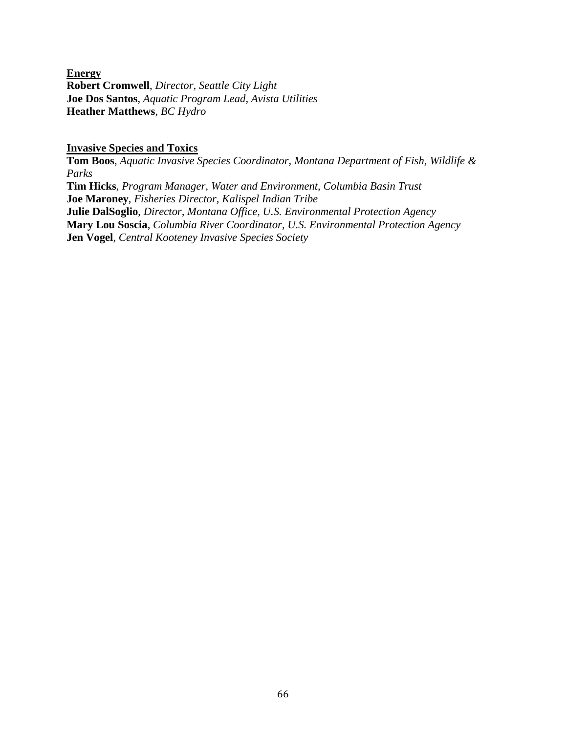**Energy**
**Robert Cromwell**, *Director, Seattle City Light*
**Joe Dos Santos**, *Aquatic Program Lead, Avista Utilities*
**Heather Matthews**, *BC Hydro*

**Invasive Species and Toxics**
**Tom Boos**, *Aquatic Invasive Species Coordinator, Montana Department of Fish, Wildlife & Parks*
**Tim Hicks**, *Program Manager, Water and Environment, Columbia Basin Trust*
**Joe Maroney**, *Fisheries Director, Kalispel Indian Tribe*
**Julie DalSoglio**, *Director, Montana Office, U.S. Environmental Protection Agency*
**Mary Lou Soscia**, *Columbia River Coordinator, U.S. Environmental Protection Agency*
**Jen Vogel**, *Central Kooteney Invasive Species Society*